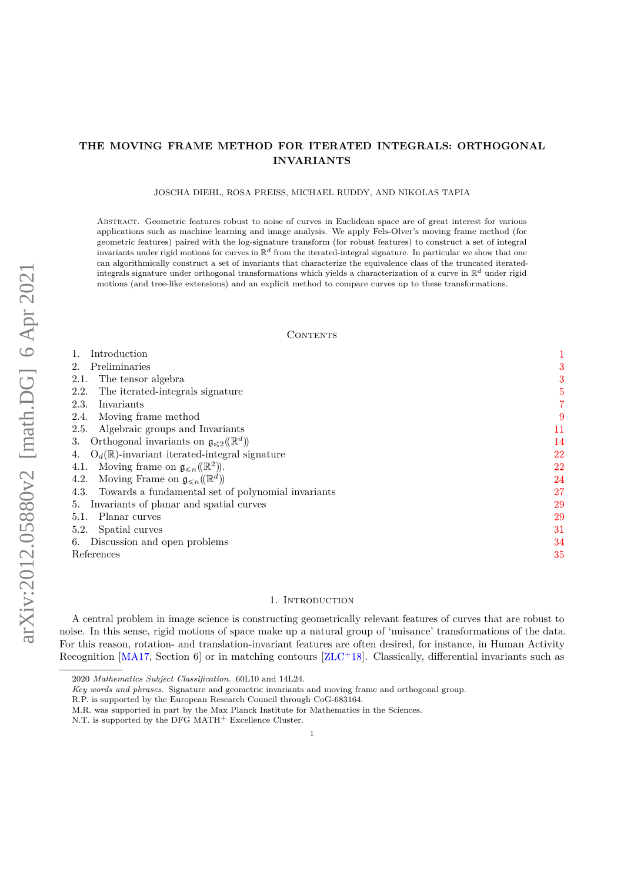# THE MOVING FRAME METHOD FOR ITERATED INTEGRALS: ORTHOGONAL INVARIANTS

JOSCHA DIEHL, ROSA PREISS, MICHAEL RUDDY, AND NIKOLAS TAPIA

Abstract. Geometric features robust to noise of curves in Euclidean space are of great interest for various applications such as machine learning and image analysis. We apply Fels-Olver's moving frame method (for geometric features) paired with the log-signature transform (for robust features) to construct a set of integral invariants under rigid motions for curves in $\mathbb{R}^d$ from the iterated-integral signature. In particular we show that one can algorithmically construct a set of invariants that characterize the equivalence class of the truncated iterated-integrals signature under orthogonal transformations which yields a characterization of a curve in $\mathbb{R}^d$ under rigid motions (and tree-like extensions) and an explicit method to compare curves up to these transformations.

## Contents

1. Introduction — 1
2. Preliminaries — 3
   - 2.1. The tensor algebra — 3
   - 2.2. The iterated-integrals signature — 5
   - 2.3. Invariants — 7
   - 2.4. Moving frame method — 9
   - 2.5. Algebraic groups and Invariants — 11
3. Orthogonal invariants on $\mathfrak{g}_{\leqslant 2}((\mathbb{R}^d))$ — 14
4. $\mathrm{O}_d(\mathbb{R})$-invariant iterated-integral signature — 22
   - 4.1. Moving frame on $\mathfrak{g}_{\leqslant n}((\mathbb{R}^2))$. — 22
   - 4.2. Moving Frame on $\mathfrak{g}_{\leqslant n}((\mathbb{R}^d))$ — 24
   - 4.3. Towards a fundamental set of polynomial invariants — 27
5. Invariants of planar and spatial curves — 29
   - 5.1. Planar curves — 29
   - 5.2. Spatial curves — 31
6. Discussion and open problems — 34

References — 35

## 1. Introduction

A central problem in image science is constructing geometrically relevant features of curves that are robust to noise. In this sense, rigid motions of space make up a natural group of 'nuisance' transformations of the data. For this reason, rotation- and translation-invariant features are often desired, for instance, in Human Activity Recognition [MA17, Section 6] or in matching contours [ZLC+18]. Classically, differential invariants such as

---

2020 *Mathematics Subject Classification.* 60L10 and 14L24.

*Key words and phrases.* Signature and geometric invariants and moving frame and orthogonal group.

R.P. is supported by the European Research Council through CoG-683164.

M.R. was supported in part by the Max Planck Institute for Mathematics in the Sciences.

N.T. is supported by the DFG MATH+ Excellence Cluster.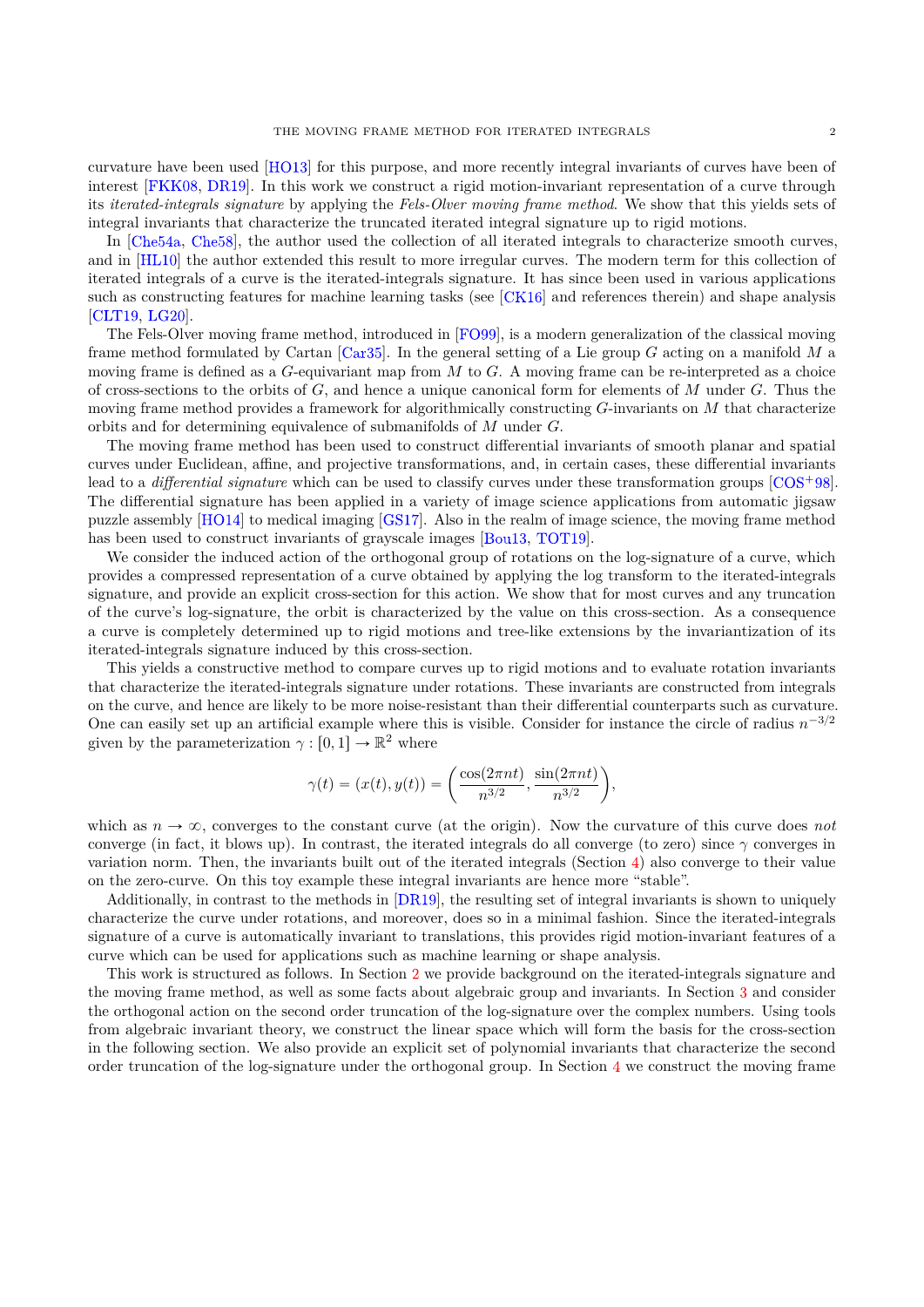curvature have been used [HO13] for this purpose, and more recently integral invariants of curves have been of interest [FKK08, DR19]. In this work we construct a rigid motion-invariant representation of a curve through its *iterated-integrals signature* by applying the *Fels-Olver moving frame method*. We show that this yields sets of integral invariants that characterize the truncated iterated integral signature up to rigid motions.

In [Che54a, Che58], the author used the collection of all iterated integrals to characterize smooth curves, and in [HL10] the author extended this result to more irregular curves. The modern term for this collection of iterated integrals of a curve is the iterated-integrals signature. It has since been used in various applications such as constructing features for machine learning tasks (see [CK16] and references therein) and shape analysis [CLT19, LG20].

The Fels-Olver moving frame method, introduced in [FO99], is a modern generalization of the classical moving frame method formulated by Cartan [Car35]. In the general setting of a Lie group $G$ acting on a manifold $M$ a moving frame is defined as a $G$-equivariant map from $M$ to $G$. A moving frame can be re-interpreted as a choice of cross-sections to the orbits of $G$, and hence a unique canonical form for elements of $M$ under $G$. Thus the moving frame method provides a framework for algorithmically constructing $G$-invariants on $M$ that characterize orbits and for determining equivalence of submanifolds of $M$ under $G$.

The moving frame method has been used to construct differential invariants of smooth planar and spatial curves under Euclidean, affine, and projective transformations, and, in certain cases, these differential invariants lead to a *differential signature* which can be used to classify curves under these transformation groups [COS⁺98]. The differential signature has been applied in a variety of image science applications from automatic jigsaw puzzle assembly [HO14] to medical imaging [GS17]. Also in the realm of image science, the moving frame method has been used to construct invariants of grayscale images [Bou13, TOT19].

We consider the induced action of the orthogonal group of rotations on the log-signature of a curve, which provides a compressed representation of a curve obtained by applying the log transform to the iterated-integrals signature, and provide an explicit cross-section for this action. We show that for most curves and any truncation of the curve's log-signature, the orbit is characterized by the value on this cross-section. As a consequence a curve is completely determined up to rigid motions and tree-like extensions by the invariantization of its iterated-integrals signature induced by this cross-section.

This yields a constructive method to compare curves up to rigid motions and to evaluate rotation invariants that characterize the iterated-integrals signature under rotations. These invariants are constructed from integrals on the curve, and hence are likely to be more noise-resistant than their differential counterparts such as curvature. One can easily set up an artificial example where this is visible. Consider for instance the circle of radius $n^{-3/2}$ given by the parameterization $\gamma : [0,1] \to \mathbb{R}^2$ where

$$\gamma(t) = (x(t), y(t)) = \left( \frac{\cos(2\pi n t)}{n^{3/2}}, \frac{\sin(2\pi n t)}{n^{3/2}} \right),$$

which as $n \to \infty$, converges to the constant curve (at the origin). Now the curvature of this curve does *not* converge (in fact, it blows up). In contrast, the iterated integrals do all converge (to zero) since $\gamma$ converges in variation norm. Then, the invariants built out of the iterated integrals (Section 4) also converge to their value on the zero-curve. On this toy example these integral invariants are hence more "stable".

Additionally, in contrast to the methods in [DR19], the resulting set of integral invariants is shown to uniquely characterize the curve under rotations, and moreover, does so in a minimal fashion. Since the iterated-integrals signature of a curve is automatically invariant to translations, this provides rigid motion-invariant features of a curve which can be used for applications such as machine learning or shape analysis.

This work is structured as follows. In Section 2 we provide background on the iterated-integrals signature and the moving frame method, as well as some facts about algebraic group and invariants. In Section 3 and consider the orthogonal action on the second order truncation of the log-signature over the complex numbers. Using tools from algebraic invariant theory, we construct the linear space which will form the basis for the cross-section in the following section. We also provide an explicit set of polynomial invariants that characterize the second order truncation of the log-signature under the orthogonal group. In Section 4 we construct the moving frame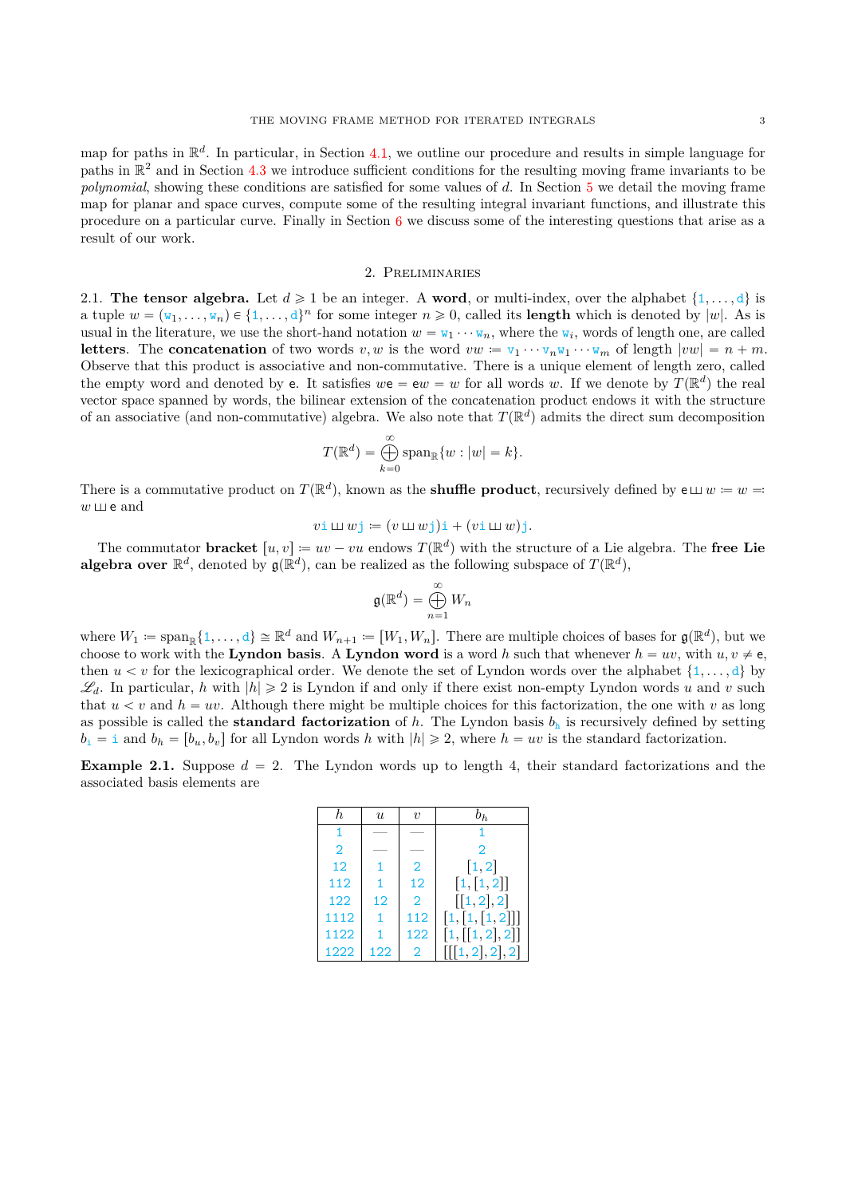map for paths in $\mathbb{R}^d$. In particular, in Section 4.1, we outline our procedure and results in simple language for paths in $\mathbb{R}^2$ and in Section 4.3 we introduce sufficient conditions for the resulting moving frame invariants to be *polynomial*, showing these conditions are satisfied for some values of $d$. In Section 5 we detail the moving frame map for planar and space curves, compute some of the resulting integral invariant functions, and illustrate this procedure on a particular curve. Finally in Section 6 we discuss some of the interesting questions that arise as a result of our work.

## 2. Preliminaries

2.1. **The tensor algebra.** Let $d \geqslant 1$ be an integer. A **word**, or multi-index, over the alphabet $\{\mathtt{1}, \dots, \mathtt{d}\}$ is a tuple $w = (\mathtt{w}_1, \dots, \mathtt{w}_n) \in \{\mathtt{1}, \dots, \mathtt{d}\}^n$ for some integer $n \geqslant 0$, called its **length** which is denoted by $|w|$. As is usual in the literature, we use the short-hand notation $w = \mathtt{w}_1 \cdots \mathtt{w}_n$, where the $\mathtt{w}_i$, words of length one, are called **letters**. The **concatenation** of two words $v, w$ is the word $vw \coloneqq \mathtt{v}_1 \cdots \mathtt{v}_n \mathtt{w}_1 \cdots \mathtt{w}_m$ of length $|vw| = n + m$. Observe that this product is associative and non-commutative. There is a unique element of length zero, called the empty word and denoted by $\mathtt{e}$. It satisfies $w\mathtt{e} = \mathtt{e}w = w$ for all words $w$. If we denote by $T(\mathbb{R}^d)$ the real vector space spanned by words, the bilinear extension of the concatenation product endows it with the structure of an associative (and non-commutative) algebra. We also note that $T(\mathbb{R}^d)$ admits the direct sum decomposition

$$T(\mathbb{R}^d) = \bigoplus_{k=0}^{\infty} \operatorname{span}_{\mathbb{R}}\{w : |w| = k\}.$$

There is a commutative product on $T(\mathbb{R}^d)$, known as the **shuffle product**, recursively defined by $\mathtt{e} \sqcup\!\sqcup w \coloneqq w \eqqcolon w \sqcup\!\sqcup \mathtt{e}$ and

$$v\mathtt{i} \sqcup\!\sqcup w\mathtt{j} \coloneqq (v \sqcup\!\sqcup w\mathtt{j})\mathtt{i} + (v\mathtt{i} \sqcup\!\sqcup w)\mathtt{j}.$$

The commutator **bracket** $[u, v] \coloneqq uv - vu$ endows $T(\mathbb{R}^d)$ with the structure of a Lie algebra. The **free Lie algebra over** $\mathbb{R}^d$, denoted by $\mathfrak{g}(\mathbb{R}^d)$, can be realized as the following subspace of $T(\mathbb{R}^d)$,

$$\mathfrak{g}(\mathbb{R}^d) = \bigoplus_{n=1}^{\infty} W_n$$

where $W_1 \coloneqq \operatorname{span}_{\mathbb{R}}\{\mathtt{1}, \dots, \mathtt{d}\} \cong \mathbb{R}^d$ and $W_{n+1} \coloneqq [W_1, W_n]$. There are multiple choices of bases for $\mathfrak{g}(\mathbb{R}^d)$, but we choose to work with the **Lyndon basis**. A **Lyndon word** is a word $h$ such that whenever $h = uv$, with $u, v \neq \mathtt{e}$, then $u < v$ for the lexicographical order. We denote the set of Lyndon words over the alphabet $\{\mathtt{1}, \dots, \mathtt{d}\}$ by $\mathscr{L}_d$. In particular, $h$ with $|h| \geqslant 2$ is Lyndon if and only if there exist non-empty Lyndon words $u$ and $v$ such that $u < v$ and $h = uv$. Although there might be multiple choices for this factorization, the one with $v$ as long as possible is called the **standard factorization** of $h$. The Lyndon basis $b_h$ is recursively defined by setting $b_{\mathtt{i}} = \mathtt{i}$ and $b_h = [b_u, b_v]$ for all Lyndon words $h$ with $|h| \geqslant 2$, where $h = uv$ is the standard factorization.

**Example 2.1.** Suppose $d = 2$. The Lyndon words up to length 4, their standard factorizations and the associated basis elements are

| $h$ | $u$ | $v$ | $b_h$ |
|---|---|---|---|
| 1 | — | — | 1 |
| 2 | — | — | 2 |
| 12 | 1 | 2 | $[1, 2]$ |
| 112 | 1 | 12 | $[1, [1, 2]]$ |
| 122 | 12 | 2 | $[[1, 2], 2]$ |
| 1112 | 1 | 112 | $[1, [1, [1, 2]]]$ |
| 1122 | 1 | 122 | $[1, [[1, 2], 2]]$ |
| 1222 | 122 | 2 | $[[[1, 2], 2], 2]$ |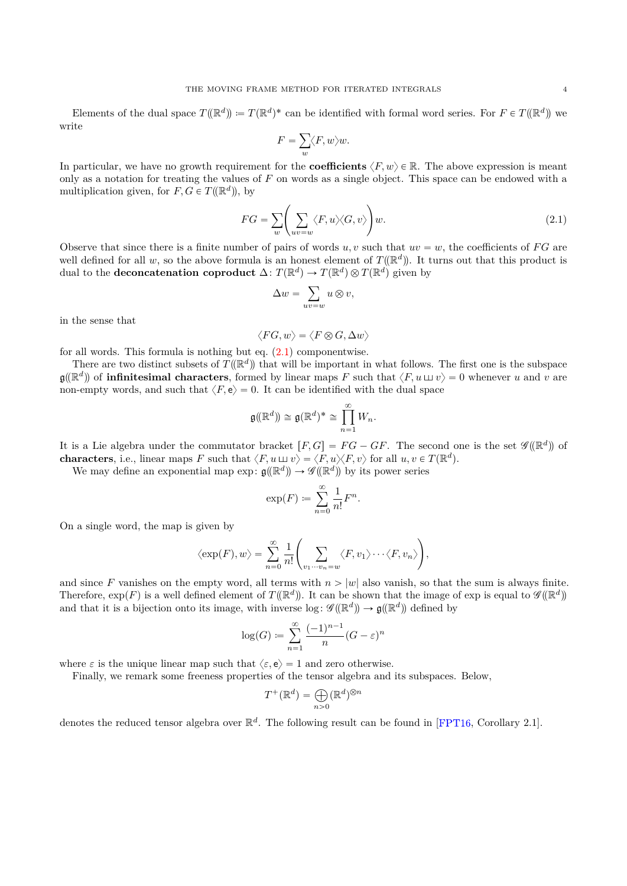Elements of the dual space $T(\!(\mathbb{R}^d)\!) \coloneqq T(\mathbb{R}^d)^*$ can be identified with formal word series. For $F \in T(\!(\mathbb{R}^d)\!)$ we write

$$F = \sum_w \langle F, w\rangle w.$$

In particular, we have no growth requirement for the **coefficients** $\langle F, w\rangle \in \mathbb{R}$. The above expression is meant only as a notation for treating the values of $F$ on words as a single object. This space can be endowed with a multiplication given, for $F, G \in T(\!(\mathbb{R}^d)\!)$, by

$$FG = \sum_w \left( \sum_{uv=w} \langle F, u\rangle\langle G, v\rangle \right) w. \tag{2.1}$$

Observe that since there is a finite number of pairs of words $u, v$ such that $uv = w$, the coefficients of $FG$ are well defined for all $w$, so the above formula is an honest element of $T(\!(\mathbb{R}^d)\!)$. It turns out that this product is dual to the **deconcatenation coproduct** $\Delta\colon T(\mathbb{R}^d) \to T(\mathbb{R}^d) \otimes T(\mathbb{R}^d)$ given by

$$\Delta w = \sum_{uv=w} u \otimes v,$$

in the sense that

$$\langle FG, w\rangle = \langle F \otimes G, \Delta w\rangle$$

for all words. This formula is nothing but eq. (2.1) componentwise.

There are two distinct subsets of $T(\!(\mathbb{R}^d)\!)$ that will be important in what follows. The first one is the subspace $\mathfrak{g}(\!(\mathbb{R}^d)\!)$ of **infinitesimal characters**, formed by linear maps $F$ such that $\langle F, u \sqcup\!\sqcup v\rangle = 0$ whenever $u$ and $v$ are non-empty words, and such that $\langle F, \mathsf{e}\rangle = 0$. It can be identified with the dual space

$$\mathfrak{g}(\!(\mathbb{R}^d)\!) \cong \mathfrak{g}(\mathbb{R}^d)^* \cong \prod_{n=1}^{\infty} W_n.$$

It is a Lie algebra under the commutator bracket $[F, G] = FG - GF$. The second one is the set $\mathscr{G}(\!(\mathbb{R}^d)\!)$ of **characters**, i.e., linear maps $F$ such that $\langle F, u \sqcup\!\sqcup v\rangle = \langle F, u\rangle\langle F, v\rangle$ for all $u, v \in T(\mathbb{R}^d)$.

We may define an exponential map $\exp\colon \mathfrak{g}(\!(\mathbb{R}^d)\!) \to \mathscr{G}(\!(\mathbb{R}^d)\!)$ by its power series

$$\exp(F) \coloneqq \sum_{n=0}^{\infty} \frac{1}{n!} F^n.$$

On a single word, the map is given by

$$\langle \exp(F), w\rangle = \sum_{n=0}^{\infty} \frac{1}{n!} \left( \sum_{v_1 \cdots v_n = w} \langle F, v_1\rangle \cdots \langle F, v_n\rangle \right),$$

and since $F$ vanishes on the empty word, all terms with $n > |w|$ also vanish, so that the sum is always finite. Therefore, $\exp(F)$ is a well defined element of $T(\!(\mathbb{R}^d)\!)$. It can be shown that the image of exp is equal to $\mathscr{G}(\!(\mathbb{R}^d)\!)$ and that it is a bijection onto its image, with inverse $\log\colon \mathscr{G}(\!(\mathbb{R}^d)\!) \to \mathfrak{g}(\!(\mathbb{R}^d)\!)$ defined by

$$\log(G) \coloneqq \sum_{n=1}^{\infty} \frac{(-1)^{n-1}}{n} (G - \varepsilon)^n$$

where $\varepsilon$ is the unique linear map such that $\langle \varepsilon, \mathsf{e}\rangle = 1$ and zero otherwise.

Finally, we remark some freeness properties of the tensor algebra and its subspaces. Below,

$$T^+(\mathbb{R}^d) = \bigoplus_{n>0} (\mathbb{R}^d)^{\otimes n}$$

denotes the reduced tensor algebra over $\mathbb{R}^d$. The following result can be found in [FPT16, Corollary 2.1].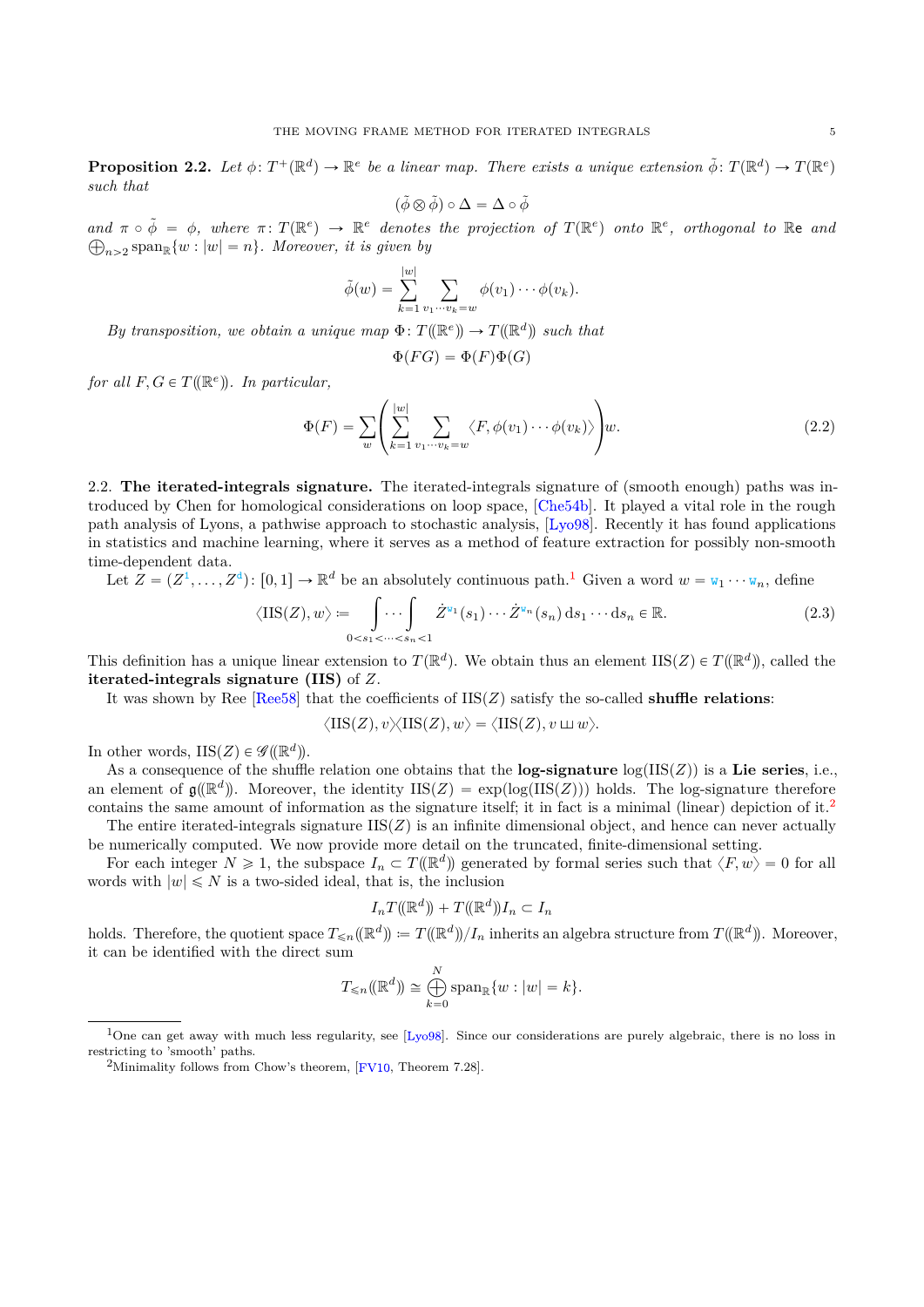**Proposition 2.2.** *Let $\phi\colon T^+(\mathbb{R}^d) \to \mathbb{R}^e$ be a linear map. There exists a unique extension $\tilde{\phi}\colon T(\mathbb{R}^d) \to T(\mathbb{R}^e)$ such that*

$$(\tilde{\phi} \otimes \tilde{\phi}) \circ \Delta = \Delta \circ \tilde{\phi}$$

*and $\pi \circ \tilde{\phi} = \phi$, where $\pi\colon T(\mathbb{R}^e) \to \mathbb{R}^e$ denotes the projection of $T(\mathbb{R}^e)$ onto $\mathbb{R}^e$, orthogonal to $\mathbb{R}\mathtt{e}$ and $\bigoplus_{n\geq 2} \operatorname{span}_{\mathbb{R}}\{w : |w| = n\}$. Moreover, it is given by*

$$\tilde{\phi}(w) = \sum_{k=1}^{|w|} \sum_{v_1 \cdots v_k = w} \phi(v_1) \cdots \phi(v_k).$$

*By transposition, we obtain a unique map $\Phi\colon T(\!(\mathbb{R}^e)\!) \to T(\!(\mathbb{R}^d)\!)$ such that*

$$\Phi(FG) = \Phi(F)\Phi(G)$$

*for all $F, G \in T(\!(\mathbb{R}^e)\!)$. In particular,*

$$\Phi(F) = \sum_w \left( \sum_{k=1}^{|w|} \sum_{v_1 \cdots v_k = w} \langle F, \phi(v_1) \cdots \phi(v_k) \rangle \right) w. \tag{2.2}$$

2.2. **The iterated-integrals signature.** The iterated-integrals signature of (smooth enough) paths was introduced by Chen for homological considerations on loop space, [Che54b]. It played a vital role in the rough path analysis of Lyons, a pathwise approach to stochastic analysis, [Lyo98]. Recently it has found applications in statistics and machine learning, where it serves as a method of feature extraction for possibly non-smooth time-dependent data.

Let $Z = (Z^{\mathtt{1}}, \ldots, Z^{\mathtt{d}})\colon [0,1] \to \mathbb{R}^d$ be an absolutely continuous path.[1] Given a word $w = \mathtt{w}_1 \cdots \mathtt{w}_n$, define

$$\langle \mathrm{IIS}(Z), w \rangle := \int \cdots \int_{0 < s_1 < \cdots < s_n < 1} \dot{Z}^{\mathtt{w}_1}(s_1) \cdots \dot{Z}^{\mathtt{w}_n}(s_n) \, \mathrm{d}s_1 \cdots \mathrm{d}s_n \in \mathbb{R}. \tag{2.3}$$

This definition has a unique linear extension to $T(\mathbb{R}^d)$. We obtain thus an element $\mathrm{IIS}(Z) \in T(\!(\mathbb{R}^d)\!)$, called the **iterated-integrals signature (IIS)** of $Z$.

It was shown by Ree [Ree58] that the coefficients of $\mathrm{IIS}(Z)$ satisfy the so-called **shuffle relations**:

$$\langle \mathrm{IIS}(Z), v \rangle \langle \mathrm{IIS}(Z), w \rangle = \langle \mathrm{IIS}(Z), v \sqcup\!\sqcup\, w \rangle.$$

In other words, $\mathrm{IIS}(Z) \in \mathscr{G}(\!(\mathbb{R}^d)\!)$.

As a consequence of the shuffle relation one obtains that the **log-signature** $\log(\mathrm{IIS}(Z))$ is a **Lie series**, i.e., an element of $\mathfrak{g}(\!(\mathbb{R}^d)\!)$. Moreover, the identity $\mathrm{IIS}(Z) = \exp(\log(\mathrm{IIS}(Z)))$ holds. The log-signature therefore contains the same amount of information as the signature itself; it in fact is a minimal (linear) depiction of it.[2]

The entire iterated-integrals signature $\mathrm{IIS}(Z)$ is an infinite dimensional object, and hence can never actually be numerically computed. We now provide more detail on the truncated, finite-dimensional setting.

For each integer $N \geqslant 1$, the subspace $I_n \subset T(\!(\mathbb{R}^d)\!)$ generated by formal series such that $\langle F, w \rangle = 0$ for all words with $|w| \leqslant N$ is a two-sided ideal, that is, the inclusion

$$I_n T(\!(\mathbb{R}^d)\!) + T(\!(\mathbb{R}^d)\!) I_n \subset I_n$$

holds. Therefore, the quotient space $T_{\leqslant n}(\!(\mathbb{R}^d)\!) := T(\!(\mathbb{R}^d)\!)/I_n$ inherits an algebra structure from $T(\!(\mathbb{R}^d)\!)$. Moreover, it can be identified with the direct sum

$$T_{\leqslant n}(\!(\mathbb{R}^d)\!) \cong \bigoplus_{k=0}^{N} \operatorname{span}_{\mathbb{R}}\{w : |w| = k\}.$$

[1] One can get away with much less regularity, see [Lyo98]. Since our considerations are purely algebraic, there is no loss in restricting to 'smooth' paths.

[2] Minimality follows from Chow's theorem, [FV10, Theorem 7.28].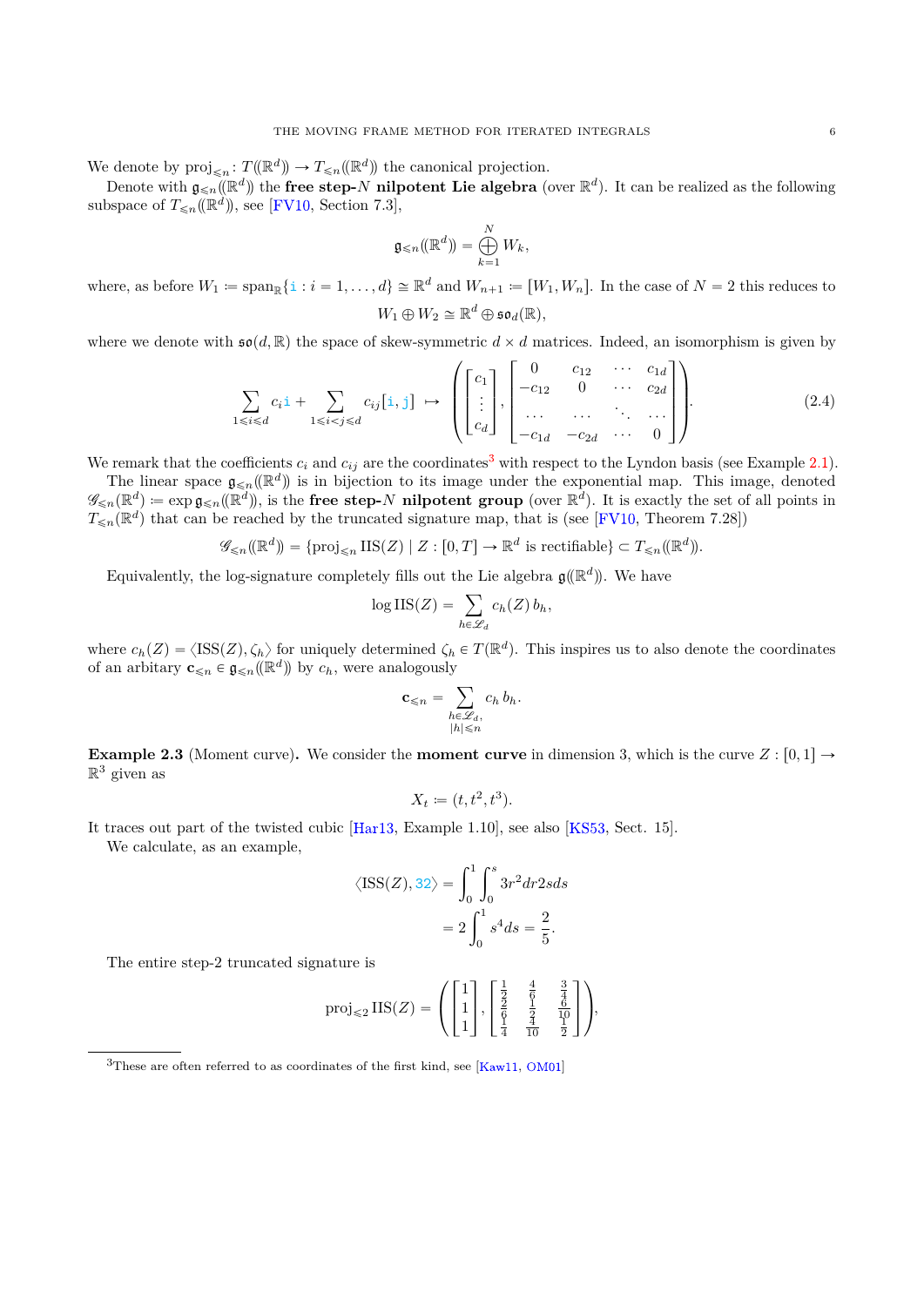We denote by $\mathrm{proj}_{\leqslant n}\colon T(\!(\mathbb{R}^d)\!) \to T_{\leqslant n}(\!(\mathbb{R}^d)\!)$ the canonical projection.

Denote with $\mathfrak{g}_{\leqslant n}(\!(\mathbb{R}^d)\!)$ the **free step-$N$ nilpotent Lie algebra** (over $\mathbb{R}^d$). It can be realized as the following subspace of $T_{\leqslant n}(\!(\mathbb{R}^d)\!)$, see [FV10, Section 7.3],

$$\mathfrak{g}_{\leqslant n}(\!(\mathbb{R}^d)\!) = \bigoplus_{k=1}^{N} W_k,$$

where, as before $W_1 \coloneqq \mathrm{span}_{\mathbb{R}}\{\mathtt{i} : i = 1, \dots, d\} \cong \mathbb{R}^d$ and $W_{n+1} \coloneqq [W_1, W_n]$. In the case of $N = 2$ this reduces to

$$W_1 \oplus W_2 \cong \mathbb{R}^d \oplus \mathfrak{so}_d(\mathbb{R}),$$

where we denote with $\mathfrak{so}(d, \mathbb{R})$ the space of skew-symmetric $d \times d$ matrices. Indeed, an isomorphism is given by

$$\sum_{1 \leqslant i \leqslant d} c_i \mathtt{i} + \sum_{1 \leqslant i < j \leqslant d} c_{ij} [\mathtt{i}, \mathtt{j}] \;\mapsto\; \left( \begin{bmatrix} c_1 \\ \vdots \\ c_d \end{bmatrix}, \begin{bmatrix} 0 & c_{12} & \cdots & c_{1d} \\ -c_{12} & 0 & \cdots & c_{2d} \\ \cdots & \cdots & \ddots & \cdots \\ -c_{1d} & -c_{2d} & \cdots & 0 \end{bmatrix} \right). \tag{2.4}$$

We remark that the coefficients $c_i$ and $c_{ij}$ are the coordinates[3] with respect to the Lyndon basis (see Example 2.1).

The linear space $\mathfrak{g}_{\leqslant n}(\!(\mathbb{R}^d)\!)$ is in bijection to its image under the exponential map. This image, denoted $\mathscr{G}_{\leqslant n}(\mathbb{R}^d) \coloneqq \exp \mathfrak{g}_{\leqslant n}(\!(\mathbb{R}^d)\!)$, is the **free step-$N$ nilpotent group** (over $\mathbb{R}^d$). It is exactly the set of all points in $T_{\leqslant n}(\mathbb{R}^d)$ that can be reached by the truncated signature map, that is (see [FV10, Theorem 7.28])

$$\mathscr{G}_{\leqslant n}(\!(\mathbb{R}^d)\!) = \{\mathrm{proj}_{\leqslant n} \mathrm{IIS}(Z) \mid Z : [0, T] \to \mathbb{R}^d \text{ is rectifiable}\} \subset T_{\leqslant n}(\!(\mathbb{R}^d)\!).$$

Equivalently, the log-signature completely fills out the Lie algebra $\mathfrak{g}(\!(\mathbb{R}^d)\!)$. We have

$$\log \mathrm{IIS}(Z) = \sum_{h \in \mathscr{L}_d} c_h(Z)\, b_h,$$

where $c_h(Z) = \langle \mathrm{ISS}(Z), \zeta_h \rangle$ for uniquely determined $\zeta_h \in T(\mathbb{R}^d)$. This inspires us to also denote the coordinates of an arbitrary $\mathbf{c}_{\leqslant n} \in \mathfrak{g}_{\leqslant n}(\!(\mathbb{R}^d)\!)$ by $c_h$, were analogously

$$\mathbf{c}_{\leqslant n} = \sum_{\substack{h \in \mathscr{L}_d, \\ |h| \leqslant n}} c_h\, b_h.$$

**Example 2.3** (Moment curve)**.** We consider the **moment curve** in dimension 3, which is the curve $Z : [0, 1] \to \mathbb{R}^3$ given as

$$X_t \coloneqq (t, t^2, t^3).$$

It traces out part of the twisted cubic [Har13, Example 1.10], see also [KS53, Sect. 15].

We calculate, as an example,

$$\begin{aligned} \langle \mathrm{ISS}(Z), \mathtt{32} \rangle &= \int_0^1 \int_0^s 3r^2 dr 2s ds \\ &= 2 \int_0^1 s^4 ds = \frac{2}{5}. \end{aligned}$$

The entire step-2 truncated signature is

$$\mathrm{proj}_{\leqslant 2} \mathrm{IIS}(Z) = \left( \begin{bmatrix} 1 \\ 1 \\ 1 \end{bmatrix}, \begin{bmatrix} \frac{1}{2} & \frac{4}{6} & \frac{3}{4} \\ \frac{2}{6} & \frac{1}{2} & \frac{6}{10} \\ \frac{1}{4} & \frac{4}{10} & \frac{1}{2} \end{bmatrix} \right),$$

[3] These are often referred to as coordinates of the first kind, see [Kaw11, OM01]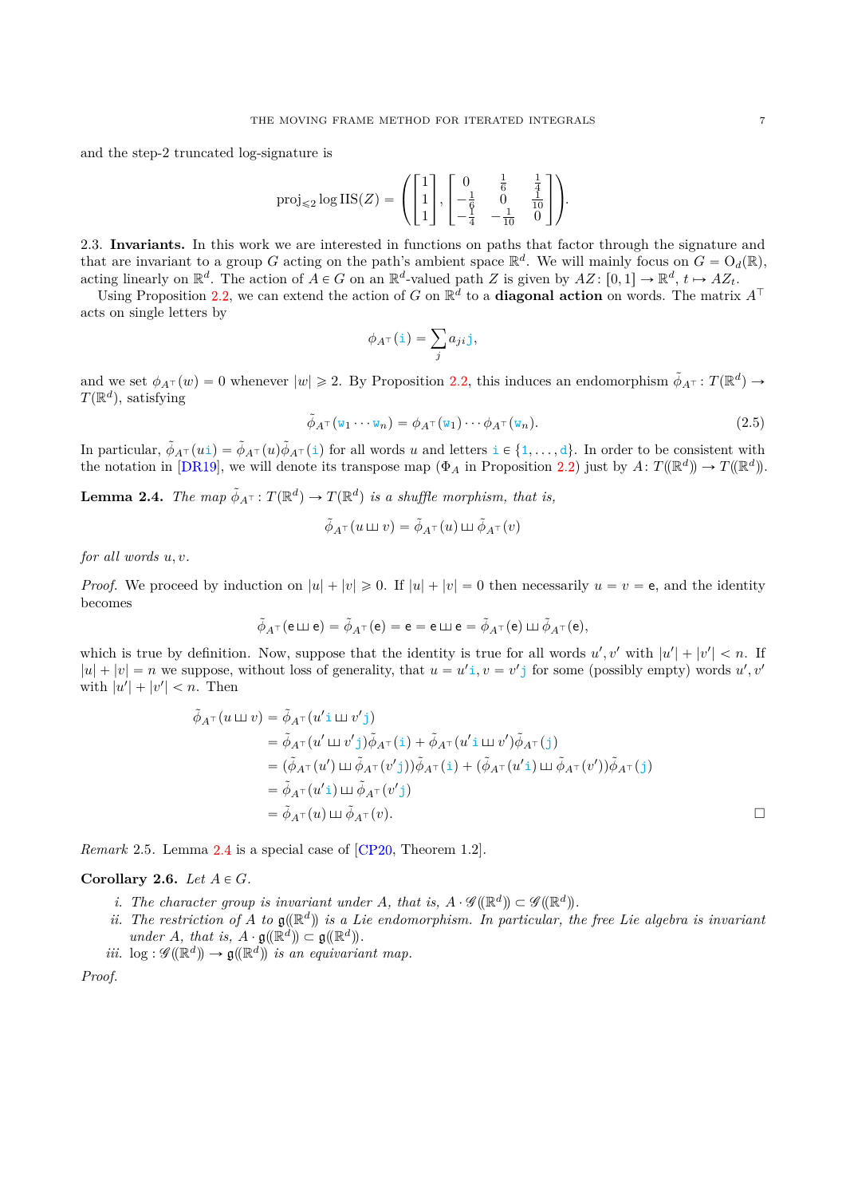and the step-2 truncated log-signature is

$$\operatorname{proj}_{\leqslant 2} \log \operatorname{IIS}(Z) = \left( \begin{bmatrix} 1 \\ 1 \\ 1 \end{bmatrix}, \begin{bmatrix} 0 & \frac{1}{6} & \frac{1}{4} \\ -\frac{1}{6} & 0 & \frac{1}{10} \\ -\frac{1}{4} & -\frac{1}{10} & 0 \end{bmatrix} \right).$$

2.3. **Invariants.** In this work we are interested in functions on paths that factor through the signature and that are invariant to a group $G$ acting on the path's ambient space $\mathbb{R}^d$. We will mainly focus on $G = \mathrm{O}_d(\mathbb{R})$, acting linearly on $\mathbb{R}^d$. The action of $A \in G$ on an $\mathbb{R}^d$-valued path $Z$ is given by $AZ\colon [0,1] \to \mathbb{R}^d$, $t \mapsto AZ_t$.

Using Proposition 2.2, we can extend the action of $G$ on $\mathbb{R}^d$ to a **diagonal action** on words. The matrix $A^\top$ acts on single letters by

$$\phi_{A^\top}(\mathtt{i}) = \sum_j a_{ji}\mathtt{j},$$

and we set $\phi_{A^\top}(w) = 0$ whenever $|w| \geqslant 2$. By Proposition 2.2, this induces an endomorphism $\tilde{\phi}_{A^\top}\colon T(\mathbb{R}^d) \to T(\mathbb{R}^d)$, satisfying

$$\tilde{\phi}_{A^\top}(\mathtt{w}_1 \cdots \mathtt{w}_n) = \phi_{A^\top}(\mathtt{w}_1) \cdots \phi_{A^\top}(\mathtt{w}_n). \tag{2.5}$$

In particular, $\tilde{\phi}_{A^\top}(u\mathtt{i}) = \tilde{\phi}_{A^\top}(u)\tilde{\phi}_{A^\top}(\mathtt{i})$ for all words $u$ and letters $\mathtt{i} \in \{\mathtt{1}, \ldots, \mathtt{d}\}$. In order to be consistent with the notation in [DR19], we will denote its transpose map ($\Phi_A$ in Proposition 2.2) just by $A\colon T((\mathbb{R}^d)) \to T((\mathbb{R}^d))$.

**Lemma 2.4.** *The map $\tilde{\phi}_{A^\top}\colon T(\mathbb{R}^d) \to T(\mathbb{R}^d)$ is a shuffle morphism, that is,*

$$\tilde{\phi}_{A^\top}(u \shuffle v) = \tilde{\phi}_{A^\top}(u) \shuffle \tilde{\phi}_{A^\top}(v)$$

*for all words $u, v$.*

*Proof.* We proceed by induction on $|u| + |v| \geqslant 0$. If $|u| + |v| = 0$ then necessarily $u = v = \mathtt{e}$, and the identity becomes

$$\tilde{\phi}_{A^\top}(\mathtt{e} \shuffle \mathtt{e}) = \tilde{\phi}_{A^\top}(\mathtt{e}) = \mathtt{e} = \mathtt{e} \shuffle \mathtt{e} = \tilde{\phi}_{A^\top}(\mathtt{e}) \shuffle \tilde{\phi}_{A^\top}(\mathtt{e}),$$

which is true by definition. Now, suppose that the identity is true for all words $u', v'$ with $|u'| + |v'| < n$. If $|u| + |v| = n$ we suppose, without loss of generality, that $u = u'\mathtt{i}, v = v'\mathtt{j}$ for some (possibly empty) words $u', v'$ with $|u'| + |v'| < n$. Then

$$\begin{aligned}
\tilde{\phi}_{A^\top}(u \shuffle v) &= \tilde{\phi}_{A^\top}(u'\mathtt{i} \shuffle v'\mathtt{j}) \\
&= \tilde{\phi}_{A^\top}(u' \shuffle v'\mathtt{j})\tilde{\phi}_{A^\top}(\mathtt{i}) + \tilde{\phi}_{A^\top}(u'\mathtt{i} \shuffle v')\tilde{\phi}_{A^\top}(\mathtt{j}) \\
&= (\tilde{\phi}_{A^\top}(u') \shuffle \tilde{\phi}_{A^\top}(v'\mathtt{j}))\tilde{\phi}_{A^\top}(\mathtt{i}) + (\tilde{\phi}_{A^\top}(u'\mathtt{i}) \shuffle \tilde{\phi}_{A^\top}(v'))\tilde{\phi}_{A^\top}(\mathtt{j}) \\
&= \tilde{\phi}_{A^\top}(u'\mathtt{i}) \shuffle \tilde{\phi}_{A^\top}(v'\mathtt{j}) \\
&= \tilde{\phi}_{A^\top}(u) \shuffle \tilde{\phi}_{A^\top}(v).
\end{aligned}$$

∎

*Remark* 2.5. Lemma 2.4 is a special case of [CP20, Theorem 1.2].

**Corollary 2.6.** *Let $A \in G$.*

*i. The character group is invariant under $A$, that is, $A \cdot \mathscr{G}((\mathbb{R}^d)) \subset \mathscr{G}((\mathbb{R}^d))$.*

*ii. The restriction of $A$ to $\mathfrak{g}((\mathbb{R}^d))$ is a Lie endomorphism. In particular, the free Lie algebra is invariant under $A$, that is, $A \cdot \mathfrak{g}((\mathbb{R}^d)) \subset \mathfrak{g}((\mathbb{R}^d))$.*

*iii. $\log : \mathscr{G}((\mathbb{R}^d)) \to \mathfrak{g}((\mathbb{R}^d))$ is an equivariant map.*

*Proof.*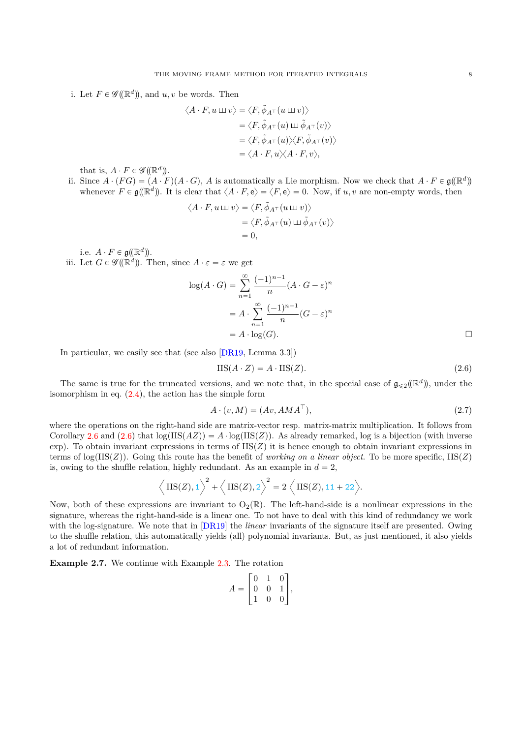i. Let $F \in \mathscr{G}(\!(\mathbb{R}^d)\!)$, and $u, v$ be words. Then

$$\begin{aligned}
\langle A \cdot F, u \sqcup\!\sqcup v \rangle &= \langle F, \tilde{\phi}_{A^\top}(u \sqcup\!\sqcup v) \rangle \\
&= \langle F, \tilde{\phi}_{A^\top}(u) \sqcup\!\sqcup \tilde{\phi}_{A^\top}(v) \rangle \\
&= \langle F, \tilde{\phi}_{A^\top}(u) \rangle \langle F, \tilde{\phi}_{A^\top}(v) \rangle \\
&= \langle A \cdot F, u \rangle \langle A \cdot F, v \rangle,
\end{aligned}$$

that is, $A \cdot F \in \mathscr{G}(\!(\mathbb{R}^d)\!)$.

ii. Since $A \cdot (FG) = (A \cdot F)(A \cdot G)$, $A$ is automatically a Lie morphism. Now we check that $A \cdot F \in \mathfrak{g}(\!(\mathbb{R}^d)\!)$ whenever $F \in \mathfrak{g}(\!(\mathbb{R}^d)\!)$. It is clear that $\langle A \cdot F, \mathsf{e} \rangle = \langle F, \mathsf{e} \rangle = 0$. Now, if $u, v$ are non-empty words, then

$$\begin{aligned}
\langle A \cdot F, u \sqcup\!\sqcup v \rangle &= \langle F, \tilde{\phi}_{A^\top}(u \sqcup\!\sqcup v) \rangle \\
&= \langle F, \tilde{\phi}_{A^\top}(u) \sqcup\!\sqcup \tilde{\phi}_{A^\top}(v) \rangle \\
&= 0,
\end{aligned}$$

i.e. $A \cdot F \in \mathfrak{g}(\!(\mathbb{R}^d)\!)$.

iii. Let $G \in \mathscr{G}(\!(\mathbb{R}^d)\!)$. Then, since $A \cdot \varepsilon = \varepsilon$ we get

$$\begin{aligned}
\log(A \cdot G) &= \sum_{n=1}^{\infty} \frac{(-1)^{n-1}}{n} (A \cdot G - \varepsilon)^n \\
&= A \cdot \sum_{n=1}^{\infty} \frac{(-1)^{n-1}}{n} (G - \varepsilon)^n \\
&= A \cdot \log(G).
\end{aligned}$$

□

In particular, we easily see that (see also [DR19, Lemma 3.3])

$$\mathrm{IIS}(A \cdot Z) = A \cdot \mathrm{IIS}(Z). \tag{2.6}$$

The same is true for the truncated versions, and we note that, in the special case of $\mathfrak{g}_{\leqslant 2}(\!(\mathbb{R}^d)\!)$, under the isomorphism in eq. (2.4), the action has the simple form

$$A \cdot (v, M) = (Av, AMA^\top), \tag{2.7}$$

where the operations on the right-hand side are matrix-vector resp. matrix-matrix multiplication. It follows from Corollary 2.6 and (2.6) that $\log(\mathrm{IIS}(AZ)) = A \cdot \log(\mathrm{IIS}(Z))$. As already remarked, log is a bijection (with inverse exp). To obtain invariant expressions in terms of $\mathrm{IIS}(Z)$ it is hence enough to obtain invariant expressions in terms of $\log(\mathrm{IIS}(Z))$. Going this route has the benefit of *working on a linear object*. To be more specific, $\mathrm{IIS}(Z)$ is, owing to the shuffle relation, highly redundant. As an example in $d = 2$,

$$\left\langle \mathrm{IIS}(Z), 1 \right\rangle^2 + \left\langle \mathrm{IIS}(Z), 2 \right\rangle^2 = 2 \left\langle \mathrm{IIS}(Z), 11 + 22 \right\rangle.$$

Now, both of these expressions are invariant to $\mathrm{O}_2(\mathbb{R})$. The left-hand-side is a nonlinear expressions in the signature, whereas the right-hand-side is a linear one. To not have to deal with this kind of redundancy we work with the log-signature. We note that in [DR19] the *linear* invariants of the signature itself are presented. Owing to the shuffle relation, this automatically yields (all) polynomial invariants. But, as just mentioned, it also yields a lot of redundant information.

**Example 2.7.** We continue with Example 2.3. The rotation

$$A = \begin{bmatrix} 0 & 1 & 0 \\ 0 & 0 & 1 \\ 1 & 0 & 0 \end{bmatrix},$$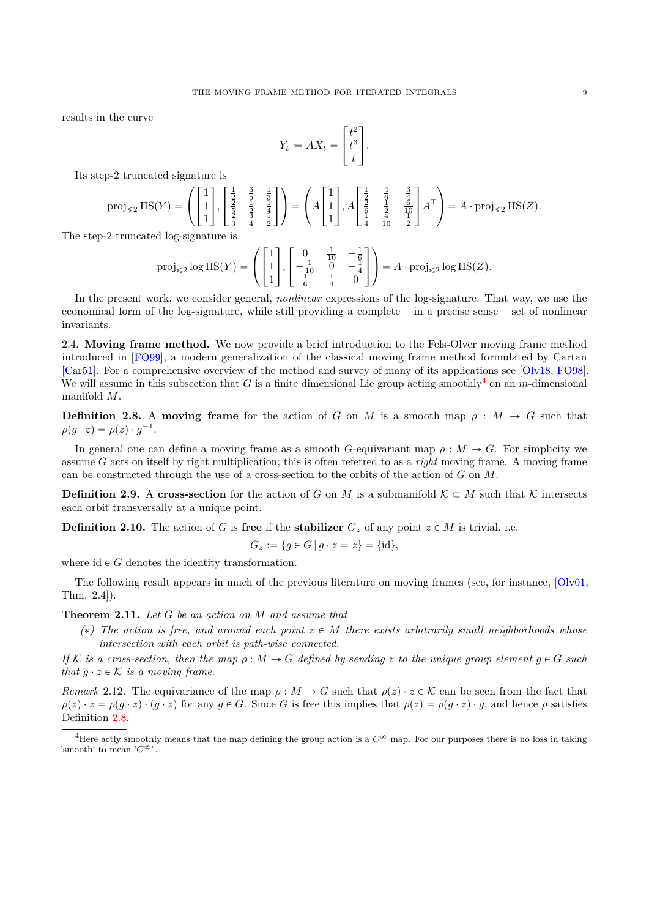results in the curve

$$Y_t := AX_t = \begin{bmatrix} t^2 \\ t^3 \\ t \end{bmatrix}.$$

Its step-2 truncated signature is

$$\operatorname{proj}_{\leqslant 2} \operatorname{IIS}(Y) = \left( \begin{bmatrix} 1 \\ 1 \\ 1 \end{bmatrix}, \begin{bmatrix} \frac{1}{2} & \frac{3}{5} & \frac{1}{3} \\ \frac{2}{5} & \frac{1}{2} & \frac{1}{4} \\ \frac{2}{3} & \frac{3}{4} & \frac{1}{2} \end{bmatrix} \right) = \left( A \begin{bmatrix} 1 \\ 1 \\ 1 \end{bmatrix}, A \begin{bmatrix} \frac{1}{2} & \frac{4}{6} & \frac{3}{4} \\ \frac{2}{6} & \frac{1}{2} & \frac{6}{10} \\ \frac{1}{4} & \frac{4}{10} & \frac{1}{2} \end{bmatrix} A^\top \right) = A \cdot \operatorname{proj}_{\leqslant 2} \operatorname{IIS}(Z).$$

The step-2 truncated log-signature is

$$\operatorname{proj}_{\leqslant 2} \log \operatorname{IIS}(Y) = \left( \begin{bmatrix} 1 \\ 1 \\ 1 \end{bmatrix}, \begin{bmatrix} 0 & \frac{1}{10} & -\frac{1}{6} \\ -\frac{1}{10} & 0 & -\frac{1}{4} \\ \frac{1}{6} & \frac{1}{4} & 0 \end{bmatrix} \right) = A \cdot \operatorname{proj}_{\leqslant 2} \log \operatorname{IIS}(Z).$$

In the present work, we consider general, *nonlinear* expressions of the log-signature. That way, we use the economical form of the log-signature, while still providing a complete – in a precise sense – set of nonlinear invariants.

2.4. **Moving frame method.** We now provide a brief introduction to the Fels-Olver moving frame method introduced in [FO99], a modern generalization of the classical moving frame method formulated by Cartan [Car51]. For a comprehensive overview of the method and survey of many of its applications see [Olv18, FO98]. We will assume in this subsection that $G$ is a finite dimensional Lie group acting smoothly[4] on an $m$-dimensional manifold $M$.

**Definition 2.8.** A **moving frame** for the action of $G$ on $M$ is a smooth map $\rho : M \to G$ such that $\rho(g \cdot z) = \rho(z) \cdot g^{-1}$.

In general one can define a moving frame as a smooth $G$-equivariant map $\rho : M \to G$. For simplicity we assume $G$ acts on itself by right multiplication; this is often referred to as a *right* moving frame. A moving frame can be constructed through the use of a cross-section to the orbits of the action of $G$ on $M$.

**Definition 2.9.** A **cross-section** for the action of $G$ on $M$ is a submanifold $\mathcal{K} \subset M$ such that $\mathcal{K}$ intersects each orbit transversally at a unique point.

**Definition 2.10.** The action of $G$ is **free** if the **stabilizer** $G_z$ of any point $z \in M$ is trivial, i.e.

$$G_z := \{g \in G \,|\, g \cdot z = z\} = \{\mathrm{id}\},$$

where $\mathrm{id} \in G$ denotes the identity transformation.

The following result appears in much of the previous literature on moving frames (see, for instance, [Olv01, Thm. 2.4]).

**Theorem 2.11.** *Let $G$ be an action on $M$ and assume that*

- *($*$) The action is free, and around each point $z \in M$ there exists arbitrarily small neighborhoods whose intersection with each orbit is path-wise connected.*

*If $\mathcal{K}$ is a cross-section, then the map $\rho : M \to G$ defined by sending $z$ to the unique group element $g \in G$ such that $g \cdot z \in \mathcal{K}$ is a moving frame.*

*Remark* 2.12. The equivariance of the map $\rho : M \to G$ such that $\rho(z) \cdot z \in \mathcal{K}$ can be seen from the fact that $\rho(z) \cdot z = \rho(g \cdot z) \cdot (g \cdot z)$ for any $g \in G$. Since $G$ is free this implies that $\rho(z) = \rho(g \cdot z) \cdot g$, and hence $\rho$ satisfies Definition 2.8.

---

[4]Here actly smoothly means that the map defining the group action is a $C^\infty$ map. For our purposes there is no loss in taking 'smooth' to mean '$C^\infty$'.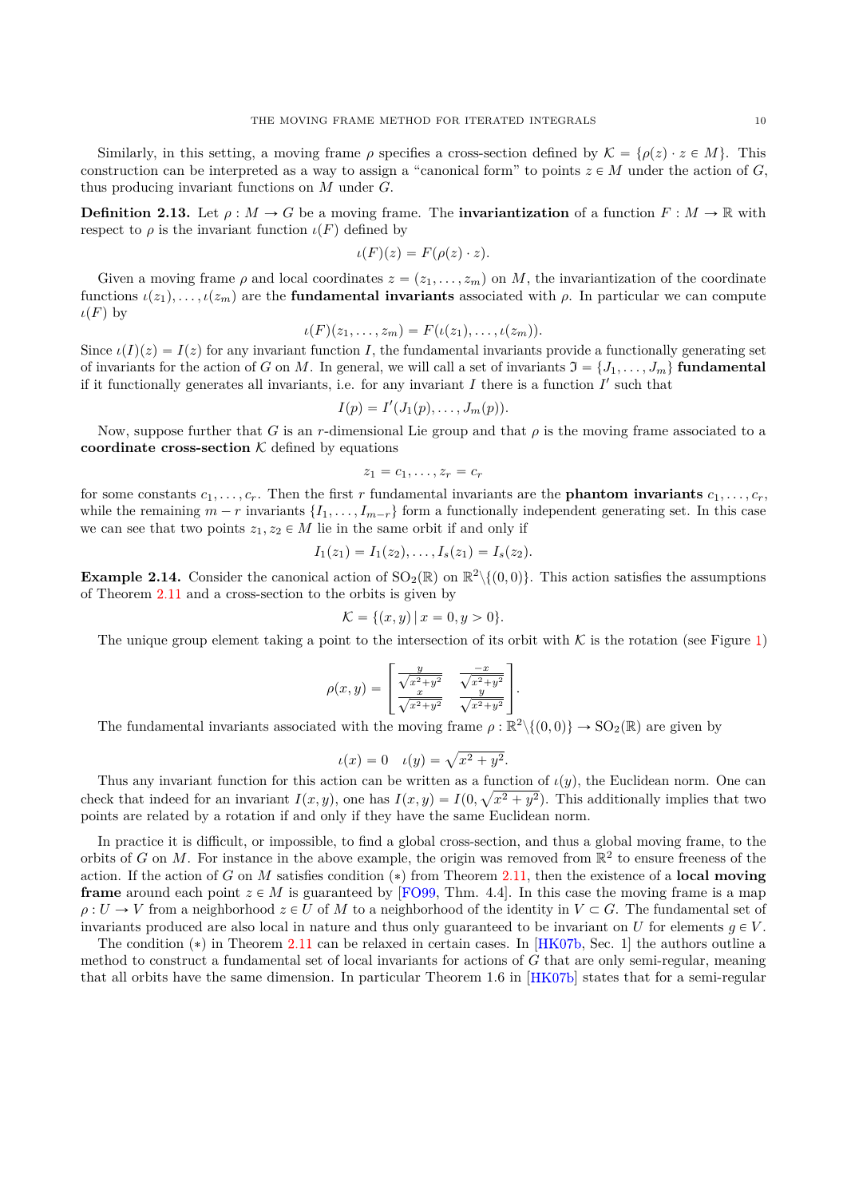Similarly, in this setting, a moving frame $\rho$ specifies a cross-section defined by $\mathcal{K} = \{\rho(z) \cdot z \in M\}$. This construction can be interpreted as a way to assign a "canonical form" to points $z \in M$ under the action of $G$, thus producing invariant functions on $M$ under $G$.

**Definition 2.13.** Let $\rho : M \to G$ be a moving frame. The **invariantization** of a function $F : M \to \mathbb{R}$ with respect to $\rho$ is the invariant function $\iota(F)$ defined by

$$\iota(F)(z) = F(\rho(z) \cdot z).$$

Given a moving frame $\rho$ and local coordinates $z = (z_1, \dots, z_m)$ on $M$, the invariantization of the coordinate functions $\iota(z_1), \dots, \iota(z_m)$ are the **fundamental invariants** associated with $\rho$. In particular we can compute $\iota(F)$ by

$$\iota(F)(z_1, \dots, z_m) = F(\iota(z_1), \dots, \iota(z_m)).$$

Since $\iota(I)(z) = I(z)$ for any invariant function $I$, the fundamental invariants provide a functionally generating set of invariants for the action of $G$ on $M$. In general, we will call a set of invariants $\mathfrak{I} = \{J_1, \dots, J_m\}$ **fundamental** if it functionally generates all invariants, i.e. for any invariant $I$ there is a function $I'$ such that

$$I(p) = I'(J_1(p), \dots, J_m(p)).$$

Now, suppose further that $G$ is an $r$-dimensional Lie group and that $\rho$ is the moving frame associated to a **coordinate cross-section** $\mathcal{K}$ defined by equations

$$z_1 = c_1, \dots, z_r = c_r$$

for some constants $c_1, \dots, c_r$. Then the first $r$ fundamental invariants are the **phantom invariants** $c_1, \dots, c_r$, while the remaining $m - r$ invariants $\{I_1, \dots, I_{m-r}\}$ form a functionally independent generating set. In this case we can see that two points $z_1, z_2 \in M$ lie in the same orbit if and only if

$$I_1(z_1) = I_1(z_2), \dots, I_s(z_1) = I_s(z_2).$$

**Example 2.14.** Consider the canonical action of $\mathrm{SO}_2(\mathbb{R})$ on $\mathbb{R}^2 \backslash \{(0,0)\}$. This action satisfies the assumptions of Theorem 2.11 and a cross-section to the orbits is given by

$$\mathcal{K} = \{(x, y) \,|\, x = 0, y > 0\}.$$

The unique group element taking a point to the intersection of its orbit with $\mathcal{K}$ is the rotation (see Figure 1)

$$\rho(x, y) = \begin{bmatrix} \frac{y}{\sqrt{x^2+y^2}} & \frac{-x}{\sqrt{x^2+y^2}} \\ \frac{x}{\sqrt{x^2+y^2}} & \frac{y}{\sqrt{x^2+y^2}} \end{bmatrix}.$$

The fundamental invariants associated with the moving frame $\rho : \mathbb{R}^2 \backslash \{(0,0)\} \to \mathrm{SO}_2(\mathbb{R})$ are given by

$$\iota(x) = 0 \quad \iota(y) = \sqrt{x^2 + y^2}.$$

Thus any invariant function for this action can be written as a function of $\iota(y)$, the Euclidean norm. One can check that indeed for an invariant $I(x, y)$, one has $I(x, y) = I(0, \sqrt{x^2 + y^2})$. This additionally implies that two points are related by a rotation if and only if they have the same Euclidean norm.

In practice it is difficult, or impossible, to find a global cross-section, and thus a global moving frame, to the orbits of $G$ on $M$. For instance in the above example, the origin was removed from $\mathbb{R}^2$ to ensure freeness of the action. If the action of $G$ on $M$ satisfies condition $(*)$ from Theorem 2.11, then the existence of a **local moving frame** around each point $z \in M$ is guaranteed by [FO99, Thm. 4.4]. In this case the moving frame is a map $\rho : U \to V$ from a neighborhood $z \in U$ of $M$ to a neighborhood of the identity in $V \subset G$. The fundamental set of invariants produced are also local in nature and thus only guaranteed to be invariant on $U$ for elements $g \in V$.

The condition $(*)$ in Theorem 2.11 can be relaxed in certain cases. In [HK07b, Sec. 1] the authors outline a method to construct a fundamental set of local invariants for actions of $G$ that are only semi-regular, meaning that all orbits have the same dimension. In particular Theorem 1.6 in [HK07b] states that for a semi-regular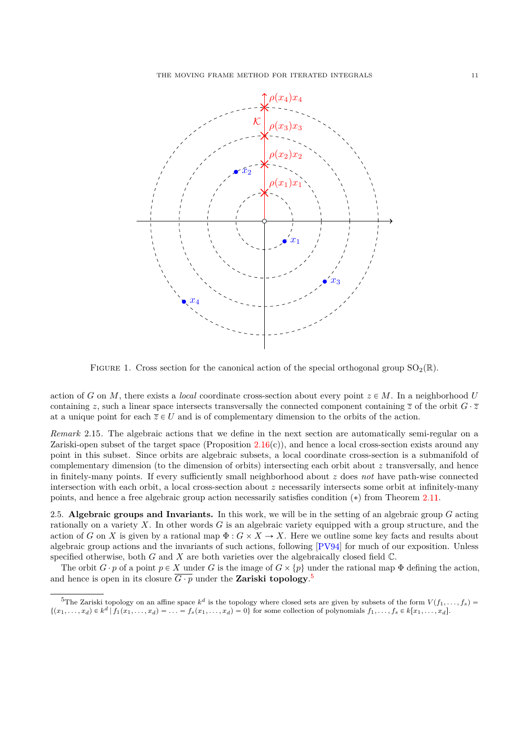Figure 1. Cross section for the canonical action of the special orthogonal group $\mathrm{SO}_2(\mathbb{R})$.

action of $G$ on $M$, there exists a *local* coordinate cross-section about every point $z \in M$. In a neighborhood $U$ containing $z$, such a linear space intersects transversally the connected component containing $\overline{z}$ of the orbit $G \cdot \overline{z}$ at a unique point for each $\overline{z} \in U$ and is of complementary dimension to the orbits of the action.

*Remark* 2.15. The algebraic actions that we define in the next section are automatically semi-regular on a Zariski-open subset of the target space (Proposition 2.16(c)), and hence a local cross-section exists around any point in this subset. Since orbits are algebraic subsets, a local coordinate cross-section is a submanifold of complementary dimension (to the dimension of orbits) intersecting each orbit about $z$ transversally, and hence in finitely-many points. If every sufficiently small neighborhood about $z$ does *not* have path-wise connected intersection with each orbit, a local cross-section about $z$ necessarily intersects some orbit at infinitely-many points, and hence a free algebraic group action necessarily satisfies condition $(*)$ from Theorem 2.11.

2.5. **Algebraic groups and Invariants.** In this work, we will be in the setting of an algebraic group $G$ acting rationally on a variety $X$. In other words $G$ is an algebraic variety equipped with a group structure, and the action of $G$ on $X$ is given by a rational map $\Phi : G \times X \to X$. Here we outline some key facts and results about algebraic group actions and the invariants of such actions, following [PV94] for much of our exposition. Unless specified otherwise, both $G$ and $X$ are both varieties over the algebraically closed field $\mathbb{C}$.

The orbit $G \cdot p$ of a point $p \in X$ under $G$ is the image of $G \times \{p\}$ under the rational map $\Phi$ defining the action, and hence is open in its closure $\overline{G \cdot p}$ under the **Zariski topology**.[5]

[5]The Zariski topology on an affine space $k^d$ is the topology where closed sets are given by subsets of the form $V(f_1, \dots, f_s) = \{(x_1, \dots, x_d) \in k^d \mid f_1(x_1, \dots, x_d) = \dots = f_s(x_1, \dots, x_d) = 0\}$ for some collection of polynomials $f_1, \dots, f_s \in k[x_1, \dots, x_d]$.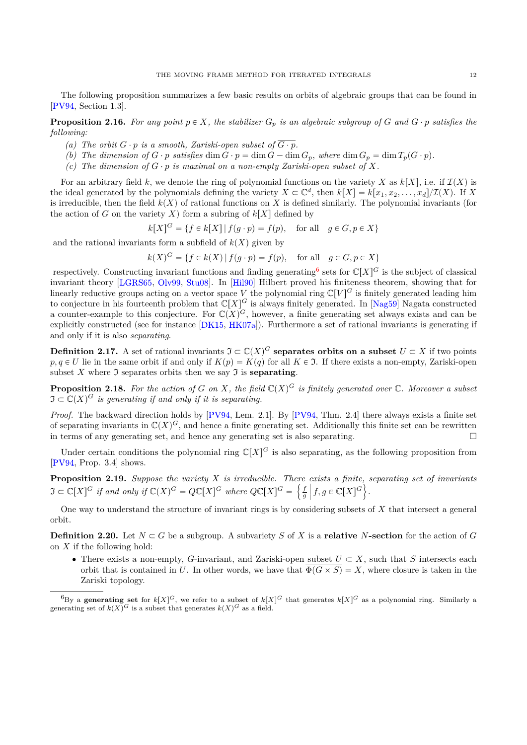The following proposition summarizes a few basic results on orbits of algebraic groups that can be found in [PV94, Section 1.3].

**Proposition 2.16.** *For any point $p \in X$, the stabilizer $G_p$ is an algebraic subgroup of $G$ and $G \cdot p$ satisfies the following:*

- *(a) The orbit $G \cdot p$ is a smooth, Zariski-open subset of $\overline{G \cdot p}$.*
- *(b) The dimension of $G \cdot p$ satisfies $\dim G \cdot p = \dim G - \dim G_p$, where $\dim G_p = \dim T_p(G \cdot p)$.*
- *(c) The dimension of $G \cdot p$ is maximal on a non-empty Zariski-open subset of $X$.*

For an arbitrary field $k$, we denote the ring of polynomial functions on the variety $X$ as $k[X]$, i.e. if $\mathcal{I}(X)$ is the ideal generated by the polynomials defining the variety $X \subset \mathbb{C}^d$, then $k[X] = k[x_1, x_2, \ldots, x_d]/\mathcal{I}(X)$. If $X$ is irreducible, then the field $k(X)$ of rational functions on $X$ is defined similarly. The polynomial invariants (for the action of $G$ on the variety $X$) form a subring of $k[X]$ defined by

$$k[X]^G = \{f \in k[X] \mid f(g \cdot p) = f(p), \quad \text{for all} \quad g \in G, p \in X\}$$

and the rational invariants form a subfield of $k(X)$ given by

$$k(X)^G = \{f \in k(X) \mid f(g \cdot p) = f(p), \quad \text{for all} \quad g \in G, p \in X\}$$

respectively. Constructing invariant functions and finding generating[6] sets for $\mathbb{C}[X]^G$ is the subject of classical invariant theory [LGRS65, Olv99, Stu08]. In [Hil90] Hilbert proved his finiteness theorem, showing that for linearly reductive groups acting on a vector space $V$ the polynomial ring $\mathbb{C}[V]^G$ is finitely generated leading him to conjecture in his fourteenth problem that $\mathbb{C}[X]^G$ is always finitely generated. In [Nag59] Nagata constructed a counter-example to this conjecture. For $\mathbb{C}(X)^G$, however, a finite generating set always exists and can be explicitly constructed (see for instance [DK15, HK07a]). Furthermore a set of rational invariants is generating if and only if it is also *separating*.

**Definition 2.17.** A set of rational invariants $\mathfrak{I} \subset \mathbb{C}(X)^G$ **separates orbits on a subset** $U \subset X$ if two points $p, q \in U$ lie in the same orbit if and only if $K(p) = K(q)$ for all $K \in \mathfrak{I}$. If there exists a non-empty, Zariski-open subset $X$ where $\mathfrak{I}$ separates orbits then we say $\mathfrak{I}$ is **separating**.

**Proposition 2.18.** *For the action of $G$ on $X$, the field $\mathbb{C}(X)^G$ is finitely generated over $\mathbb{C}$. Moreover a subset $\mathfrak{I} \subset \mathbb{C}(X)^G$ is generating if and only if it is separating.*

*Proof.* The backward direction holds by [PV94, Lem. 2.1]. By [PV94, Thm. 2.4] there always exists a finite set of separating invariants in $\mathbb{C}(X)^G$, and hence a finite generating set. Additionally this finite set can be rewritten in terms of any generating set, and hence any generating set is also separating. □

Under certain conditions the polynomial ring $\mathbb{C}[X]^G$ is also separating, as the following proposition from [PV94, Prop. 3.4] shows.

**Proposition 2.19.** *Suppose the variety $X$ is irreducible. There exists a finite, separating set of invariants $\mathfrak{I} \subset \mathbb{C}[X]^G$ if and only if $\mathbb{C}(X)^G = Q\mathbb{C}[X]^G$ where $Q\mathbb{C}[X]^G = \left\{ \frac{f}{g} \,\middle|\, f, g \in \mathbb{C}[X]^G \right\}$.*

One way to understand the structure of invariant rings is by considering subsets of $X$ that intersect a general orbit.

**Definition 2.20.** Let $N \subset G$ be a subgroup. A subvariety $S$ of $X$ is a **relative** $N$**-section** for the action of $G$ on $X$ if the following hold:

- There exists a non-empty, $G$-invariant, and Zariski-open subset $U \subset X$, such that $S$ intersects each orbit that is contained in $U$. In other words, we have that $\overline{\Phi(G \times S)} = X$, where closure is taken in the Zariski topology.

[6] By a **generating set** for $k[X]^G$, we refer to a subset of $k[X]^G$ that generates $k[X]^G$ as a polynomial ring. Similarly a generating set of $k(X)^G$ is a subset that generates $k(X)^G$ as a field.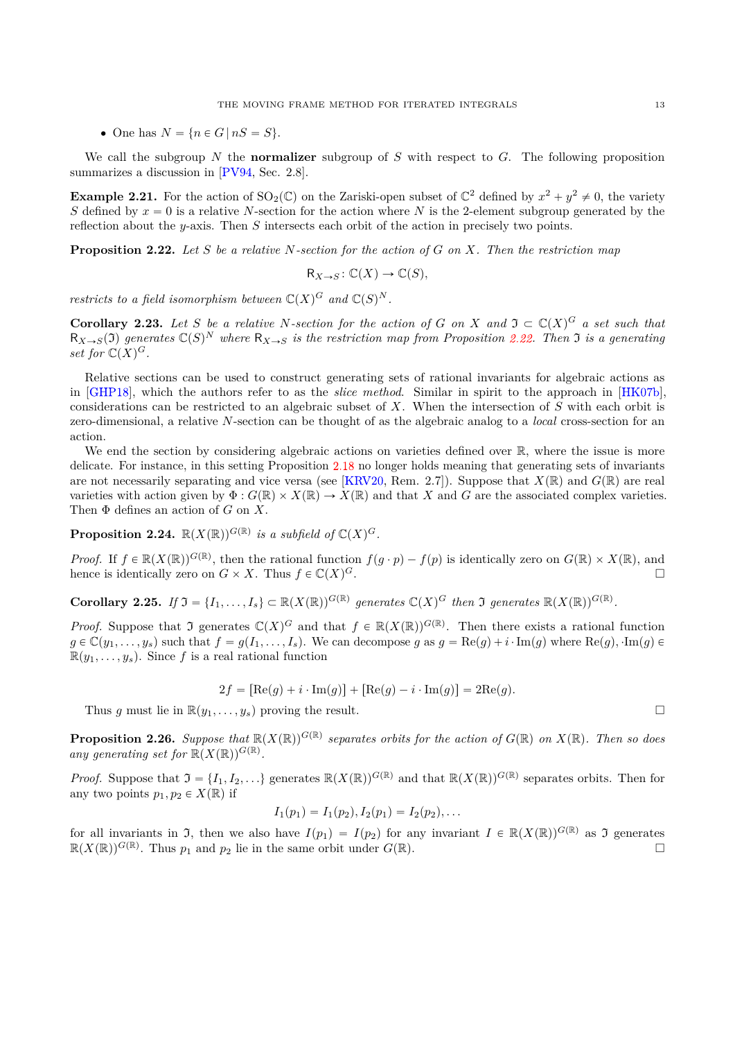- One has $N = \{n \in G \,|\, nS = S\}$.

We call the subgroup $N$ the **normalizer** subgroup of $S$ with respect to $G$. The following proposition summarizes a discussion in [PV94, Sec. 2.8].

**Example 2.21.** For the action of $\mathrm{SO}_2(\mathbb{C})$ on the Zariski-open subset of $\mathbb{C}^2$ defined by $x^2 + y^2 \neq 0$, the variety $S$ defined by $x = 0$ is a relative $N$-section for the action where $N$ is the 2-element subgroup generated by the reflection about the $y$-axis. Then $S$ intersects each orbit of the action in precisely two points.

**Proposition 2.22.** *Let $S$ be a relative $N$-section for the action of $G$ on $X$. Then the restriction map*

$$\mathsf{R}_{X\to S} \colon \mathbb{C}(X) \to \mathbb{C}(S),$$

*restricts to a field isomorphism between $\mathbb{C}(X)^G$ and $\mathbb{C}(S)^N$.*

**Corollary 2.23.** *Let $S$ be a relative $N$-section for the action of $G$ on $X$ and $\mathfrak{I} \subset \mathbb{C}(X)^G$ a set such that $\mathsf{R}_{X\to S}(\mathfrak{I})$ generates $\mathbb{C}(S)^N$ where $\mathsf{R}_{X\to S}$ is the restriction map from Proposition 2.22. Then $\mathfrak{I}$ is a generating set for $\mathbb{C}(X)^G$.*

Relative sections can be used to construct generating sets of rational invariants for algebraic actions as in [GHP18], which the authors refer to as the *slice method*. Similar in spirit to the approach in [HK07b], considerations can be restricted to an algebraic subset of $X$. When the intersection of $S$ with each orbit is zero-dimensional, a relative $N$-section can be thought of as the algebraic analog to a *local* cross-section for an action.

We end the section by considering algebraic actions on varieties defined over $\mathbb{R}$, where the issue is more delicate. For instance, in this setting Proposition 2.18 no longer holds meaning that generating sets of invariants are not necessarily separating and vice versa (see [KRV20, Rem. 2.7]). Suppose that $X(\mathbb{R})$ and $G(\mathbb{R})$ are real varieties with action given by $\Phi : G(\mathbb{R}) \times X(\mathbb{R}) \to X(\mathbb{R})$ and that $X$ and $G$ are the associated complex varieties. Then $\Phi$ defines an action of $G$ on $X$.

**Proposition 2.24.** *$\mathbb{R}(X(\mathbb{R}))^{G(\mathbb{R})}$ is a subfield of $\mathbb{C}(X)^G$.*

*Proof.* If $f \in \mathbb{R}(X(\mathbb{R}))^{G(\mathbb{R})}$, then the rational function $f(g\cdot p) - f(p)$ is identically zero on $G(\mathbb{R}) \times X(\mathbb{R})$, and hence is identically zero on $G \times X$. Thus $f \in \mathbb{C}(X)^G$. ☐

**Corollary 2.25.** *If $\mathfrak{I} = \{I_1, \dots, I_s\} \subset \mathbb{R}(X(\mathbb{R}))^{G(\mathbb{R})}$ generates $\mathbb{C}(X)^G$ then $\mathfrak{I}$ generates $\mathbb{R}(X(\mathbb{R}))^{G(\mathbb{R})}$.*

*Proof.* Suppose that $\mathfrak{I}$ generates $\mathbb{C}(X)^G$ and that $f \in \mathbb{R}(X(\mathbb{R}))^{G(\mathbb{R})}$. Then there exists a rational function $g \in \mathbb{C}(y_1, \dots, y_s)$ such that $f = g(I_1, \dots, I_s)$. We can decompose $g$ as $g = \mathrm{Re}(g) + i \cdot \mathrm{Im}(g)$ where $\mathrm{Re}(g), \cdot\mathrm{Im}(g) \in \mathbb{R}(y_1, \dots, y_s)$. Since $f$ is a real rational function

$$2f = [\mathrm{Re}(g) + i \cdot \mathrm{Im}(g)] + [\mathrm{Re}(g) - i \cdot \mathrm{Im}(g)] = 2\mathrm{Re}(g).$$

Thus $g$ must lie in $\mathbb{R}(y_1, \dots, y_s)$ proving the result. ☐

**Proposition 2.26.** *Suppose that $\mathbb{R}(X(\mathbb{R}))^{G(\mathbb{R})}$ separates orbits for the action of $G(\mathbb{R})$ on $X(\mathbb{R})$. Then so does any generating set for $\mathbb{R}(X(\mathbb{R}))^{G(\mathbb{R})}$.*

*Proof.* Suppose that $\mathfrak{I} = \{I_1, I_2, \dots\}$ generates $\mathbb{R}(X(\mathbb{R}))^{G(\mathbb{R})}$ and that $\mathbb{R}(X(\mathbb{R}))^{G(\mathbb{R})}$ separates orbits. Then for any two points $p_1, p_2 \in X(\mathbb{R})$ if

$$I_1(p_1) = I_1(p_2), I_2(p_1) = I_2(p_2), \dots$$

for all invariants in $\mathfrak{I}$, then we also have $I(p_1) = I(p_2)$ for any invariant $I \in \mathbb{R}(X(\mathbb{R}))^{G(\mathbb{R})}$ as $\mathfrak{I}$ generates $\mathbb{R}(X(\mathbb{R}))^{G(\mathbb{R})}$. Thus $p_1$ and $p_2$ lie in the same orbit under $G(\mathbb{R})$. ☐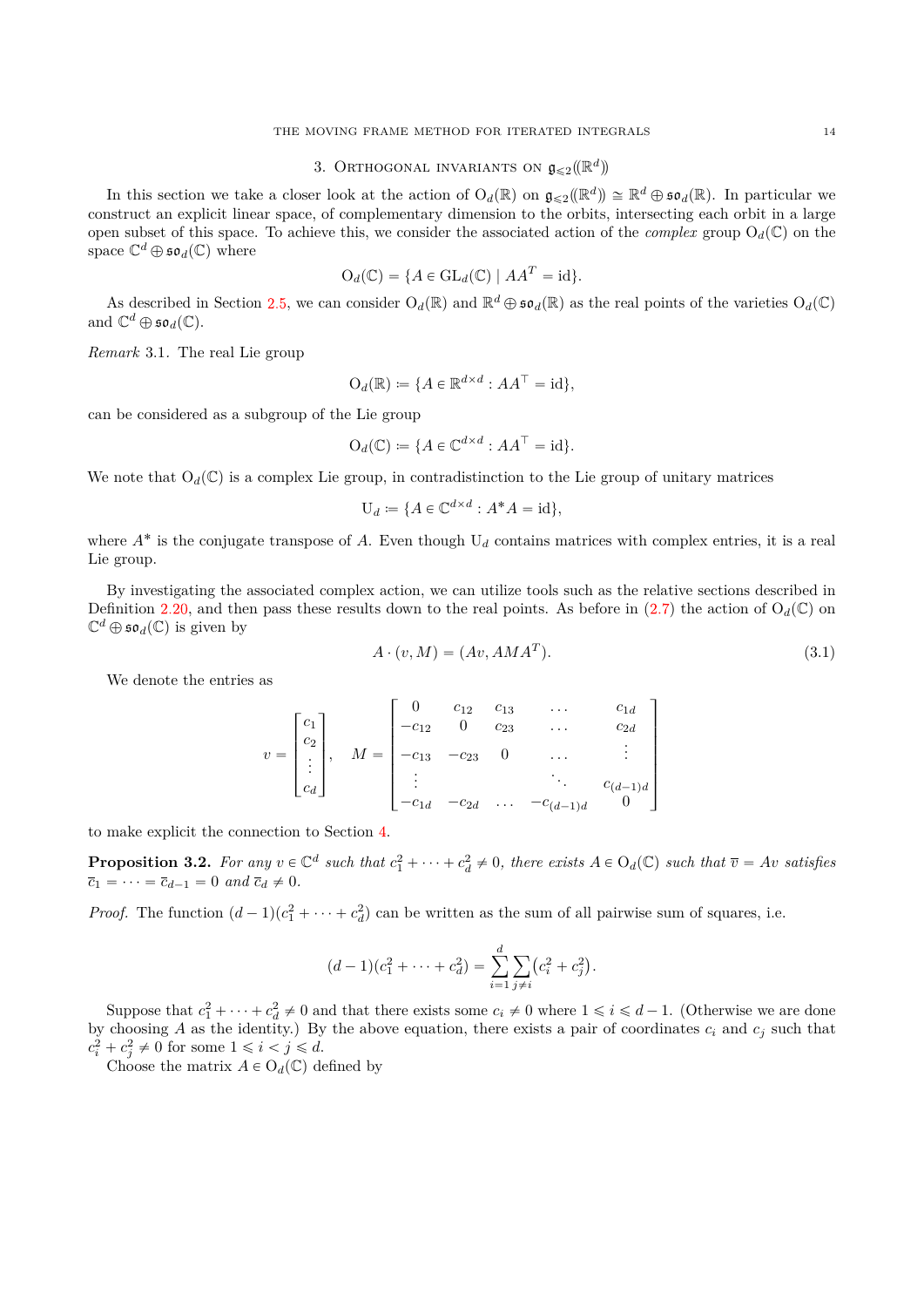## 3. Orthogonal invariants on $\mathfrak{g}_{\leqslant 2}(\!(\mathbb{R}^d)\!)$

In this section we take a closer look at the action of $\mathrm{O}_d(\mathbb{R})$ on $\mathfrak{g}_{\leqslant 2}(\!(\mathbb{R}^d)\!) \cong \mathbb{R}^d \oplus \mathfrak{so}_d(\mathbb{R})$. In particular we construct an explicit linear space, of complementary dimension to the orbits, intersecting each orbit in a large open subset of this space. To achieve this, we consider the associated action of the *complex* group $\mathrm{O}_d(\mathbb{C})$ on the space $\mathbb{C}^d \oplus \mathfrak{so}_d(\mathbb{C})$ where

$$\mathrm{O}_d(\mathbb{C}) = \{A \in \mathrm{GL}_d(\mathbb{C}) \mid AA^T = \mathrm{id}\}.$$

As described in Section 2.5, we can consider $\mathrm{O}_d(\mathbb{R})$ and $\mathbb{R}^d \oplus \mathfrak{so}_d(\mathbb{R})$ as the real points of the varieties $\mathrm{O}_d(\mathbb{C})$ and $\mathbb{C}^d \oplus \mathfrak{so}_d(\mathbb{C})$.

*Remark* 3.1. The real Lie group

$$\mathrm{O}_d(\mathbb{R}) \coloneqq \{A \in \mathbb{R}^{d\times d} : AA^\top = \mathrm{id}\},$$

can be considered as a subgroup of the Lie group

$$\mathrm{O}_d(\mathbb{C}) \coloneqq \{A \in \mathbb{C}^{d\times d} : AA^\top = \mathrm{id}\}.$$

We note that $\mathrm{O}_d(\mathbb{C})$ is a complex Lie group, in contradistinction to the Lie group of unitary matrices

$$\mathrm{U}_d \coloneqq \{A \in \mathbb{C}^{d\times d} : A^* A = \mathrm{id}\},$$

where $A^*$ is the conjugate transpose of $A$. Even though $\mathrm{U}_d$ contains matrices with complex entries, it is a real Lie group.

By investigating the associated complex action, we can utilize tools such as the relative sections described in Definition 2.20, and then pass these results down to the real points. As before in (2.7) the action of $\mathrm{O}_d(\mathbb{C})$ on $\mathbb{C}^d \oplus \mathfrak{so}_d(\mathbb{C})$ is given by

$$A \cdot (v, M) = (Av, AMA^T). \tag{3.1}$$

We denote the entries as

$$v = \begin{bmatrix} c_1 \\ c_2 \\ \vdots \\ c_d \end{bmatrix}, \quad M = \begin{bmatrix} 0 & c_{12} & c_{13} & \dots & c_{1d} \\ -c_{12} & 0 & c_{23} & \dots & c_{2d} \\ -c_{13} & -c_{23} & 0 & \dots & \vdots \\ \vdots & & & \ddots & c_{(d-1)d} \\ -c_{1d} & -c_{2d} & \dots & -c_{(d-1)d} & 0 \end{bmatrix}$$

to make explicit the connection to Section 4.

**Proposition 3.2.** *For any $v \in \mathbb{C}^d$ such that $c_1^2 + \cdots + c_d^2 \neq 0$, there exists $A \in \mathrm{O}_d(\mathbb{C})$ such that $\overline{v} = Av$ satisfies $\overline{c}_1 = \cdots = \overline{c}_{d-1} = 0$ and $\overline{c}_d \neq 0$.*

*Proof.* The function $(d-1)(c_1^2 + \cdots + c_d^2)$ can be written as the sum of all pairwise sum of squares, i.e.

$$(d-1)(c_1^2 + \cdots + c_d^2) = \sum_{i=1}^{d} \sum_{j \neq i} \big(c_i^2 + c_j^2\big).$$

Suppose that $c_1^2 + \cdots + c_d^2 \neq 0$ and that there exists some $c_i \neq 0$ where $1 \leqslant i \leqslant d-1$. (Otherwise we are done by choosing $A$ as the identity.) By the above equation, there exists a pair of coordinates $c_i$ and $c_j$ such that $c_i^2 + c_j^2 \neq 0$ for some $1 \leqslant i < j \leqslant d$.

Choose the matrix $A \in \mathrm{O}_d(\mathbb{C})$ defined by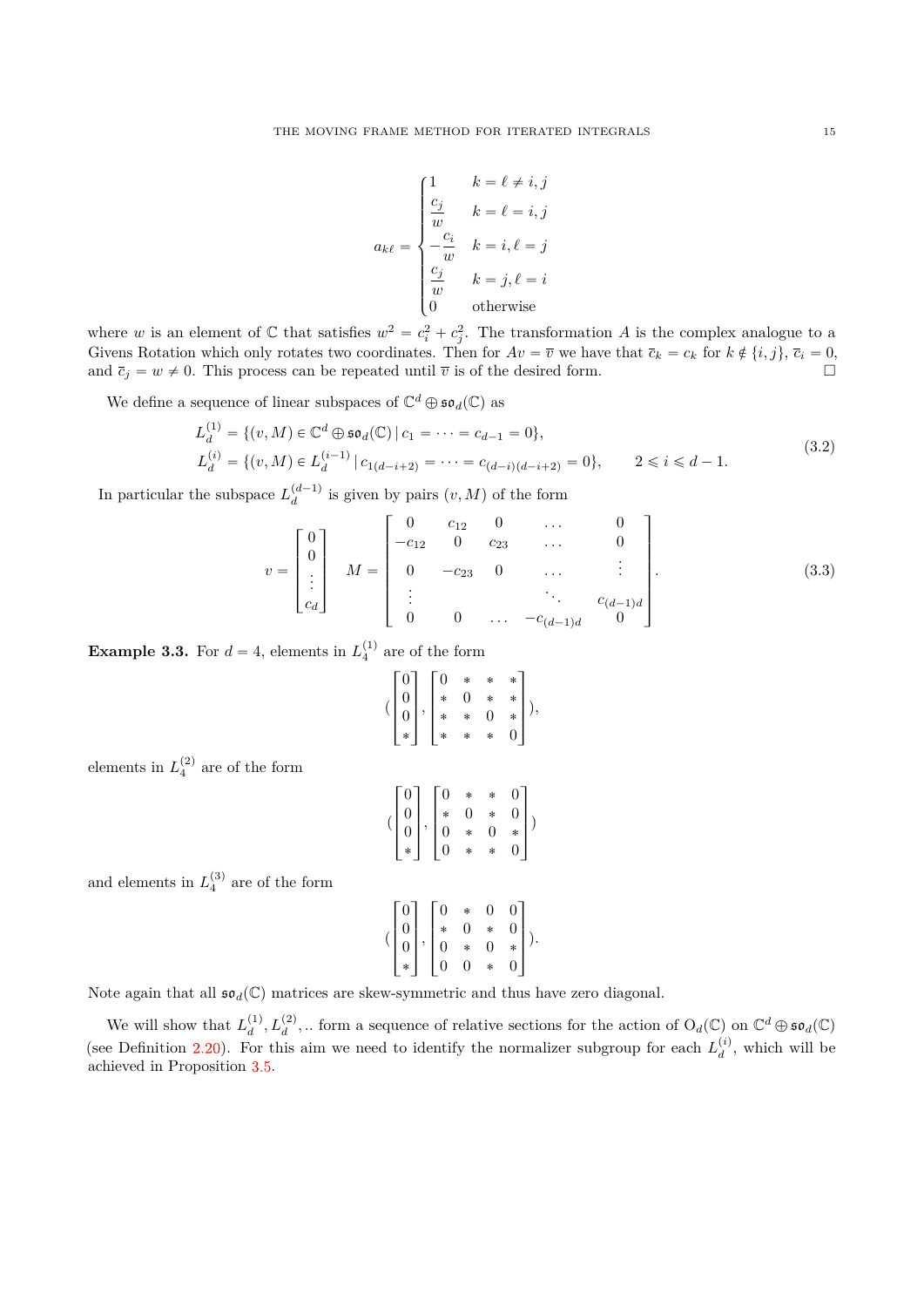$$
a_{k\ell} = \begin{cases} 1 & k = \ell \neq i, j \\ \dfrac{c_j}{w} & k = \ell = i, j \\ -\dfrac{c_i}{w} & k = i, \ell = j \\ \dfrac{c_j}{w} & k = j, \ell = i \\ 0 & \text{otherwise} \end{cases}
$$

where $w$ is an element of $\mathbb{C}$ that satisfies $w^2 = c_i^2 + c_j^2$. The transformation $A$ is the complex analogue to a Givens Rotation which only rotates two coordinates. Then for $Av = \overline{v}$ we have that $\overline{c}_k = c_k$ for $k \notin \{i, j\}$, $\overline{c}_i = 0$, and $\overline{c}_j = w \neq 0$. This process can be repeated until $\overline{v}$ is of the desired form. $\square$

We define a sequence of linear subspaces of $\mathbb{C}^d \oplus \mathfrak{so}_d(\mathbb{C})$ as

$$
\begin{aligned}
L_d^{(1)} &= \{(v, M) \in \mathbb{C}^d \oplus \mathfrak{so}_d(\mathbb{C}) \,|\, c_1 = \cdots = c_{d-1} = 0\}, \\
L_d^{(i)} &= \{(v, M) \in L_d^{(i-1)} \,|\, c_{1(d-i+2)} = \cdots = c_{(d-i)(d-i+2)} = 0\}, \qquad 2 \leqslant i \leqslant d-1.
\end{aligned} \tag{3.2}
$$

In particular the subspace $L_d^{(d-1)}$ is given by pairs $(v, M)$ of the form

$$
v = \begin{bmatrix} 0 \\ 0 \\ \vdots \\ c_d \end{bmatrix} \quad M = \begin{bmatrix} 0 & c_{12} & 0 & \dots & 0 \\ -c_{12} & 0 & c_{23} & \dots & 0 \\ 0 & -c_{23} & 0 & \dots & \vdots \\ \vdots & & & \ddots & c_{(d-1)d} \\ 0 & 0 & \dots & -c_{(d-1)d} & 0 \end{bmatrix}. \tag{3.3}
$$

**Example 3.3.** For $d = 4$, elements in $L_4^{(1)}$ are of the form

$$
\left( \begin{bmatrix} 0 \\ 0 \\ 0 \\ * \end{bmatrix}, \begin{bmatrix} 0 & * & * & * \\ * & 0 & * & * \\ * & * & 0 & * \\ * & * & * & 0 \end{bmatrix} \right),
$$

elements in $L_4^{(2)}$ are of the form

$$
\left( \begin{bmatrix} 0 \\ 0 \\ 0 \\ * \end{bmatrix}, \begin{bmatrix} 0 & * & * & 0 \\ * & 0 & * & 0 \\ 0 & * & 0 & * \\ 0 & * & * & 0 \end{bmatrix} \right)
$$

and elements in $L_4^{(3)}$ are of the form

$$
\left( \begin{bmatrix} 0 \\ 0 \\ 0 \\ * \end{bmatrix}, \begin{bmatrix} 0 & * & 0 & 0 \\ * & 0 & * & 0 \\ 0 & * & 0 & * \\ 0 & 0 & * & 0 \end{bmatrix} \right).
$$

Note again that all $\mathfrak{so}_d(\mathbb{C})$ matrices are skew-symmetric and thus have zero diagonal.

We will show that $L_d^{(1)}, L_d^{(2)}, ..$ form a sequence of relative sections for the action of $\mathrm{O}_d(\mathbb{C})$ on $\mathbb{C}^d \oplus \mathfrak{so}_d(\mathbb{C})$ (see Definition 2.20). For this aim we need to identify the normalizer subgroup for each $L_d^{(i)}$, which will be achieved in Proposition 3.5.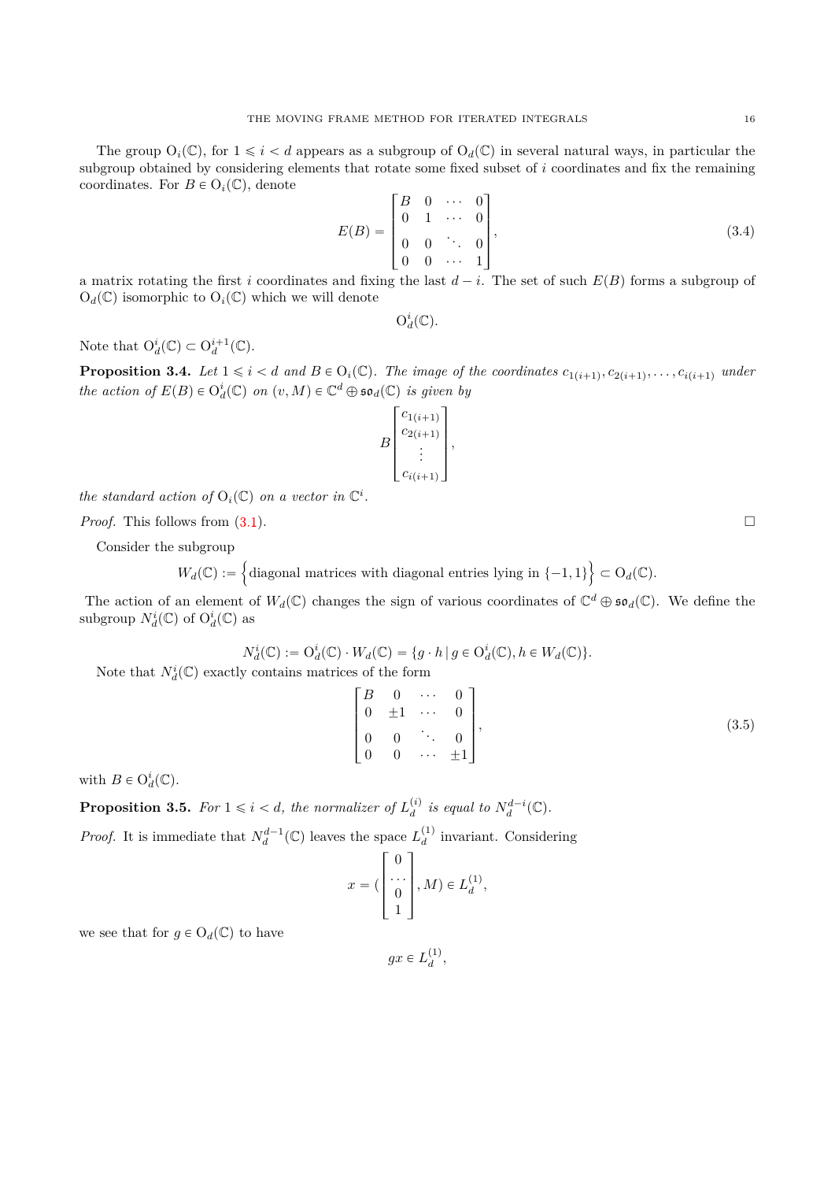The group $\mathrm{O}_i(\mathbb{C})$, for $1 \leqslant i < d$ appears as a subgroup of $\mathrm{O}_d(\mathbb{C})$ in several natural ways, in particular the subgroup obtained by considering elements that rotate some fixed subset of $i$ coordinates and fix the remaining coordinates. For $B \in \mathrm{O}_i(\mathbb{C})$, denote

$$E(B) = \begin{bmatrix} B & 0 & \cdots & 0 \\ 0 & 1 & \cdots & 0 \\ 0 & 0 & \ddots & 0 \\ 0 & 0 & \cdots & 1 \end{bmatrix}, \tag{3.4}$$

a matrix rotating the first $i$ coordinates and fixing the last $d-i$. The set of such $E(B)$ forms a subgroup of $\mathrm{O}_d(\mathbb{C})$ isomorphic to $\mathrm{O}_i(\mathbb{C})$ which we will denote

$$\mathrm{O}_d^i(\mathbb{C}).$$

Note that $\mathrm{O}_d^i(\mathbb{C}) \subset \mathrm{O}_d^{i+1}(\mathbb{C})$.

**Proposition 3.4.** *Let $1 \leqslant i < d$ and $B \in \mathrm{O}_i(\mathbb{C})$. The image of the coordinates $c_{1(i+1)}, c_{2(i+1)}, \ldots, c_{i(i+1)}$ under the action of $E(B) \in \mathrm{O}_d^i(\mathbb{C})$ on $(v, M) \in \mathbb{C}^d \oplus \mathfrak{so}_d(\mathbb{C})$ is given by*

$$B \begin{bmatrix} c_{1(i+1)} \\ c_{2(i+1)} \\ \vdots \\ c_{i(i+1)} \end{bmatrix},$$

*the standard action of $\mathrm{O}_i(\mathbb{C})$ on a vector in $\mathbb{C}^i$.*

*Proof.* This follows from (3.1). $\square$

Consider the subgroup

$$W_d(\mathbb{C}) := \Big\{ \text{diagonal matrices with diagonal entries lying in } \{-1, 1\} \Big\} \subset \mathrm{O}_d(\mathbb{C}).$$

The action of an element of $W_d(\mathbb{C})$ changes the sign of various coordinates of $\mathbb{C}^d \oplus \mathfrak{so}_d(\mathbb{C})$. We define the subgroup $N_d^i(\mathbb{C})$ of $\mathrm{O}_d^i(\mathbb{C})$ as

$$N_d^i(\mathbb{C}) := \mathrm{O}_d^i(\mathbb{C}) \cdot W_d(\mathbb{C}) = \{ g \cdot h \mid g \in \mathrm{O}_d^i(\mathbb{C}), h \in W_d(\mathbb{C}) \}.$$

Note that $N_d^i(\mathbb{C})$ exactly contains matrices of the form

$$\begin{bmatrix} B & 0 & \cdots & 0 \\ 0 & \pm 1 & \cdots & 0 \\ 0 & 0 & \ddots & 0 \\ 0 & 0 & \cdots & \pm 1 \end{bmatrix}, \tag{3.5}$$

with $B \in \mathrm{O}_d^i(\mathbb{C})$.

**Proposition 3.5.** *For $1 \leqslant i < d$, the normalizer of $L_d^{(i)}$ is equal to $N_d^{d-i}(\mathbb{C})$.*

*Proof.* It is immediate that $N_d^{d-1}(\mathbb{C})$ leaves the space $L_d^{(1)}$ invariant. Considering

$$x = \left( \begin{bmatrix} 0 \\ \cdots \\ 0 \\ 1 \end{bmatrix}, M \right) \in L_d^{(1)},$$

we see that for $g \in \mathrm{O}_d(\mathbb{C})$ to have

$$gx \in L_d^{(1)},$$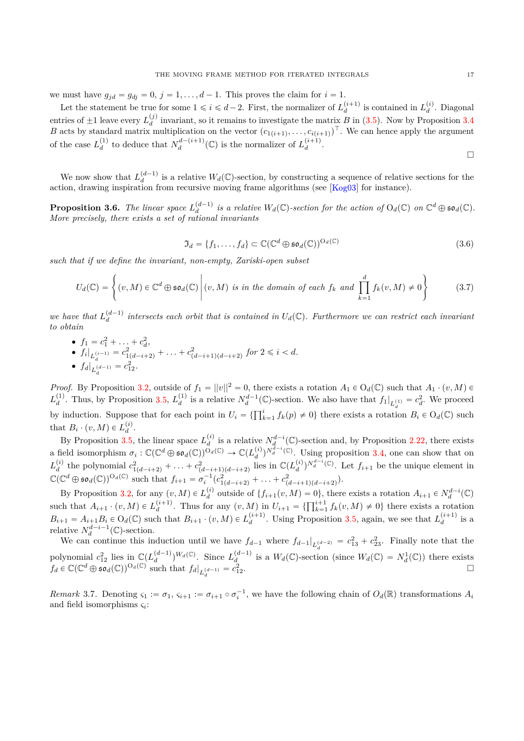we must have $g_{jd} = g_{dj} = 0$, $j = 1, \ldots, d-1$. This proves the claim for $i = 1$.

Let the statement be true for some $1 \leqslant i \leqslant d-2$. First, the normalizer of $L_d^{(i+1)}$ is contained in $L_d^{(i)}$. Diagonal entries of $\pm 1$ leave every $L_d^{(j)}$ invariant, so it remains to investigate the matrix $B$ in (3.5). Now by Proposition 3.4 $B$ acts by standard matrix multiplication on the vector $(c_{1(i+1)}, \ldots, c_{i(i+1)})^\top$. We can hence apply the argument of the case $L_d^{(1)}$ to deduce that $N_d^{d-(i+1)}(\mathbb{C})$ is the normalizer of $L_d^{(i+1)}$.

∎

We now show that $L_d^{(d-1)}$ is a relative $W_d(\mathbb{C})$-section, by constructing a sequence of relative sections for the action, drawing inspiration from recursive moving frame algorithms (see [Kog03] for instance).

**Proposition 3.6.** *The linear space $L_d^{(d-1)}$ is a relative $W_d(\mathbb{C})$-section for the action of $\mathrm{O}_d(\mathbb{C})$ on $\mathbb{C}^d \oplus \mathfrak{so}_d(\mathbb{C})$. More precisely, there exists a set of rational invariants*

$$\mathfrak{I}_d = \{f_1, \ldots, f_d\} \subset \mathbb{C}(\mathbb{C}^d \oplus \mathfrak{so}_d(\mathbb{C}))^{\mathrm{O}_d(\mathbb{C})} \tag{3.6}$$

*such that if we define the invariant, non-empty, Zariski-open subset*

$$U_d(\mathbb{C}) = \left\{ (v, M) \in \mathbb{C}^d \oplus \mathfrak{so}_d(\mathbb{C}) \,\middle|\, (v, M) \text{ is in the domain of each } f_k \text{ and } \prod_{k=1}^{d} f_k(v, M) \neq 0 \right\} \tag{3.7}$$

*we have that $L_d^{(d-1)}$ intersects each orbit that is contained in $U_d(\mathbb{C})$. Furthermore we can restrict each invariant to obtain*

- $f_1 = c_1^2 + \ldots + c_d^2$,
- $f_i|_{L_d^{(i-1)}} = c_{1(d-i+2)}^2 + \ldots + c_{(d-i+1)(d-i+2)}^2$ *for* $2 \leqslant i < d$.
- $f_d|_{L_d^{(d-1)}} = c_{12}^2$.

*Proof.* By Proposition 3.2, outside of $f_1 = ||v||^2 = 0$, there exists a rotation $A_1 \in \mathrm{O}_d(\mathbb{C})$ such that $A_1 \cdot (v, M) \in L_d^{(1)}$. Thus, by Proposition 3.5, $L_d^{(1)}$ is a relative $N_d^{d-1}(\mathbb{C})$-section. We also have that $f_1|_{L_d^{(1)}} = c_d^2$. We proceed by induction. Suppose that for each point in $U_i = \{\prod_{k=1}^{i} f_k(p) \neq 0\}$ there exists a rotation $B_i \in \mathrm{O}_d(\mathbb{C})$ such that $B_i \cdot (v, M) \in L_d^{(i)}$.

By Proposition 3.5, the linear space $L_d^{(i)}$ is a relative $N_d^{d-i}(\mathbb{C})$-section and, by Proposition 2.22, there exists a field isomorphism $\sigma_i : \mathbb{C}(\mathbb{C}^d \oplus \mathfrak{so}_d(\mathbb{C}))^{\mathrm{O}_d(\mathbb{C})} \to \mathbb{C}(L_d^{(i)})^{N_d^{d-i}(\mathbb{C})}$. Using proposition 3.4, one can show that on $L_d^{(i)}$ the polynomial $c_{1(d-i+2)}^2 + \ldots + c_{(d-i+1)(d-i+2)}^2$ lies in $\mathbb{C}(L_d^{(i)})^{N_d^{d-i}(\mathbb{C})}$. Let $f_{i+1}$ be the unique element in $\mathbb{C}(\mathbb{C}^d \oplus \mathfrak{so}_d(\mathbb{C}))^{\mathrm{O}_d(\mathbb{C})}$ such that $f_{i+1} = \sigma_i^{-1}(c_{1(d-i+2)}^2 + \ldots + c_{(d-i+1)(d-i+2)}^2)$.

By Proposition 3.2, for any $(v, M) \in L_d^{(i)}$ outside of $\{f_{i+1}(v, M) = 0\}$, there exists a rotation $A_{i+1} \in N_d^{d-i}(\mathbb{C})$ such that $A_{i+1} \cdot (v, M) \in L_d^{(i+1)}$. Thus for any $(v, M)$ in $U_{i+1} = \{\prod_{k=1}^{i+1} f_k(v, M) \neq 0\}$ there exists a rotation $B_{i+1} = A_{i+1} B_i \in \mathrm{O}_d(\mathbb{C})$ such that $B_{i+1} \cdot (v, M) \in L_d^{(i+1)}$. Using Proposition 3.5, again, we see that $L_d^{(i+1)}$ is a relative $N_d^{d-i-1}(\mathbb{C})$-section.

We can continue this induction until we have $f_{d-1}$ where $f_{d-1}|_{L_d^{(d-2)}} = c_{13}^2 + c_{23}^2$. Finally note that the polynomial $c_{12}^2$ lies in $\mathbb{C}(L_d^{(d-1)})^{W_d(\mathbb{C})}$. Since $L_d^{(d-1)}$ is a $W_d(\mathbb{C})$-section (since $W_d(\mathbb{C}) = N_d^1(\mathbb{C})$) there exists $f_d \in \mathbb{C}(\mathbb{C}^d \oplus \mathfrak{so}_d(\mathbb{C}))^{\mathrm{O}_d(\mathbb{C})}$ such that $f_d|_{L_d^{(d-1)}} = c_{12}^2$. ∎

*Remark* 3.7. Denoting $\varsigma_1 := \sigma_1$, $\varsigma_{i+1} := \sigma_{i+1} \circ \sigma_i^{-1}$, we have the following chain of $O_d(\mathbb{R})$ transformations $A_i$ and field isomorphisms $\varsigma_i$: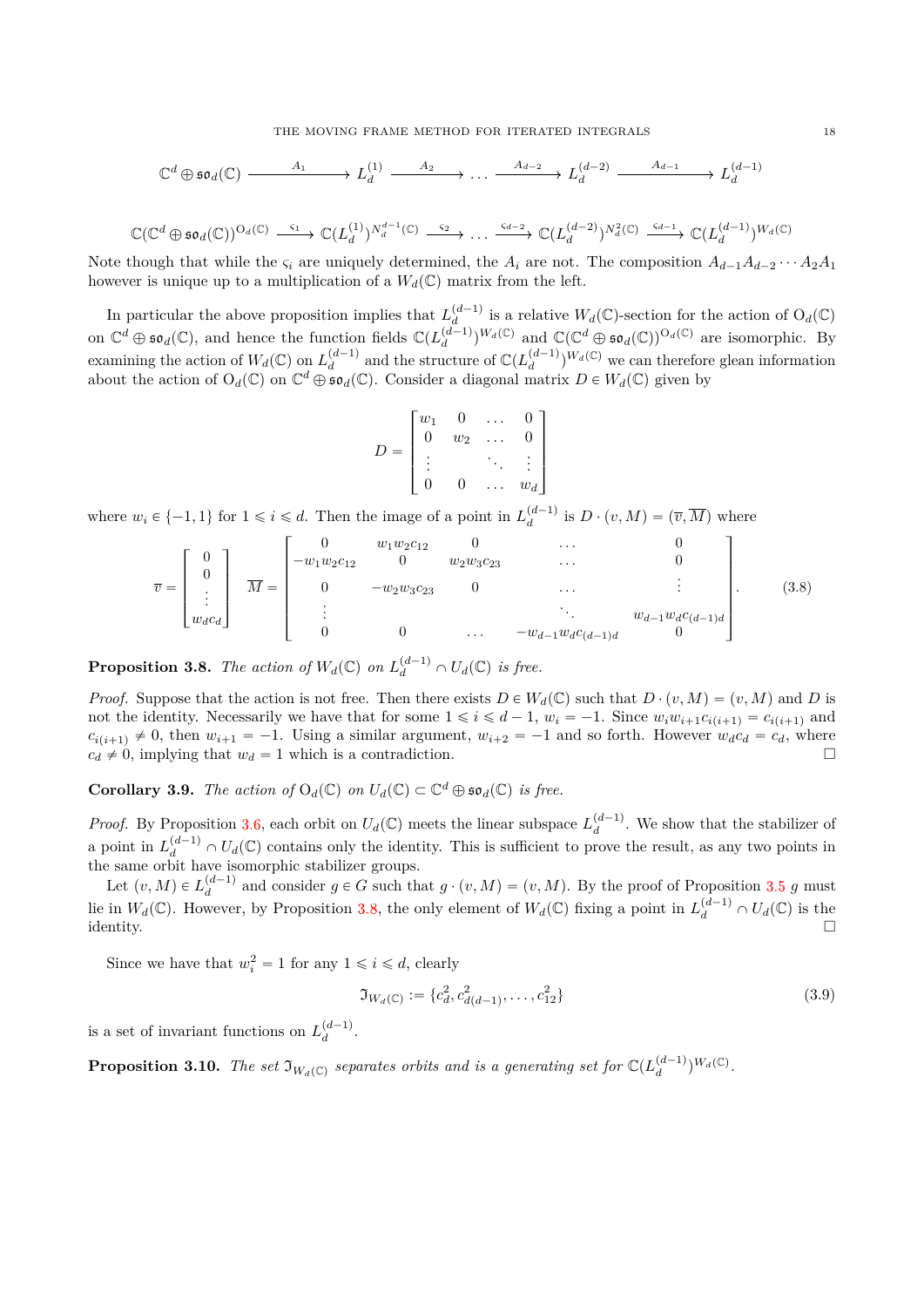$$\mathbb{C}^d \oplus \mathfrak{so}_d(\mathbb{C}) \xrightarrow{\quad A_1 \quad} L_d^{(1)} \xrightarrow{\quad A_2 \quad} \dots \xrightarrow{\quad A_{d-2} \quad} L_d^{(d-2)} \xrightarrow{\quad A_{d-1} \quad} L_d^{(d-1)}$$

$$\mathbb{C}(\mathbb{C}^d \oplus \mathfrak{so}_d(\mathbb{C}))^{\mathrm{O}_d(\mathbb{C})} \xrightarrow{\ \varsigma_1\ } \mathbb{C}(L_d^{(1)})^{N_d^{d-1}(\mathbb{C})} \xrightarrow{\ \varsigma_2\ } \dots \xrightarrow{\ \varsigma_{d-2}\ } \mathbb{C}(L_d^{(d-2)})^{N_d^2(\mathbb{C})} \xrightarrow{\ \varsigma_{d-1}\ } \mathbb{C}(L_d^{(d-1)})^{W_d(\mathbb{C})}$$

Note though that while the $\varsigma_i$ are uniquely determined, the $A_i$ are not. The composition $A_{d-1}A_{d-2}\cdots A_2A_1$ however is unique up to a multiplication of a $W_d(\mathbb{C})$ matrix from the left.

In particular the above proposition implies that $L_d^{(d-1)}$ is a relative $W_d(\mathbb{C})$-section for the action of $\mathrm{O}_d(\mathbb{C})$ on $\mathbb{C}^d \oplus \mathfrak{so}_d(\mathbb{C})$, and hence the function fields $\mathbb{C}(L_d^{(d-1)})^{W_d(\mathbb{C})}$ and $\mathbb{C}(\mathbb{C}^d \oplus \mathfrak{so}_d(\mathbb{C}))^{\mathrm{O}_d(\mathbb{C})}$ are isomorphic. By examining the action of $W_d(\mathbb{C})$ on $L_d^{(d-1)}$ and the structure of $\mathbb{C}(L_d^{(d-1)})^{W_d(\mathbb{C})}$ we can therefore glean information about the action of $\mathrm{O}_d(\mathbb{C})$ on $\mathbb{C}^d \oplus \mathfrak{so}_d(\mathbb{C})$. Consider a diagonal matrix $D \in W_d(\mathbb{C})$ given by

$$D = \begin{bmatrix} w_1 & 0 & \dots & 0 \\ 0 & w_2 & \dots & 0 \\ \vdots & & \ddots & \vdots \\ 0 & 0 & \dots & w_d \end{bmatrix}$$

where $w_i \in \{-1, 1\}$ for $1 \leqslant i \leqslant d$. Then the image of a point in $L_d^{(d-1)}$ is $D \cdot (v, M) = (\overline{v}, \overline{M})$ where

$$\overline{v} = \begin{bmatrix} 0 \\ 0 \\ \vdots \\ w_d c_d \end{bmatrix} \quad \overline{M} = \begin{bmatrix} 0 & w_1 w_2 c_{12} & 0 & \dots & 0 \\ -w_1 w_2 c_{12} & 0 & w_2 w_3 c_{23} & \dots & 0 \\ 0 & -w_2 w_3 c_{23} & 0 & \dots & \vdots \\ \vdots & & & \ddots & w_{d-1} w_d c_{(d-1)d} \\ 0 & 0 & \dots & -w_{d-1} w_d c_{(d-1)d} & 0 \end{bmatrix}. \tag{3.8}$$

**Proposition 3.8.** *The action of $W_d(\mathbb{C})$ on $L_d^{(d-1)} \cap U_d(\mathbb{C})$ is free.*

*Proof.* Suppose that the action is not free. Then there exists $D \in W_d(\mathbb{C})$ such that $D \cdot (v, M) = (v, M)$ and $D$ is not the identity. Necessarily we have that for some $1 \leqslant i \leqslant d-1$, $w_i = -1$. Since $w_i w_{i+1} c_{i(i+1)} = c_{i(i+1)}$ and $c_{i(i+1)} \neq 0$, then $w_{i+1} = -1$. Using a similar argument, $w_{i+2} = -1$ and so forth. However $w_d c_d = c_d$, where $c_d \neq 0$, implying that $w_d = 1$ which is a contradiction. $\square$

**Corollary 3.9.** *The action of $\mathrm{O}_d(\mathbb{C})$ on $U_d(\mathbb{C}) \subset \mathbb{C}^d \oplus \mathfrak{so}_d(\mathbb{C})$ is free.*

*Proof.* By Proposition 3.6, each orbit on $U_d(\mathbb{C})$ meets the linear subspace $L_d^{(d-1)}$. We show that the stabilizer of a point in $L_d^{(d-1)} \cap U_d(\mathbb{C})$ contains only the identity. This is sufficient to prove the result, as any two points in the same orbit have isomorphic stabilizer groups.

Let $(v, M) \in L_d^{(d-1)}$ and consider $g \in G$ such that $g \cdot (v, M) = (v, M)$. By the proof of Proposition 3.5 $g$ must lie in $W_d(\mathbb{C})$. However, by Proposition 3.8, the only element of $W_d(\mathbb{C})$ fixing a point in $L_d^{(d-1)} \cap U_d(\mathbb{C})$ is the identity. $\square$

Since we have that $w_i^2 = 1$ for any $1 \leqslant i \leqslant d$, clearly

$$\mathfrak{I}_{W_d(\mathbb{C})} := \{c_d^2, c_{d(d-1)}^2, \dots, c_{12}^2\} \tag{3.9}$$

is a set of invariant functions on $L_d^{(d-1)}$.

**Proposition 3.10.** *The set $\mathfrak{I}_{W_d(\mathbb{C})}$ separates orbits and is a generating set for $\mathbb{C}(L_d^{(d-1)})^{W_d(\mathbb{C})}$.*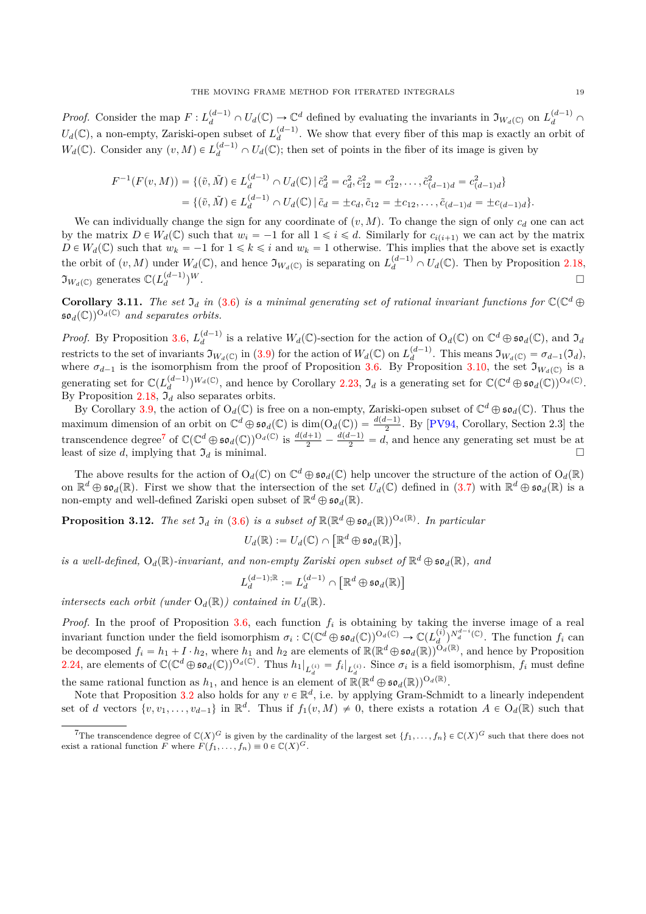*Proof.* Consider the map $F : L_d^{(d-1)} \cap U_d(\mathbb{C}) \to \mathbb{C}^d$ defined by evaluating the invariants in $\mathfrak{I}_{W_d(\mathbb{C})}$ on $L_d^{(d-1)} \cap U_d(\mathbb{C})$, a non-empty, Zariski-open subset of $L_d^{(d-1)}$. We show that every fiber of this map is exactly an orbit of $W_d(\mathbb{C})$. Consider any $(v, M) \in L_d^{(d-1)} \cap U_d(\mathbb{C})$; then set of points in the fiber of its image is given by

$$
\begin{aligned}
F^{-1}(F(v,M)) &= \{(\tilde{v}, \tilde{M}) \in L_d^{(d-1)} \cap U_d(\mathbb{C}) \,|\, \tilde{c}_d^2 = c_d^2, \tilde{c}_{12}^2 = c_{12}^2, \ldots, \tilde{c}_{(d-1)d}^2 = c_{(d-1)d}^2\} \\
&= \{(\tilde{v}, \tilde{M}) \in L_d^{(d-1)} \cap U_d(\mathbb{C}) \,|\, \tilde{c}_d = \pm c_d, \tilde{c}_{12} = \pm c_{12}, \ldots, \tilde{c}_{(d-1)d} = \pm c_{(d-1)d}\}.
\end{aligned}
$$

We can individually change the sign for any coordinate of $(v, M)$. To change the sign of only $c_d$ one can act by the matrix $D \in W_d(\mathbb{C})$ such that $w_i = -1$ for all $1 \leqslant i \leqslant d$. Similarly for $c_{i(i+1)}$ we can act by the matrix $D \in W_d(\mathbb{C})$ such that $w_k = -1$ for $1 \leqslant k \leqslant i$ and $w_k = 1$ otherwise. This implies that the above set is exactly the orbit of $(v, M)$ under $W_d(\mathbb{C})$, and hence $\mathfrak{I}_{W_d(\mathbb{C})}$ is separating on $L_d^{(d-1)} \cap U_d(\mathbb{C})$. Then by Proposition 2.18, $\mathfrak{I}_{W_d(\mathbb{C})}$ generates $\mathbb{C}(L_d^{(d-1)})^W$. $\square$

**Corollary 3.11.** *The set $\mathfrak{I}_d$ in (3.6) is a minimal generating set of rational invariant functions for $\mathbb{C}(\mathbb{C}^d \oplus \mathfrak{so}_d(\mathbb{C}))^{\mathrm{O}_d(\mathbb{C})}$ and separates orbits.*

*Proof.* By Proposition 3.6, $L_d^{(d-1)}$ is a relative $W_d(\mathbb{C})$-section for the action of $\mathrm{O}_d(\mathbb{C})$ on $\mathbb{C}^d \oplus \mathfrak{so}_d(\mathbb{C})$, and $\mathfrak{I}_d$ restricts to the set of invariants $\mathfrak{I}_{W_d(\mathbb{C})}$ in (3.9) for the action of $W_d(\mathbb{C})$ on $L_d^{(d-1)}$. This means $\mathfrak{I}_{W_d(\mathbb{C})} = \sigma_{d-1}(\mathfrak{I}_d)$, where $\sigma_{d-1}$ is the isomorphism from the proof of Proposition 3.6. By Proposition 3.10, the set $\mathfrak{I}_{W_d(\mathbb{C})}$ is a generating set for $\mathbb{C}(L_d^{(d-1)})^{W_d(\mathbb{C})}$, and hence by Corollary 2.23, $\mathfrak{I}_d$ is a generating set for $\mathbb{C}(\mathbb{C}^d \oplus \mathfrak{so}_d(\mathbb{C}))^{\mathrm{O}_d(\mathbb{C})}$. By Proposition 2.18, $\mathfrak{I}_d$ also separates orbits.

By Corollary 3.9, the action of $\mathrm{O}_d(\mathbb{C})$ is free on a non-empty, Zariski-open subset of $\mathbb{C}^d \oplus \mathfrak{so}_d(\mathbb{C})$. Thus the maximum dimension of an orbit on $\mathbb{C}^d \oplus \mathfrak{so}_d(\mathbb{C})$ is $\dim(\mathrm{O}_d(\mathbb{C})) = \frac{d(d-1)}{2}$. By [PV94, Corollary, Section 2.3] the transcendence degree[7] of $\mathbb{C}(\mathbb{C}^d \oplus \mathfrak{so}_d(\mathbb{C}))^{\mathrm{O}_d(\mathbb{C})}$ is $\frac{d(d+1)}{2} - \frac{d(d-1)}{2} = d$, and hence any generating set must be at least of size $d$, implying that $\mathfrak{I}_d$ is minimal. $\square$

The above results for the action of $\mathrm{O}_d(\mathbb{C})$ on $\mathbb{C}^d \oplus \mathfrak{so}_d(\mathbb{C})$ help uncover the structure of the action of $\mathrm{O}_d(\mathbb{R})$ on $\mathbb{R}^d \oplus \mathfrak{so}_d(\mathbb{R})$. First we show that the intersection of the set $U_d(\mathbb{C})$ defined in (3.7) with $\mathbb{R}^d \oplus \mathfrak{so}_d(\mathbb{R})$ is a non-empty and well-defined Zariski open subset of $\mathbb{R}^d \oplus \mathfrak{so}_d(\mathbb{R})$.

**Proposition 3.12.** *The set $\mathfrak{I}_d$ in (3.6) is a subset of $\mathbb{R}(\mathbb{R}^d \oplus \mathfrak{so}_d(\mathbb{R}))^{\mathrm{O}_d(\mathbb{R})}$. In particular*

$$U_d(\mathbb{R}) := U_d(\mathbb{C}) \cap \left[\mathbb{R}^d \oplus \mathfrak{so}_d(\mathbb{R})\right],$$

*is a well-defined, $\mathrm{O}_d(\mathbb{R})$-invariant, and non-empty Zariski open subset of $\mathbb{R}^d \oplus \mathfrak{so}_d(\mathbb{R})$, and*

$$L_d^{(d-1);\mathbb{R}} := L_d^{(d-1)} \cap \left[\mathbb{R}^d \oplus \mathfrak{so}_d(\mathbb{R})\right]$$

*intersects each orbit (under $\mathrm{O}_d(\mathbb{R})$) contained in $U_d(\mathbb{R})$.*

*Proof.* In the proof of Proposition 3.6, each function $f_i$ is obtaining by taking the inverse image of a real invariant function under the field isomorphism $\sigma_i : \mathbb{C}(\mathbb{C}^d \oplus \mathfrak{so}_d(\mathbb{C}))^{\mathrm{O}_d(\mathbb{C})} \to \mathbb{C}(L_d^{(i)})^{N_d^{d-i}(\mathbb{C})}$. The function $f_i$ can be decomposed $f_i = h_1 + I \cdot h_2$, where $h_1$ and $h_2$ are elements of $\mathbb{R}(\mathbb{R}^d \oplus \mathfrak{so}_d(\mathbb{R}))^{\mathrm{O}_d(\mathbb{R})}$, and hence by Proposition 2.24, are elements of $\mathbb{C}(\mathbb{C}^d \oplus \mathfrak{so}_d(\mathbb{C}))^{\mathrm{O}_d(\mathbb{C})}$. Thus $h_1|_{L_d^{(i)}} = f_i|_{L_d^{(i)}}$. Since $\sigma_i$ is a field isomorphism, $f_i$ must define the same rational function as $h_1$, and hence is an element of $\mathbb{R}(\mathbb{R}^d \oplus \mathfrak{so}_d(\mathbb{R}))^{\mathrm{O}_d(\mathbb{R})}$.

Note that Proposition 3.2 also holds for any $v \in \mathbb{R}^d$, i.e. by applying Gram-Schmidt to a linearly independent set of $d$ vectors $\{v, v_1, \ldots, v_{d-1}\}$ in $\mathbb{R}^d$. Thus if $f_1(v, M) \neq 0$, there exists a rotation $A \in \mathrm{O}_d(\mathbb{R})$ such that

[7] The transcendence degree of $\mathbb{C}(X)^G$ is given by the cardinality of the largest set $\{f_1, \ldots, f_n\} \in \mathbb{C}(X)^G$ such that there does not exist a rational function $F$ where $F(f_1, \ldots, f_n) \equiv 0 \in \mathbb{C}(X)^G$.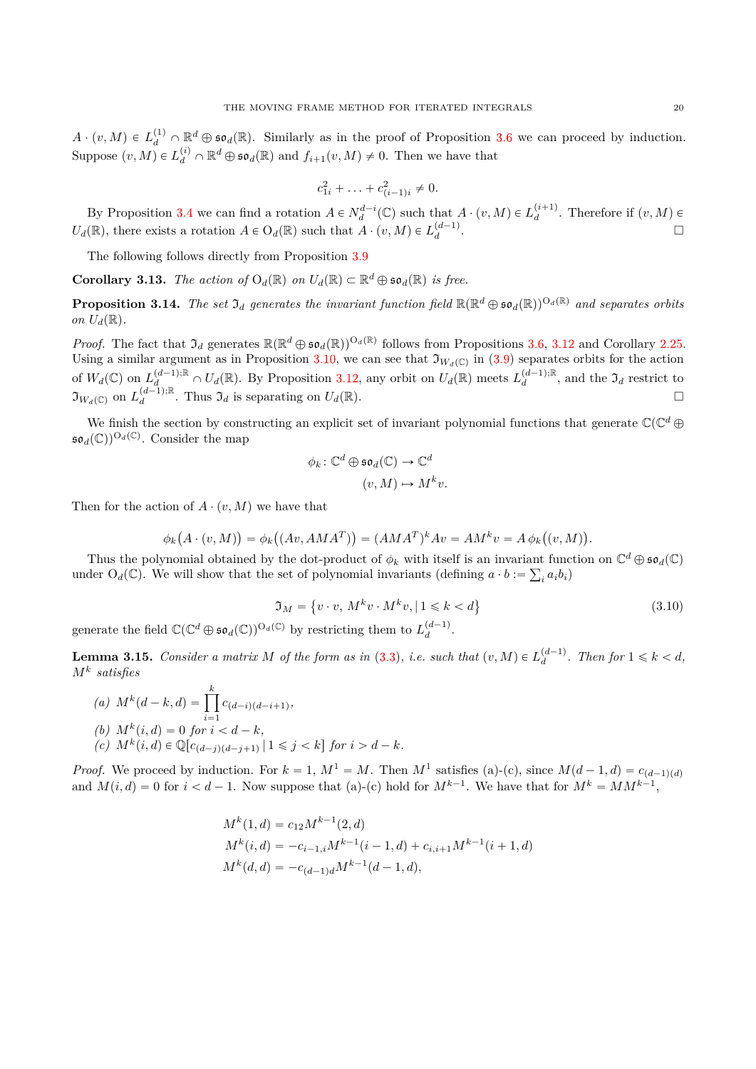$A \cdot (v, M) \in L_d^{(1)} \cap \mathbb{R}^d \oplus \mathfrak{so}_d(\mathbb{R})$. Similarly as in the proof of Proposition 3.6 we can proceed by induction. Suppose $(v, M) \in L_d^{(i)} \cap \mathbb{R}^d \oplus \mathfrak{so}_d(\mathbb{R})$ and $f_{i+1}(v, M) \neq 0$. Then we have that

$$c_{1i}^2 + \ldots + c_{(i-1)i}^2 \neq 0.$$

By Proposition 3.4 we can find a rotation $A \in N_d^{d-i}(\mathbb{C})$ such that $A \cdot (v, M) \in L_d^{(i+1)}$. Therefore if $(v, M) \in U_d(\mathbb{R})$, there exists a rotation $A \in \mathrm{O}_d(\mathbb{R})$ such that $A \cdot (v, M) \in L_d^{(d-1)}$. □

The following follows directly from Proposition 3.9

**Corollary 3.13.** *The action of $\mathrm{O}_d(\mathbb{R})$ on $U_d(\mathbb{R}) \subset \mathbb{R}^d \oplus \mathfrak{so}_d(\mathbb{R})$ is free.*

**Proposition 3.14.** *The set $\mathfrak{I}_d$ generates the invariant function field $\mathbb{R}(\mathbb{R}^d \oplus \mathfrak{so}_d(\mathbb{R}))^{\mathrm{O}_d(\mathbb{R})}$ and separates orbits on $U_d(\mathbb{R})$.*

*Proof.* The fact that $\mathfrak{I}_d$ generates $\mathbb{R}(\mathbb{R}^d \oplus \mathfrak{so}_d(\mathbb{R}))^{\mathrm{O}_d(\mathbb{R})}$ follows from Propositions 3.6, 3.12 and Corollary 2.25. Using a similar argument as in Proposition 3.10, we can see that $\mathfrak{I}_{W_d(\mathbb{C})}$ in (3.9) separates orbits for the action of $W_d(\mathbb{C})$ on $L_d^{(d-1);\mathbb{R}} \cap U_d(\mathbb{R})$. By Proposition 3.12, any orbit on $U_d(\mathbb{R})$ meets $L_d^{(d-1);\mathbb{R}}$, and the $\mathfrak{I}_d$ restrict to $\mathfrak{I}_{W_d(\mathbb{C})}$ on $L_d^{(d-1);\mathbb{R}}$. Thus $\mathfrak{I}_d$ is separating on $U_d(\mathbb{R})$. □

We finish the section by constructing an explicit set of invariant polynomial functions that generate $\mathbb{C}(\mathbb{C}^d \oplus \mathfrak{so}_d(\mathbb{C}))^{\mathrm{O}_d(\mathbb{C})}$. Consider the map

$$\begin{aligned} \phi_k \colon \mathbb{C}^d \oplus \mathfrak{so}_d(\mathbb{C}) &\to \mathbb{C}^d \\ (v, M) &\mapsto M^k v. \end{aligned}$$

Then for the action of $A \cdot (v, M)$ we have that

$$\phi_k\big(A \cdot (v, M)\big) = \phi_k\big((Av, AMA^T)\big) = (AMA^T)^k Av = AM^k v = A\, \phi_k\big((v, M)\big).$$

Thus the polynomial obtained by the dot-product of $\phi_k$ with itself is an invariant function on $\mathbb{C}^d \oplus \mathfrak{so}_d(\mathbb{C})$ under $\mathrm{O}_d(\mathbb{C})$. We will show that the set of polynomial invariants (defining $a \cdot b := \sum_i a_i b_i$)

$$\mathfrak{I}_M = \big\{ v \cdot v,\, M^k v \cdot M^k v, \,|\, 1 \leqslant k < d \big\} \tag{3.10}$$

generate the field $\mathbb{C}(\mathbb{C}^d \oplus \mathfrak{so}_d(\mathbb{C}))^{\mathrm{O}_d(\mathbb{C})}$ by restricting them to $L_d^{(d-1)}$.

**Lemma 3.15.** *Consider a matrix $M$ of the form as in (3.3), i.e. such that $(v, M) \in L_d^{(d-1)}$. Then for $1 \leqslant k < d$, $M^k$ satisfies*

*(a)* $M^k(d-k, d) = \prod_{i=1}^{k} c_{(d-i)(d-i+1)}$,

*(b)* $M^k(i, d) = 0$ *for* $i < d - k$,

*(c)* $M^k(i, d) \in \mathbb{Q}[c_{(d-j)(d-j+1)} \,|\, 1 \leqslant j < k]$ *for* $i > d - k$.

*Proof.* We proceed by induction. For $k = 1$, $M^1 = M$. Then $M^1$ satisfies (a)-(c), since $M(d-1, d) = c_{(d-1)(d)}$ and $M(i, d) = 0$ for $i < d - 1$. Now suppose that (a)-(c) hold for $M^{k-1}$. We have that for $M^k = MM^{k-1}$,

$$\begin{aligned} M^k(1, d) &= c_{12} M^{k-1}(2, d) \\ M^k(i, d) &= -c_{i-1,i} M^{k-1}(i-1, d) + c_{i,i+1} M^{k-1}(i+1, d) \\ M^k(d, d) &= -c_{(d-1)d} M^{k-1}(d-1, d), \end{aligned}$$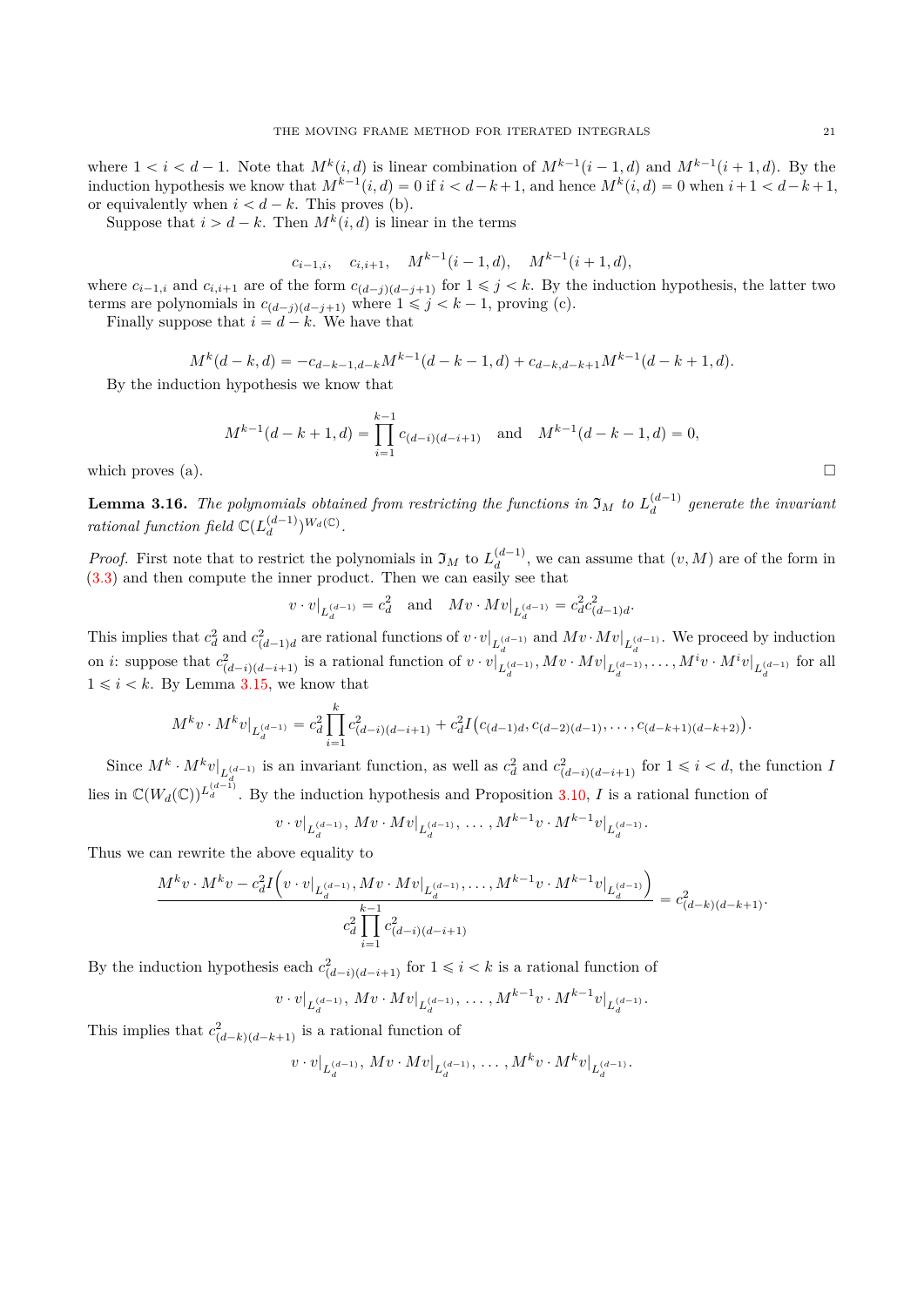where $1 < i < d-1$. Note that $M^k(i,d)$ is linear combination of $M^{k-1}(i-1,d)$ and $M^{k-1}(i+1,d)$. By the induction hypothesis we know that $M^{k-1}(i,d) = 0$ if $i < d-k+1$, and hence $M^k(i,d) = 0$ when $i+1 < d-k+1$, or equivalently when $i < d-k$. This proves (b).

Suppose that $i > d-k$. Then $M^k(i,d)$ is linear in the terms

$$c_{i-1,i}, \quad c_{i,i+1}, \quad M^{k-1}(i-1,d), \quad M^{k-1}(i+1,d),$$

where $c_{i-1,i}$ and $c_{i,i+1}$ are of the form $c_{(d-j)(d-j+1)}$ for $1 \leqslant j < k$. By the induction hypothesis, the latter two terms are polynomials in $c_{(d-j)(d-j+1)}$ where $1 \leqslant j < k-1$, proving (c).

Finally suppose that $i = d-k$. We have that

$$M^k(d-k,d) = -c_{d-k-1,d-k} M^{k-1}(d-k-1,d) + c_{d-k,d-k+1} M^{k-1}(d-k+1,d).$$

By the induction hypothesis we know that

$$M^{k-1}(d-k+1,d) = \prod_{i=1}^{k-1} c_{(d-i)(d-i+1)} \quad \text{and} \quad M^{k-1}(d-k-1,d) = 0,$$

which proves (a). $\square$

**Lemma 3.16.** *The polynomials obtained from restricting the functions in $\mathfrak{I}_M$ to $L_d^{(d-1)}$ generate the invariant rational function field $\mathbb{C}(L_d^{(d-1)})^{W_d(\mathbb{C})}$.*

*Proof.* First note that to restrict the polynomials in $\mathfrak{I}_M$ to $L_d^{(d-1)}$, we can assume that $(v, M)$ are of the form in (3.3) and then compute the inner product. Then we can easily see that

$$v \cdot v|_{L_d^{(d-1)}} = c_d^2 \quad \text{and} \quad Mv \cdot Mv|_{L_d^{(d-1)}} = c_d^2 c_{(d-1)d}^2.$$

This implies that $c_d^2$ and $c_{(d-1)d}^2$ are rational functions of $v \cdot v|_{L_d^{(d-1)}}$ and $Mv \cdot Mv|_{L_d^{(d-1)}}$. We proceed by induction on $i$: suppose that $c_{(d-i)(d-i+1)}^2$ is a rational function of $v \cdot v|_{L_d^{(d-1)}}, Mv \cdot Mv|_{L_d^{(d-1)}}, \ldots, M^i v \cdot M^i v|_{L_d^{(d-1)}}$ for all $1 \leqslant i < k$. By Lemma 3.15, we know that

$$M^k v \cdot M^k v|_{L_d^{(d-1)}} = c_d^2 \prod_{i=1}^{k} c_{(d-i)(d-i+1)}^2 + c_d^2 I\big(c_{(d-1)d}, c_{(d-2)(d-1)}, \ldots, c_{(d-k+1)(d-k+2)}\big).$$

Since $M^k \cdot M^k v|_{L_d^{(d-1)}}$ is an invariant function, as well as $c_d^2$ and $c_{(d-i)(d-i+1)}^2$ for $1 \leqslant i < d$, the function $I$ lies in $\mathbb{C}(W_d(\mathbb{C}))^{L_d^{(d-1)}}$. By the induction hypothesis and Proposition 3.10, $I$ is a rational function of

$$v \cdot v|_{L_d^{(d-1)}}, \, Mv \cdot Mv|_{L_d^{(d-1)}}, \, \ldots, M^{k-1} v \cdot M^{k-1} v|_{L_d^{(d-1)}}.$$

Thus we can rewrite the above equality to

$$\frac{M^k v \cdot M^k v - c_d^2 I\Big(v \cdot v|_{L_d^{(d-1)}}, Mv \cdot Mv|_{L_d^{(d-1)}}, \ldots, M^{k-1} v \cdot M^{k-1} v|_{L_d^{(d-1)}}\Big)}{c_d^2 \displaystyle\prod_{i=1}^{k-1} c_{(d-i)(d-i+1)}^2} = c_{(d-k)(d-k+1)}^2.$$

By the induction hypothesis each $c_{(d-i)(d-i+1)}^2$ for $1 \leqslant i < k$ is a rational function of

$$v \cdot v|_{L_d^{(d-1)}}, \, Mv \cdot Mv|_{L_d^{(d-1)}}, \, \ldots, M^{k-1} v \cdot M^{k-1} v|_{L_d^{(d-1)}}.$$

This implies that $c_{(d-k)(d-k+1)}^2$ is a rational function of

$$v \cdot v|_{L_d^{(d-1)}}, \, Mv \cdot Mv|_{L_d^{(d-1)}}, \, \ldots, M^k v \cdot M^k v|_{L_d^{(d-1)}}.$$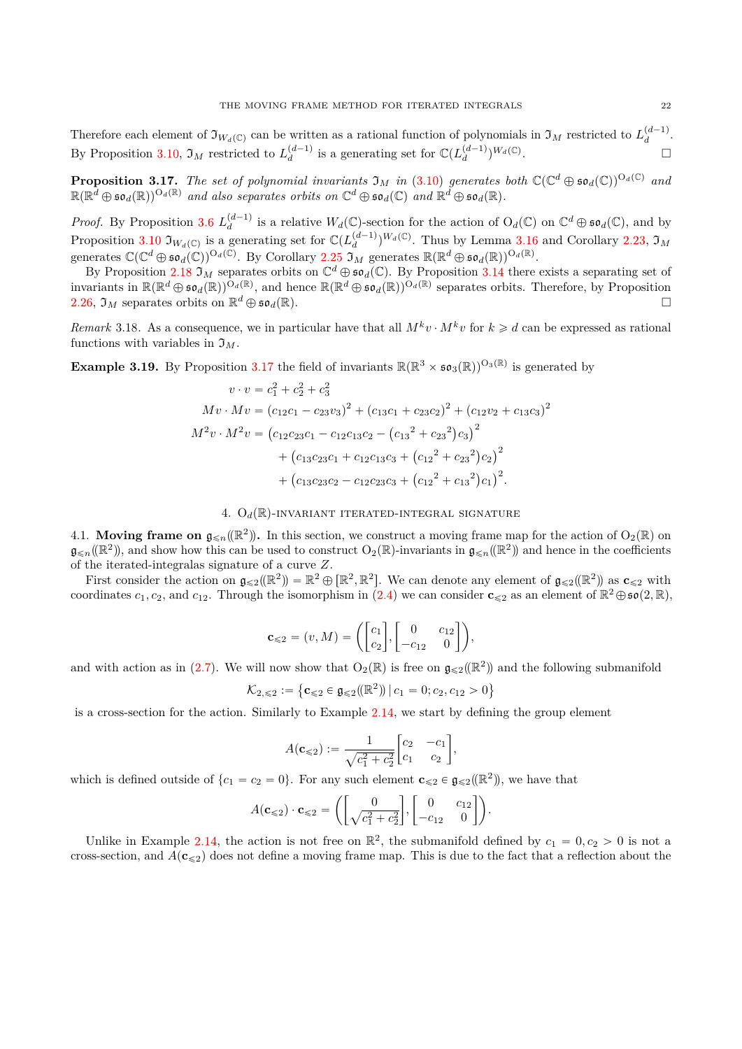Therefore each element of $\mathfrak{I}_{W_d(\mathbb{C})}$ can be written as a rational function of polynomials in $\mathfrak{I}_M$ restricted to $L_d^{(d-1)}$. By Proposition 3.10, $\mathfrak{I}_M$ restricted to $L_d^{(d-1)}$ is a generating set for $\mathbb{C}(L_d^{(d-1)})^{W_d(\mathbb{C})}$. ☐

**Proposition 3.17.** *The set of polynomial invariants $\mathfrak{I}_M$ in (3.10) generates both $\mathbb{C}(\mathbb{C}^d \oplus \mathfrak{so}_d(\mathbb{C}))^{\mathrm{O}_d(\mathbb{C})}$ and $\mathbb{R}(\mathbb{R}^d \oplus \mathfrak{so}_d(\mathbb{R}))^{\mathrm{O}_d(\mathbb{R})}$ and also separates orbits on $\mathbb{C}^d \oplus \mathfrak{so}_d(\mathbb{C})$ and $\mathbb{R}^d \oplus \mathfrak{so}_d(\mathbb{R})$.*

*Proof.* By Proposition 3.6 $L_d^{(d-1)}$ is a relative $W_d(\mathbb{C})$-section for the action of $\mathrm{O}_d(\mathbb{C})$ on $\mathbb{C}^d \oplus \mathfrak{so}_d(\mathbb{C})$, and by Proposition 3.10 $\mathfrak{I}_{W_d(\mathbb{C})}$ is a generating set for $\mathbb{C}(L_d^{(d-1)})^{W_d(\mathbb{C})}$. Thus by Lemma 3.16 and Corollary 2.23, $\mathfrak{I}_M$ generates $\mathbb{C}(\mathbb{C}^d \oplus \mathfrak{so}_d(\mathbb{C}))^{\mathrm{O}_d(\mathbb{C})}$. By Corollary 2.25 $\mathfrak{I}_M$ generates $\mathbb{R}(\mathbb{R}^d \oplus \mathfrak{so}_d(\mathbb{R}))^{\mathrm{O}_d(\mathbb{R})}$.

By Proposition 2.18 $\mathfrak{I}_M$ separates orbits on $\mathbb{C}^d \oplus \mathfrak{so}_d(\mathbb{C})$. By Proposition 3.14 there exists a separating set of invariants in $\mathbb{R}(\mathbb{R}^d \oplus \mathfrak{so}_d(\mathbb{R}))^{\mathrm{O}_d(\mathbb{R})}$, and hence $\mathbb{R}(\mathbb{R}^d \oplus \mathfrak{so}_d(\mathbb{R}))^{\mathrm{O}_d(\mathbb{R})}$ separates orbits. Therefore, by Proposition 2.26, $\mathfrak{I}_M$ separates orbits on $\mathbb{R}^d \oplus \mathfrak{so}_d(\mathbb{R})$. ☐

*Remark* 3.18. As a consequence, we in particular have that all $M^k v \cdot M^k v$ for $k \geqslant d$ can be expressed as rational functions with variables in $\mathfrak{I}_M$.

**Example 3.19.** By Proposition 3.17 the field of invariants $\mathbb{R}(\mathbb{R}^3 \times \mathfrak{so}_3(\mathbb{R}))^{\mathrm{O}_3(\mathbb{R})}$ is generated by

$$
\begin{aligned}
v \cdot v &= c_1^2 + c_2^2 + c_3^2 \\
Mv \cdot Mv &= (c_{12}c_1 - c_{23}v_3)^2 + (c_{13}c_1 + c_{23}c_2)^2 + (c_{12}v_2 + c_{13}c_3)^2 \\
M^2v \cdot M^2v &= \left(c_{12}c_{23}c_1 - c_{12}c_{13}c_2 - \left({c_{13}}^2 + {c_{23}}^2\right)c_3\right)^2 \\
&\quad + \left(c_{13}c_{23}c_1 + c_{12}c_{13}c_3 + \left({c_{12}}^2 + {c_{23}}^2\right)c_2\right)^2 \\
&\quad + \left(c_{13}c_{23}c_2 - c_{12}c_{23}c_3 + \left({c_{12}}^2 + {c_{13}}^2\right)c_1\right)^2.
\end{aligned}
$$

## 4. $\mathrm{O}_d(\mathbb{R})$-invariant iterated-integral signature

4.1. **Moving frame on $\mathfrak{g}_{\leqslant n}(\!(\mathbb{R}^2)\!)$.** In this section, we construct a moving frame map for the action of $\mathrm{O}_2(\mathbb{R})$ on $\mathfrak{g}_{\leqslant n}(\!(\mathbb{R}^2)\!)$, and show how this can be used to construct $\mathrm{O}_2(\mathbb{R})$-invariants in $\mathfrak{g}_{\leqslant n}(\!(\mathbb{R}^2)\!)$ and hence in the coefficients of the iterated-integrals signature of a curve $Z$.

First consider the action on $\mathfrak{g}_{\leqslant 2}(\!(\mathbb{R}^2)\!) = \mathbb{R}^2 \oplus [\mathbb{R}^2, \mathbb{R}^2]$. We can denote any element of $\mathfrak{g}_{\leqslant 2}(\!(\mathbb{R}^2)\!)$ as $\mathbf{c}_{\leqslant 2}$ with coordinates $c_1, c_2$, and $c_{12}$. Through the isomorphism in (2.4) we can consider $\mathbf{c}_{\leqslant 2}$ as an element of $\mathbb{R}^2 \oplus \mathfrak{so}(2, \mathbb{R})$,

$$
\mathbf{c}_{\leqslant 2} = (v, M) = \left( \begin{bmatrix} c_1 \\ c_2 \end{bmatrix}, \begin{bmatrix} 0 & c_{12} \\ -c_{12} & 0 \end{bmatrix} \right),
$$

and with action as in (2.7). We will now show that $\mathrm{O}_2(\mathbb{R})$ is free on $\mathfrak{g}_{\leqslant 2}(\!(\mathbb{R}^2)\!)$ and the following submanifold

$$
\mathcal{K}_{2,\leqslant 2} := \left\{ \mathbf{c}_{\leqslant 2} \in \mathfrak{g}_{\leqslant 2}(\!(\mathbb{R}^2)\!) \mid c_1 = 0; c_2, c_{12} > 0 \right\}
$$

is a cross-section for the action. Similarly to Example 2.14, we start by defining the group element

$$
A(\mathbf{c}_{\leqslant 2}) := \frac{1}{\sqrt{c_1^2 + c_2^2}} \begin{bmatrix} c_2 & -c_1 \\ c_1 & c_2 \end{bmatrix},
$$

which is defined outside of $\{c_1 = c_2 = 0\}$. For any such element $\mathbf{c}_{\leqslant 2} \in \mathfrak{g}_{\leqslant 2}(\!(\mathbb{R}^2)\!)$, we have that

$$
A(\mathbf{c}_{\leqslant 2}) \cdot \mathbf{c}_{\leqslant 2} = \left( \begin{bmatrix} 0 \\ \sqrt{c_1^2 + c_2^2} \end{bmatrix}, \begin{bmatrix} 0 & c_{12} \\ -c_{12} & 0 \end{bmatrix} \right).
$$

Unlike in Example 2.14, the action is not free on $\mathbb{R}^2$, the submanifold defined by $c_1 = 0, c_2 > 0$ is not a cross-section, and $A(\mathbf{c}_{\leqslant 2})$ does not define a moving frame map. This is due to the fact that a reflection about the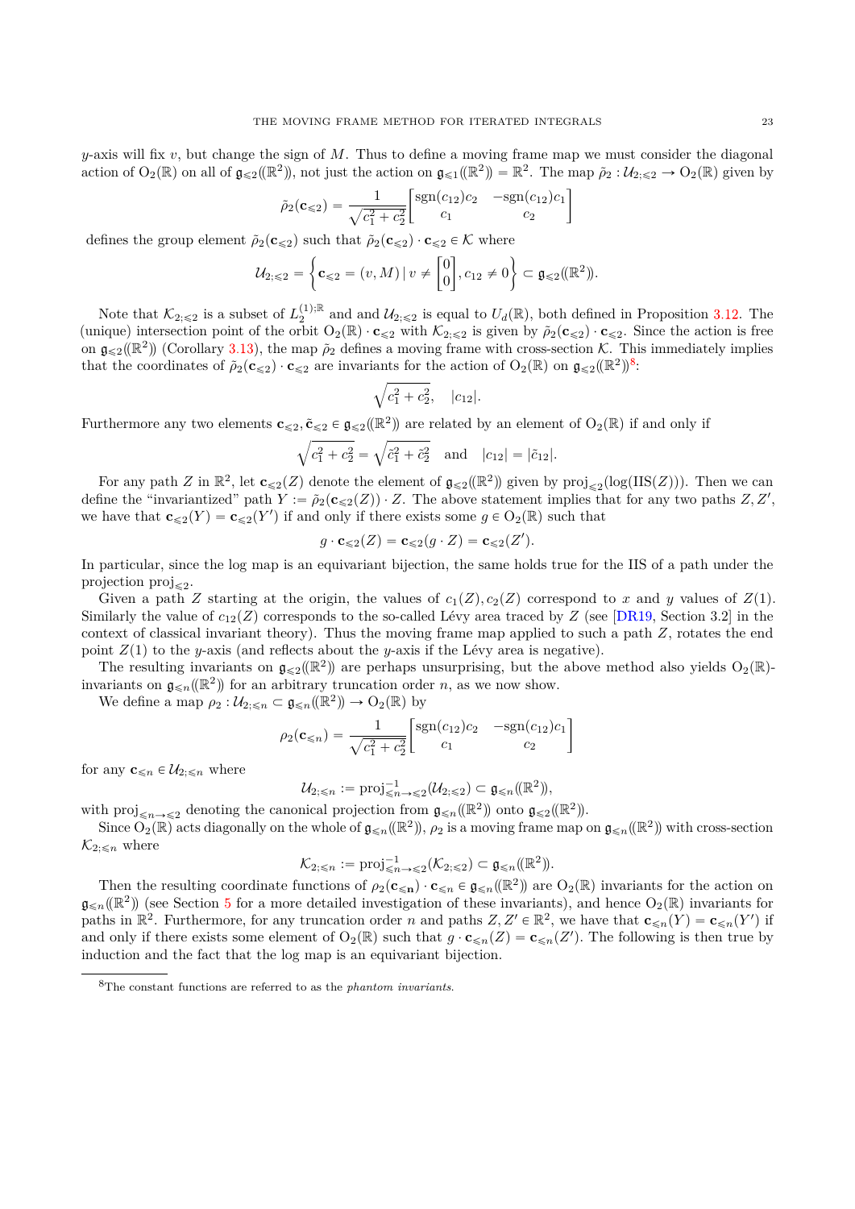$y$-axis will fix $v$, but change the sign of $M$. Thus to define a moving frame map we must consider the diagonal action of $\mathrm{O}_2(\mathbb{R})$ on all of $\mathfrak{g}_{\leqslant 2}((\mathbb{R}^2))$, not just the action on $\mathfrak{g}_{\leqslant 1}((\mathbb{R}^2)) = \mathbb{R}^2$. The map $\tilde{\rho}_2 : \mathcal{U}_{2;\leqslant 2} \to \mathrm{O}_2(\mathbb{R})$ given by

$$\tilde{\rho}_2(\mathbf{c}_{\leqslant 2}) = \frac{1}{\sqrt{c_1^2 + c_2^2}} \begin{bmatrix} \mathrm{sgn}(c_{12})c_2 & -\mathrm{sgn}(c_{12})c_1 \\ c_1 & c_2 \end{bmatrix}$$

defines the group element $\tilde{\rho}_2(\mathbf{c}_{\leqslant 2})$ such that $\tilde{\rho}_2(\mathbf{c}_{\leqslant 2}) \cdot \mathbf{c}_{\leqslant 2} \in \mathcal{K}$ where

$$\mathcal{U}_{2;\leqslant 2} = \left\{ \mathbf{c}_{\leqslant 2} = (v, M) \mid v \neq \begin{bmatrix} 0 \\ 0 \end{bmatrix}, c_{12} \neq 0 \right\} \subset \mathfrak{g}_{\leqslant 2}((\mathbb{R}^2)).$$

Note that $\mathcal{K}_{2;\leqslant 2}$ is a subset of $L_2^{(1);\mathbb{R}}$ and and $\mathcal{U}_{2;\leqslant 2}$ is equal to $U_d(\mathbb{R})$, both defined in Proposition 3.12. The (unique) intersection point of the orbit $\mathrm{O}_2(\mathbb{R}) \cdot \mathbf{c}_{\leqslant 2}$ with $\mathcal{K}_{2;\leqslant 2}$ is given by $\tilde{\rho}_2(\mathbf{c}_{\leqslant 2}) \cdot \mathbf{c}_{\leqslant 2}$. Since the action is free on $\mathfrak{g}_{\leqslant 2}((\mathbb{R}^2))$ (Corollary 3.13), the map $\tilde{\rho}_2$ defines a moving frame with cross-section $\mathcal{K}$. This immediately implies that the coordinates of $\tilde{\rho}_2(\mathbf{c}_{\leqslant 2}) \cdot \mathbf{c}_{\leqslant 2}$ are invariants for the action of $\mathrm{O}_2(\mathbb{R})$ on $\mathfrak{g}_{\leqslant 2}((\mathbb{R}^2))$[8]:

$$\sqrt{c_1^2 + c_2^2}, \quad |c_{12}|.$$

Furthermore any two elements $\mathbf{c}_{\leqslant 2}, \tilde{\mathbf{c}}_{\leqslant 2} \in \mathfrak{g}_{\leqslant 2}((\mathbb{R}^2))$ are related by an element of $\mathrm{O}_2(\mathbb{R})$ if and only if

$$\sqrt{c_1^2 + c_2^2} = \sqrt{\tilde{c}_1^2 + \tilde{c}_2^2} \quad \text{and} \quad |c_{12}| = |\tilde{c}_{12}|.$$

For any path $Z$ in $\mathbb{R}^2$, let $\mathbf{c}_{\leqslant 2}(Z)$ denote the element of $\mathfrak{g}_{\leqslant 2}((\mathbb{R}^2))$ given by $\mathrm{proj}_{\leqslant 2}(\log(\mathrm{IIS}(Z)))$. Then we can define the "invariantized" path $Y := \tilde{\rho}_2(\mathbf{c}_{\leqslant 2}(Z)) \cdot Z$. The above statement implies that for any two paths $Z, Z'$, we have that $\mathbf{c}_{\leqslant 2}(Y) = \mathbf{c}_{\leqslant 2}(Y')$ if and only if there exists some $g \in \mathrm{O}_2(\mathbb{R})$ such that

$$g \cdot \mathbf{c}_{\leqslant 2}(Z) = \mathbf{c}_{\leqslant 2}(g \cdot Z) = \mathbf{c}_{\leqslant 2}(Z').$$

In particular, since the log map is an equivariant bijection, the same holds true for the IIS of a path under the projection $\mathrm{proj}_{\leqslant 2}$.

Given a path $Z$ starting at the origin, the values of $c_1(Z), c_2(Z)$ correspond to $x$ and $y$ values of $Z(1)$. Similarly the value of $c_{12}(Z)$ corresponds to the so-called Lévy area traced by $Z$ (see [DR19, Section 3.2] in the context of classical invariant theory). Thus the moving frame map applied to such a path $Z$, rotates the end point $Z(1)$ to the $y$-axis (and reflects about the $y$-axis if the Lévy area is negative).

The resulting invariants on $\mathfrak{g}_{\leqslant 2}((\mathbb{R}^2))$ are perhaps unsurprising, but the above method also yields $\mathrm{O}_2(\mathbb{R})$-invariants on $\mathfrak{g}_{\leqslant n}((\mathbb{R}^2))$ for an arbitrary truncation order $n$, as we now show.

We define a map $\rho_2 : \mathcal{U}_{2;\leqslant n} \subset \mathfrak{g}_{\leqslant n}((\mathbb{R}^2)) \to \mathrm{O}_2(\mathbb{R})$ by

$$\rho_2(\mathbf{c}_{\leqslant n}) = \frac{1}{\sqrt{c_1^2 + c_2^2}} \begin{bmatrix} \mathrm{sgn}(c_{12})c_2 & -\mathrm{sgn}(c_{12})c_1 \\ c_1 & c_2 \end{bmatrix}$$

for any $\mathbf{c}_{\leqslant n} \in \mathcal{U}_{2;\leqslant n}$ where

$$\mathcal{U}_{2;\leqslant n} := \mathrm{proj}^{-1}_{\leqslant n \to \leqslant 2}(\mathcal{U}_{2;\leqslant 2}) \subset \mathfrak{g}_{\leqslant n}((\mathbb{R}^2)),$$

with $\mathrm{proj}_{\leqslant n \to \leqslant 2}$ denoting the canonical projection from $\mathfrak{g}_{\leqslant n}((\mathbb{R}^2))$ onto $\mathfrak{g}_{\leqslant 2}((\mathbb{R}^2))$.

Since $\mathrm{O}_2(\mathbb{R})$ acts diagonally on the whole of $\mathfrak{g}_{\leqslant n}((\mathbb{R}^2))$, $\rho_2$ is a moving frame map on $\mathfrak{g}_{\leqslant n}((\mathbb{R}^2))$ with cross-section $\mathcal{K}_{2;\leqslant n}$ where

$$\mathcal{K}_{2;\leqslant n} := \mathrm{proj}^{-1}_{\leqslant n \to \leqslant 2}(\mathcal{K}_{2;\leqslant 2}) \subset \mathfrak{g}_{\leqslant n}((\mathbb{R}^2)).$$

Then the resulting coordinate functions of $\rho_2(\mathbf{c}_{\leqslant \mathbf{n}}) \cdot \mathbf{c}_{\leqslant n} \in \mathfrak{g}_{\leqslant n}((\mathbb{R}^2))$ are $\mathrm{O}_2(\mathbb{R})$ invariants for the action on $\mathfrak{g}_{\leqslant n}((\mathbb{R}^2))$ (see Section 5 for a more detailed investigation of these invariants), and hence $\mathrm{O}_2(\mathbb{R})$ invariants for paths in $\mathbb{R}^2$. Furthermore, for any truncation order $n$ and paths $Z, Z' \in \mathbb{R}^2$, we have that $\mathbf{c}_{\leqslant n}(Y) = \mathbf{c}_{\leqslant n}(Y')$ if and only if there exists some element of $\mathrm{O}_2(\mathbb{R})$ such that $g \cdot \mathbf{c}_{\leqslant n}(Z) = \mathbf{c}_{\leqslant n}(Z')$. The following is then true by induction and the fact that the log map is an equivariant bijection.

---

[8] The constant functions are referred to as the *phantom invariants*.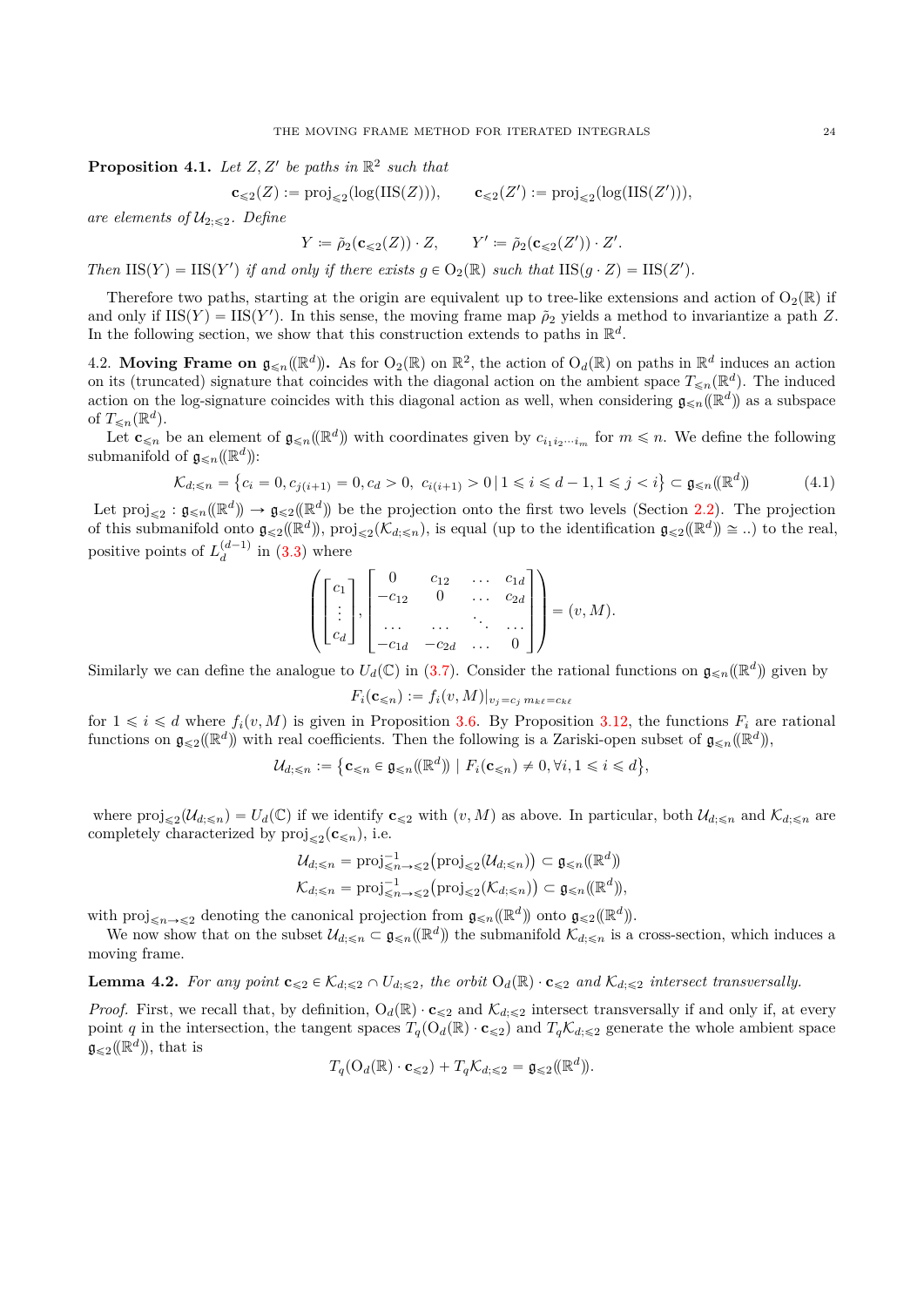**Proposition 4.1.** *Let $Z, Z'$ be paths in $\mathbb{R}^2$ such that*

$$\mathbf{c}_{\leqslant 2}(Z) := \operatorname{proj}_{\leqslant 2}(\log(\operatorname{IIS}(Z))), \qquad \mathbf{c}_{\leqslant 2}(Z') := \operatorname{proj}_{\leqslant 2}(\log(\operatorname{IIS}(Z'))),$$

*are elements of $\mathcal{U}_{2;\leqslant 2}$. Define*

$$Y \coloneqq \tilde{\rho}_2(\mathbf{c}_{\leqslant 2}(Z)) \cdot Z, \qquad Y' \coloneqq \tilde{\rho}_2(\mathbf{c}_{\leqslant 2}(Z')) \cdot Z'.$$

*Then $\operatorname{IIS}(Y) = \operatorname{IIS}(Y')$ if and only if there exists $g \in \mathrm{O}_2(\mathbb{R})$ such that $\operatorname{IIS}(g \cdot Z) = \operatorname{IIS}(Z')$.*

Therefore two paths, starting at the origin are equivalent up to tree-like extensions and action of $\mathrm{O}_2(\mathbb{R})$ if and only if $\operatorname{IIS}(Y) = \operatorname{IIS}(Y')$. In this sense, the moving frame map $\tilde{\rho}_2$ yields a method to invariantize a path $Z$. In the following section, we show that this construction extends to paths in $\mathbb{R}^d$.

4.2. **Moving Frame on $\mathfrak{g}_{\leqslant n}((\mathbb{R}^d))$.** As for $\mathrm{O}_2(\mathbb{R})$ on $\mathbb{R}^2$, the action of $\mathrm{O}_d(\mathbb{R})$ on paths in $\mathbb{R}^d$ induces an action on its (truncated) signature that coincides with the diagonal action on the ambient space $T_{\leqslant n}(\mathbb{R}^d)$. The induced action on the log-signature coincides with this diagonal action as well, when considering $\mathfrak{g}_{\leqslant n}((\mathbb{R}^d))$ as a subspace of $T_{\leqslant n}(\mathbb{R}^d)$.

Let $\mathbf{c}_{\leqslant n}$ be an element of $\mathfrak{g}_{\leqslant n}((\mathbb{R}^d))$ with coordinates given by $c_{i_1 i_2 \cdots i_m}$ for $m \leqslant n$. We define the following submanifold of $\mathfrak{g}_{\leqslant n}((\mathbb{R}^d))$:

$$\mathcal{K}_{d;\leqslant n} = \left\{ c_i = 0, c_{j(i+1)} = 0, c_d > 0,\ c_{i(i+1)} > 0 \,\middle|\, 1 \leqslant i \leqslant d-1, 1 \leqslant j < i \right\} \subset \mathfrak{g}_{\leqslant n}((\mathbb{R}^d)) \tag{4.1}$$

Let $\operatorname{proj}_{\leqslant 2} : \mathfrak{g}_{\leqslant n}((\mathbb{R}^d)) \to \mathfrak{g}_{\leqslant 2}((\mathbb{R}^d))$ be the projection onto the first two levels (Section 2.2). The projection of this submanifold onto $\mathfrak{g}_{\leqslant 2}((\mathbb{R}^d))$, $\operatorname{proj}_{\leqslant 2}(\mathcal{K}_{d;\leqslant n})$, is equal (up to the identification $\mathfrak{g}_{\leqslant 2}((\mathbb{R}^d)) \cong ..$) to the real, positive points of $L_d^{(d-1)}$ in (3.3) where

$$\left( \begin{bmatrix} c_1 \\ \vdots \\ c_d \end{bmatrix}, \begin{bmatrix} 0 & c_{12} & \dots & c_{1d} \\ -c_{12} & 0 & \dots & c_{2d} \\ \dots & \dots & \ddots & \dots \\ -c_{1d} & -c_{2d} & \dots & 0 \end{bmatrix} \right) = (v, M).$$

Similarly we can define the analogue to $U_d(\mathbb{C})$ in (3.7). Consider the rational functions on $\mathfrak{g}_{\leqslant n}((\mathbb{R}^d))$ given by

$$F_i(\mathbf{c}_{\leqslant n}) := f_i(v, M)|_{v_j = c_j\, m_{k\ell} = c_{k\ell}}$$

for $1 \leqslant i \leqslant d$ where $f_i(v, M)$ is given in Proposition 3.6. By Proposition 3.12, the functions $F_i$ are rational functions on $\mathfrak{g}_{\leqslant 2}((\mathbb{R}^d))$ with real coefficients. Then the following is a Zariski-open subset of $\mathfrak{g}_{\leqslant n}((\mathbb{R}^d))$,

$$\mathcal{U}_{d;\leqslant n} := \left\{ \mathbf{c}_{\leqslant n} \in \mathfrak{g}_{\leqslant n}((\mathbb{R}^d)) \mid F_i(\mathbf{c}_{\leqslant n}) \neq 0, \forall i, 1 \leqslant i \leqslant d \right\},$$

where $\operatorname{proj}_{\leqslant 2}(\mathcal{U}_{d;\leqslant n}) = U_d(\mathbb{C})$ if we identify $\mathbf{c}_{\leqslant 2}$ with $(v, M)$ as above. In particular, both $\mathcal{U}_{d;\leqslant n}$ and $\mathcal{K}_{d;\leqslant n}$ are completely characterized by $\operatorname{proj}_{\leqslant 2}(\mathbf{c}_{\leqslant n})$, i.e.

$$\mathcal{U}_{d;\leqslant n} = \operatorname{proj}^{-1}_{\leqslant n \to \leqslant 2}\big(\operatorname{proj}_{\leqslant 2}(\mathcal{U}_{d;\leqslant n})\big) \subset \mathfrak{g}_{\leqslant n}((\mathbb{R}^d))$$
$$\mathcal{K}_{d;\leqslant n} = \operatorname{proj}^{-1}_{\leqslant n \to \leqslant 2}\big(\operatorname{proj}_{\leqslant 2}(\mathcal{K}_{d;\leqslant n})\big) \subset \mathfrak{g}_{\leqslant n}((\mathbb{R}^d)),$$

with $\operatorname{proj}_{\leqslant n \to \leqslant 2}$ denoting the canonical projection from $\mathfrak{g}_{\leqslant n}((\mathbb{R}^d))$ onto $\mathfrak{g}_{\leqslant 2}((\mathbb{R}^d))$.

We now show that on the subset $\mathcal{U}_{d;\leqslant n} \subset \mathfrak{g}_{\leqslant n}((\mathbb{R}^d))$ the submanifold $\mathcal{K}_{d;\leqslant n}$ is a cross-section, which induces a moving frame.

**Lemma 4.2.** *For any point $\mathbf{c}_{\leqslant 2} \in \mathcal{K}_{d;\leqslant 2} \cap U_{d;\leqslant 2}$, the orbit $\mathrm{O}_d(\mathbb{R}) \cdot \mathbf{c}_{\leqslant 2}$ and $\mathcal{K}_{d;\leqslant 2}$ intersect transversally.*

*Proof.* First, we recall that, by definition, $\mathrm{O}_d(\mathbb{R}) \cdot \mathbf{c}_{\leqslant 2}$ and $\mathcal{K}_{d;\leqslant 2}$ intersect transversally if and only if, at every point $q$ in the intersection, the tangent spaces $T_q(\mathrm{O}_d(\mathbb{R}) \cdot \mathbf{c}_{\leqslant 2})$ and $T_q\mathcal{K}_{d;\leqslant 2}$ generate the whole ambient space $\mathfrak{g}_{\leqslant 2}((\mathbb{R}^d))$, that is

$$T_q(\mathrm{O}_d(\mathbb{R}) \cdot \mathbf{c}_{\leqslant 2}) + T_q\mathcal{K}_{d;\leqslant 2} = \mathfrak{g}_{\leqslant 2}((\mathbb{R}^d)).$$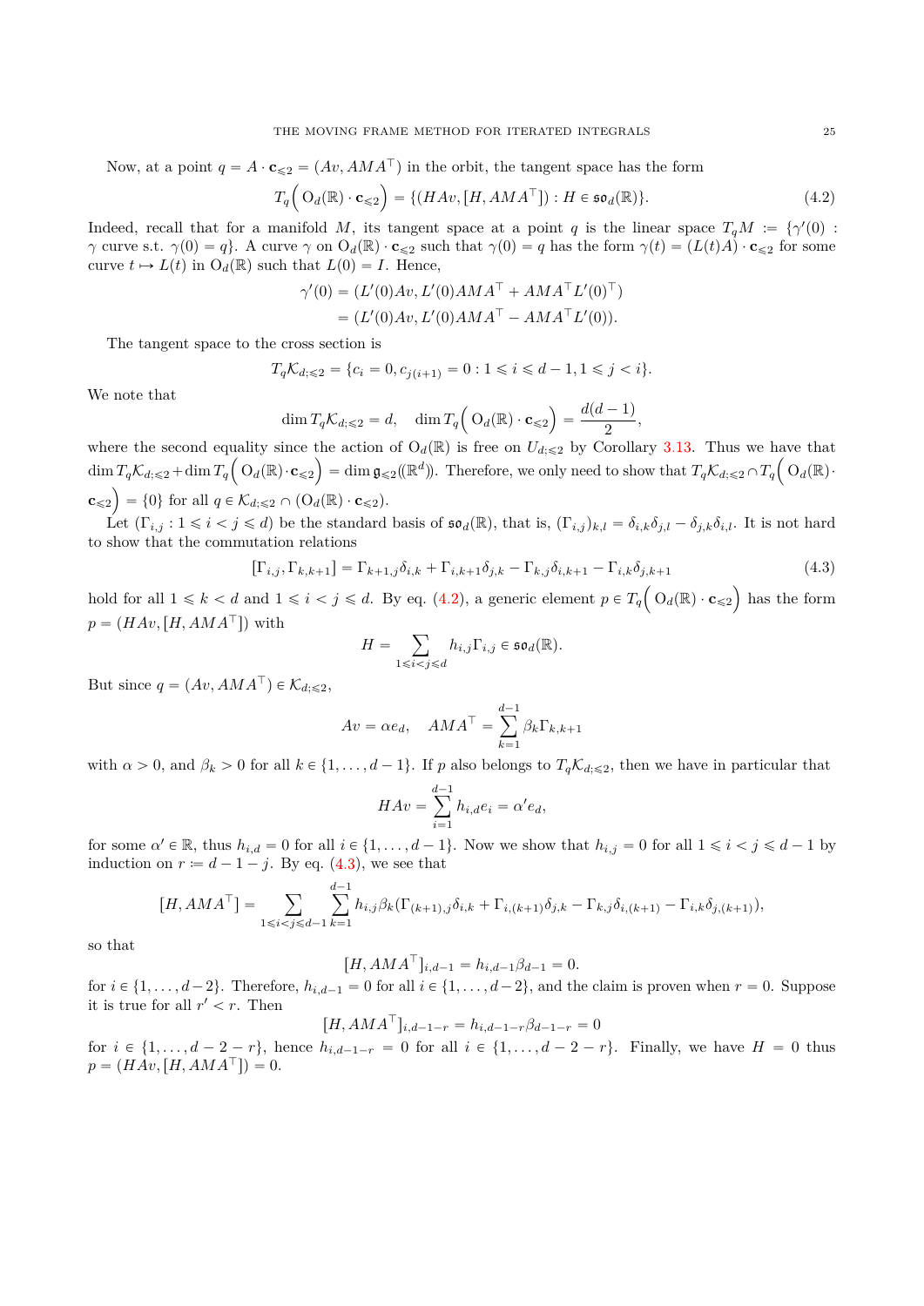Now, at a point $q = A \cdot \mathbf{c}_{\leqslant 2} = (Av, AMA^\top)$ in the orbit, the tangent space has the form

$$T_q\Big(\operatorname{O}_d(\mathbb{R}) \cdot \mathbf{c}_{\leqslant 2}\Big) = \{(HAv, [H, AMA^\top]) : H \in \mathfrak{so}_d(\mathbb{R})\}. \tag{4.2}$$

Indeed, recall that for a manifold $M$, its tangent space at a point $q$ is the linear space $T_qM := \{\gamma'(0) : \gamma \text{ curve s.t. } \gamma(0) = q\}$. A curve $\gamma$ on $\operatorname{O}_d(\mathbb{R}) \cdot \mathbf{c}_{\leqslant 2}$ such that $\gamma(0) = q$ has the form $\gamma(t) = (L(t)A) \cdot \mathbf{c}_{\leqslant 2}$ for some curve $t \mapsto L(t)$ in $\operatorname{O}_d(\mathbb{R})$ such that $L(0) = I$. Hence,

$$\begin{aligned}
\gamma'(0) &= (L'(0)Av, L'(0)AMA^\top + AMA^\top L'(0)^\top) \\
&= (L'(0)Av, L'(0)AMA^\top - AMA^\top L'(0)).
\end{aligned}$$

The tangent space to the cross section is

$$T_q\mathcal{K}_{d;\leqslant 2} = \{c_i = 0, c_{j(i+1)} = 0 : 1 \leqslant i \leqslant d-1, 1 \leqslant j < i\}.$$

We note that

$$\dim T_q\mathcal{K}_{d;\leqslant 2} = d, \quad \dim T_q\Big(\operatorname{O}_d(\mathbb{R}) \cdot \mathbf{c}_{\leqslant 2}\Big) = \frac{d(d-1)}{2},$$

where the second equality since the action of $\operatorname{O}_d(\mathbb{R})$ is free on $U_{d;\leqslant 2}$ by Corollary 3.13. Thus we have that $\dim T_q\mathcal{K}_{d;\leqslant 2} + \dim T_q\Big(\operatorname{O}_d(\mathbb{R}) \cdot \mathbf{c}_{\leqslant 2}\Big) = \dim \mathfrak{g}_{\leqslant 2}((\mathbb{R}^d))$. Therefore, we only need to show that $T_q\mathcal{K}_{d;\leqslant 2} \cap T_q\Big(\operatorname{O}_d(\mathbb{R}) \cdot \mathbf{c}_{\leqslant 2}\Big) = \{0\}$ for all $q \in \mathcal{K}_{d;\leqslant 2} \cap (\operatorname{O}_d(\mathbb{R}) \cdot \mathbf{c}_{\leqslant 2})$.

Let $(\Gamma_{i,j} : 1 \leqslant i < j \leqslant d)$ be the standard basis of $\mathfrak{so}_d(\mathbb{R})$, that is, $(\Gamma_{i,j})_{k,l} = \delta_{i,k}\delta_{j,l} - \delta_{j,k}\delta_{i,l}$. It is not hard to show that the commutation relations

$$[\Gamma_{i,j}, \Gamma_{k,k+1}] = \Gamma_{k+1,j}\delta_{i,k} + \Gamma_{i,k+1}\delta_{j,k} - \Gamma_{k,j}\delta_{i,k+1} - \Gamma_{i,k}\delta_{j,k+1} \tag{4.3}$$

hold for all $1 \leqslant k < d$ and $1 \leqslant i < j \leqslant d$. By eq. (4.2), a generic element $p \in T_q\Big(\operatorname{O}_d(\mathbb{R}) \cdot \mathbf{c}_{\leqslant 2}\Big)$ has the form $p = (HAv, [H, AMA^\top])$ with

$$H = \sum_{1 \leqslant i < j \leqslant d} h_{i,j}\Gamma_{i,j} \in \mathfrak{so}_d(\mathbb{R}).$$

But since $q = (Av, AMA^\top) \in \mathcal{K}_{d;\leqslant 2}$,

$$Av = \alpha e_d, \quad AMA^\top = \sum_{k=1}^{d-1} \beta_k \Gamma_{k,k+1}$$

with $\alpha > 0$, and $\beta_k > 0$ for all $k \in \{1, \dots, d-1\}$. If $p$ also belongs to $T_q\mathcal{K}_{d;\leqslant 2}$, then we have in particular that

$$HAv = \sum_{i=1}^{d-1} h_{i,d} e_i = \alpha' e_d,$$

for some $\alpha' \in \mathbb{R}$, thus $h_{i,d} = 0$ for all $i \in \{1, \dots, d-1\}$. Now we show that $h_{i,j} = 0$ for all $1 \leqslant i < j \leqslant d-1$ by induction on $r := d - 1 - j$. By eq. (4.3), we see that

$$[H, AMA^\top] = \sum_{1 \leqslant i < j \leqslant d-1} \sum_{k=1}^{d-1} h_{i,j}\beta_k(\Gamma_{(k+1),j}\delta_{i,k} + \Gamma_{i,(k+1)}\delta_{j,k} - \Gamma_{k,j}\delta_{i,(k+1)} - \Gamma_{i,k}\delta_{j,(k+1)}),$$

so that

$$[H, AMA^\top]_{i,d-1} = h_{i,d-1}\beta_{d-1} = 0.$$

for $i \in \{1, \dots, d-2\}$. Therefore, $h_{i,d-1} = 0$ for all $i \in \{1, \dots, d-2\}$, and the claim is proven when $r = 0$. Suppose it is true for all $r' < r$. Then

$$[H, AMA^\top]_{i,d-1-r} = h_{i,d-1-r}\beta_{d-1-r} = 0$$

for $i \in \{1, \dots, d-2-r\}$, hence $h_{i,d-1-r} = 0$ for all $i \in \{1, \dots, d-2-r\}$. Finally, we have $H = 0$ thus $p = (HAv, [H, AMA^\top]) = 0$.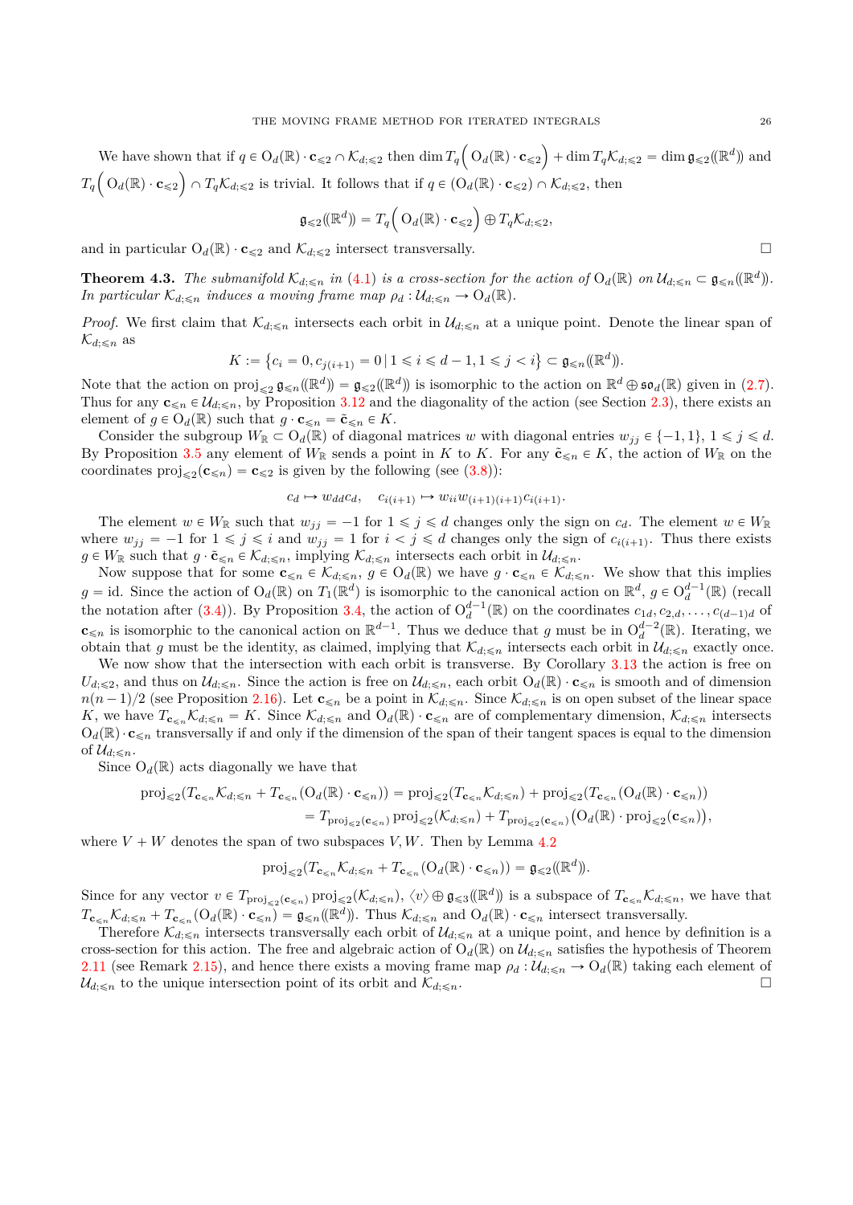We have shown that if $q \in \mathrm{O}_d(\mathbb{R}) \cdot \mathbf{c}_{\leqslant 2} \cap \mathcal{K}_{d;\leqslant 2}$ then $\dim T_q\Big(\mathrm{O}_d(\mathbb{R}) \cdot \mathbf{c}_{\leqslant 2}\Big) + \dim T_q \mathcal{K}_{d;\leqslant 2} = \dim \mathfrak{g}_{\leqslant 2}((\mathbb{R}^d))$ and $T_q\Big(\mathrm{O}_d(\mathbb{R}) \cdot \mathbf{c}_{\leqslant 2}\Big) \cap T_q \mathcal{K}_{d;\leqslant 2}$ is trivial. It follows that if $q \in (\mathrm{O}_d(\mathbb{R}) \cdot \mathbf{c}_{\leqslant 2}) \cap \mathcal{K}_{d;\leqslant 2}$, then

$$\mathfrak{g}_{\leqslant 2}((\mathbb{R}^d)) = T_q\Big(\mathrm{O}_d(\mathbb{R}) \cdot \mathbf{c}_{\leqslant 2}\Big) \oplus T_q \mathcal{K}_{d;\leqslant 2},$$

and in particular $\mathrm{O}_d(\mathbb{R}) \cdot \mathbf{c}_{\leqslant 2}$ and $\mathcal{K}_{d;\leqslant 2}$ intersect transversally. □

**Theorem 4.3.** *The submanifold $\mathcal{K}_{d;\leqslant n}$ in (4.1) is a cross-section for the action of $\mathrm{O}_d(\mathbb{R})$ on $\mathcal{U}_{d;\leqslant n} \subset \mathfrak{g}_{\leqslant n}((\mathbb{R}^d))$. In particular $\mathcal{K}_{d;\leqslant n}$ induces a moving frame map $\rho_d : \mathcal{U}_{d;\leqslant n} \to \mathrm{O}_d(\mathbb{R})$.*

*Proof.* We first claim that $\mathcal{K}_{d;\leqslant n}$ intersects each orbit in $\mathcal{U}_{d;\leqslant n}$ at a unique point. Denote the linear span of $\mathcal{K}_{d;\leqslant n}$ as

$$K := \big\{c_i = 0, c_{j(i+1)} = 0 \,|\, 1 \leqslant i \leqslant d-1, 1 \leqslant j < i\big\} \subset \mathfrak{g}_{\leqslant n}((\mathbb{R}^d)).$$

Note that the action on $\mathrm{proj}_{\leqslant 2}\, \mathfrak{g}_{\leqslant n}((\mathbb{R}^d)) = \mathfrak{g}_{\leqslant 2}((\mathbb{R}^d))$ is isomorphic to the action on $\mathbb{R}^d \oplus \mathfrak{so}_d(\mathbb{R})$ given in (2.7). Thus for any $\mathbf{c}_{\leqslant n} \in \mathcal{U}_{d;\leqslant n}$, by Proposition 3.12 and the diagonality of the action (see Section 2.3), there exists an element of $g \in \mathrm{O}_d(\mathbb{R})$ such that $g \cdot \mathbf{c}_{\leqslant n} = \tilde{\mathbf{c}}_{\leqslant n} \in K$.

Consider the subgroup $W_{\mathbb{R}} \subset \mathrm{O}_d(\mathbb{R})$ of diagonal matrices $w$ with diagonal entries $w_{jj} \in \{-1, 1\}$, $1 \leqslant j \leqslant d$. By Proposition 3.5 any element of $W_{\mathbb{R}}$ sends a point in $K$ to $K$. For any $\tilde{\mathbf{c}}_{\leqslant n} \in K$, the action of $W_{\mathbb{R}}$ on the coordinates $\mathrm{proj}_{\leqslant 2}(\mathbf{c}_{\leqslant n}) = \mathbf{c}_{\leqslant 2}$ is given by the following (see (3.8)):

$$c_d \mapsto w_{dd} c_d, \quad c_{i(i+1)} \mapsto w_{ii} w_{(i+1)(i+1)} c_{i(i+1)}.$$

The element $w \in W_{\mathbb{R}}$ such that $w_{jj} = -1$ for $1 \leqslant j \leqslant d$ changes only the sign on $c_d$. The element $w \in W_{\mathbb{R}}$ where $w_{jj} = -1$ for $1 \leqslant j \leqslant i$ and $w_{jj} = 1$ for $i < j \leqslant d$ changes only the sign of $c_{i(i+1)}$. Thus there exists $g \in W_{\mathbb{R}}$ such that $g \cdot \tilde{\mathbf{c}}_{\leqslant n} \in \mathcal{K}_{d;\leqslant n}$, implying $\mathcal{K}_{d;\leqslant n}$ intersects each orbit in $\mathcal{U}_{d;\leqslant n}$.

Now suppose that for some $\mathbf{c}_{\leqslant n} \in \mathcal{K}_{d;\leqslant n}$, $g \in \mathrm{O}_d(\mathbb{R})$ we have $g \cdot \mathbf{c}_{\leqslant n} \in \mathcal{K}_{d;\leqslant n}$. We show that this implies $g = \mathrm{id}$. Since the action of $\mathrm{O}_d(\mathbb{R})$ on $T_1(\mathbb{R}^d)$ is isomorphic to the canonical action on $\mathbb{R}^d$, $g \in \mathrm{O}_d^{d-1}(\mathbb{R})$ (recall the notation after (3.4)). By Proposition 3.4, the action of $\mathrm{O}_d^{d-1}(\mathbb{R})$ on the coordinates $c_{1d}, c_{2,d}, \ldots, c_{(d-1)d}$ of $\mathbf{c}_{\leqslant n}$ is isomorphic to the canonical action on $\mathbb{R}^{d-1}$. Thus we deduce that $g$ must be in $\mathrm{O}_d^{d-2}(\mathbb{R})$. Iterating, we obtain that $g$ must be the identity, as claimed, implying that $\mathcal{K}_{d;\leqslant n}$ intersects each orbit in $\mathcal{U}_{d;\leqslant n}$ exactly once.

We now show that the intersection with each orbit is transverse. By Corollary 3.13 the action is free on $U_{d;\leqslant 2}$, and thus on $\mathcal{U}_{d;\leqslant n}$. Since the action is free on $\mathcal{U}_{d;\leqslant n}$, each orbit $\mathrm{O}_d(\mathbb{R}) \cdot \mathbf{c}_{\leqslant n}$ is smooth and of dimension $n(n-1)/2$ (see Proposition 2.16). Let $\mathbf{c}_{\leqslant n}$ be a point in $\mathcal{K}_{d;\leqslant n}$. Since $\mathcal{K}_{d;\leqslant n}$ is on open subset of the linear space $K$, we have $T_{\mathbf{c}_{\leqslant n}} \mathcal{K}_{d;\leqslant n} = K$. Since $\mathcal{K}_{d;\leqslant n}$ and $\mathrm{O}_d(\mathbb{R}) \cdot \mathbf{c}_{\leqslant n}$ are of complementary dimension, $\mathcal{K}_{d;\leqslant n}$ intersects $\mathrm{O}_d(\mathbb{R}) \cdot \mathbf{c}_{\leqslant n}$ transversally if and only if the dimension of the span of their tangent spaces is equal to the dimension of $\mathcal{U}_{d;\leqslant n}$.

Since $\mathrm{O}_d(\mathbb{R})$ acts diagonally we have that

$$\begin{aligned}
\mathrm{proj}_{\leqslant 2}(T_{\mathbf{c}_{\leqslant n}} \mathcal{K}_{d;\leqslant n} + T_{\mathbf{c}_{\leqslant n}}(\mathrm{O}_d(\mathbb{R}) \cdot \mathbf{c}_{\leqslant n})) &= \mathrm{proj}_{\leqslant 2}(T_{\mathbf{c}_{\leqslant n}} \mathcal{K}_{d;\leqslant n}) + \mathrm{proj}_{\leqslant 2}(T_{\mathbf{c}_{\leqslant n}}(\mathrm{O}_d(\mathbb{R}) \cdot \mathbf{c}_{\leqslant n})) \\
&= T_{\mathrm{proj}_{\leqslant 2}(\mathbf{c}_{\leqslant n})} \mathrm{proj}_{\leqslant 2}(\mathcal{K}_{d;\leqslant n}) + T_{\mathrm{proj}_{\leqslant 2}(\mathbf{c}_{\leqslant n})}\big(\mathrm{O}_d(\mathbb{R}) \cdot \mathrm{proj}_{\leqslant 2}(\mathbf{c}_{\leqslant n})\big),
\end{aligned}$$

where $V + W$ denotes the span of two subspaces $V, W$. Then by Lemma 4.2

$$\mathrm{proj}_{\leqslant 2}(T_{\mathbf{c}_{\leqslant n}} \mathcal{K}_{d;\leqslant n} + T_{\mathbf{c}_{\leqslant n}}(\mathrm{O}_d(\mathbb{R}) \cdot \mathbf{c}_{\leqslant n})) = \mathfrak{g}_{\leqslant 2}((\mathbb{R}^d)).$$

Since for any vector $v \in T_{\mathrm{proj}_{\leqslant 2}(\mathbf{c}_{\leqslant n})} \mathrm{proj}_{\leqslant 2}(\mathcal{K}_{d;\leqslant n})$, $\langle v \rangle \oplus \mathfrak{g}_{\leqslant 3}((\mathbb{R}^d))$ is a subspace of $T_{\mathbf{c}_{\leqslant n}} \mathcal{K}_{d;\leqslant n}$, we have that $T_{\mathbf{c}_{\leqslant n}} \mathcal{K}_{d;\leqslant n} + T_{\mathbf{c}_{\leqslant n}}(\mathrm{O}_d(\mathbb{R}) \cdot \mathbf{c}_{\leqslant n}) = \mathfrak{g}_{\leqslant n}((\mathbb{R}^d))$. Thus $\mathcal{K}_{d;\leqslant n}$ and $\mathrm{O}_d(\mathbb{R}) \cdot \mathbf{c}_{\leqslant n}$ intersect transversally.

Therefore $\mathcal{K}_{d;\leqslant n}$ intersects transversally each orbit of $\mathcal{U}_{d;\leqslant n}$ at a unique point, and hence by definition is a cross-section for this action. The free and algebraic action of $\mathrm{O}_d(\mathbb{R})$ on $\mathcal{U}_{d;\leqslant n}$ satisfies the hypothesis of Theorem 2.11 (see Remark 2.15), and hence there exists a moving frame map $\rho_d : \mathcal{U}_{d;\leqslant n} \to \mathrm{O}_d(\mathbb{R})$ taking each element of $\mathcal{U}_{d;\leqslant n}$ to the unique intersection point of its orbit and $\mathcal{K}_{d;\leqslant n}$. □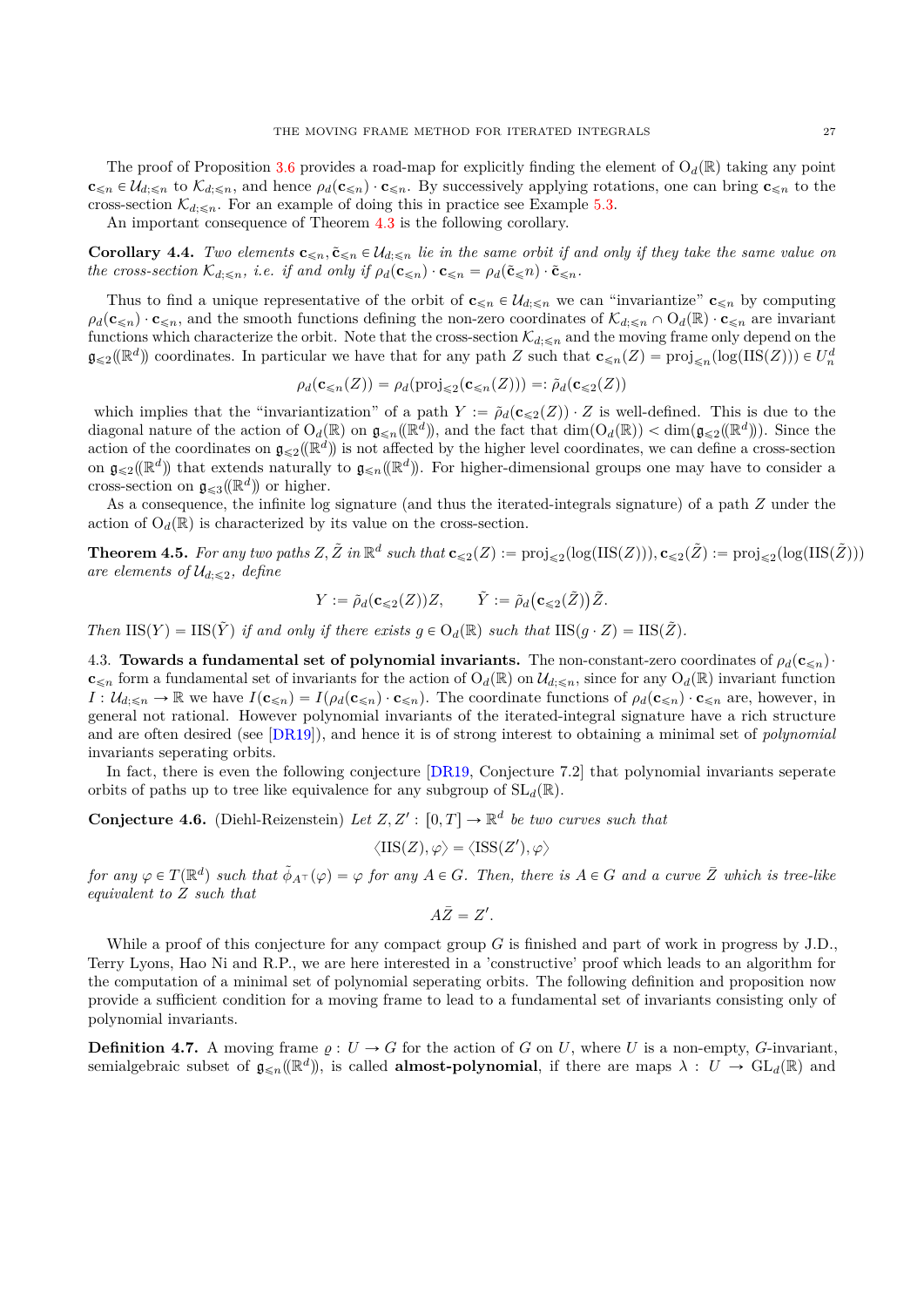The proof of Proposition 3.6 provides a road-map for explicitly finding the element of $\mathrm{O}_d(\mathbb{R})$ taking any point $\mathbf{c}_{\leqslant n} \in \mathcal{U}_{d;\leqslant n}$ to $\mathcal{K}_{d;\leqslant n}$, and hence $\rho_d(\mathbf{c}_{\leqslant n}) \cdot \mathbf{c}_{\leqslant n}$. By successively applying rotations, one can bring $\mathbf{c}_{\leqslant n}$ to the cross-section $\mathcal{K}_{d;\leqslant n}$. For an example of doing this in practice see Example 5.3.

An important consequence of Theorem 4.3 is the following corollary.

**Corollary 4.4.** *Two elements $\mathbf{c}_{\leqslant n}, \tilde{\mathbf{c}}_{\leqslant n} \in \mathcal{U}_{d;\leqslant n}$ lie in the same orbit if and only if they take the same value on the cross-section $\mathcal{K}_{d;\leqslant n}$, i.e. if and only if $\rho_d(\mathbf{c}_{\leqslant n}) \cdot \mathbf{c}_{\leqslant n} = \rho_d(\tilde{\mathbf{c}}_{\leqslant} n) \cdot \tilde{\mathbf{c}}_{\leqslant n}$.*

Thus to find a unique representative of the orbit of $\mathbf{c}_{\leqslant n} \in \mathcal{U}_{d;\leqslant n}$ we can "invariantize" $\mathbf{c}_{\leqslant n}$ by computing $\rho_d(\mathbf{c}_{\leqslant n}) \cdot \mathbf{c}_{\leqslant n}$, and the smooth functions defining the non-zero coordinates of $\mathcal{K}_{d;\leqslant n} \cap \mathrm{O}_d(\mathbb{R}) \cdot \mathbf{c}_{\leqslant n}$ are invariant functions which characterize the orbit. Note that the cross-section $\mathcal{K}_{d;\leqslant n}$ and the moving frame only depend on the $\mathfrak{g}_{\leqslant 2}((\mathbb{R}^d))$ coordinates. In particular we have that for any path $Z$ such that $\mathbf{c}_{\leqslant n}(Z) = \mathrm{proj}_{\leqslant n}(\log(\mathrm{IIS}(Z))) \in U^d_n$

$$\rho_d(\mathbf{c}_{\leqslant n}(Z)) = \rho_d(\mathrm{proj}_{\leqslant 2}(\mathbf{c}_{\leqslant n}(Z))) =: \tilde{\rho}_d(\mathbf{c}_{\leqslant 2}(Z))$$

which implies that the "invariantization" of a path $Y := \tilde{\rho}_d(\mathbf{c}_{\leqslant 2}(Z)) \cdot Z$ is well-defined. This is due to the diagonal nature of the action of $\mathrm{O}_d(\mathbb{R})$ on $\mathfrak{g}_{\leqslant n}((\mathbb{R}^d))$, and the fact that $\dim(\mathrm{O}_d(\mathbb{R})) < \dim(\mathfrak{g}_{\leqslant 2}((\mathbb{R}^d)))$. Since the action of the coordinates on $\mathfrak{g}_{\leqslant 2}((\mathbb{R}^d))$ is not affected by the higher level coordinates, we can define a cross-section on $\mathfrak{g}_{\leqslant 2}((\mathbb{R}^d))$ that extends naturally to $\mathfrak{g}_{\leqslant n}((\mathbb{R}^d))$. For higher-dimensional groups one may have to consider a cross-section on $\mathfrak{g}_{\leqslant 3}((\mathbb{R}^d))$ or higher.

As a consequence, the infinite log signature (and thus the iterated-integrals signature) of a path $Z$ under the action of $\mathrm{O}_d(\mathbb{R})$ is characterized by its value on the cross-section.

**Theorem 4.5.** *For any two paths $Z, \tilde{Z}$ in $\mathbb{R}^d$ such that $\mathbf{c}_{\leqslant 2}(Z) := \mathrm{proj}_{\leqslant 2}(\log(\mathrm{IIS}(Z))), \mathbf{c}_{\leqslant 2}(\tilde{Z}) := \mathrm{proj}_{\leqslant 2}(\log(\mathrm{IIS}(\tilde{Z})))$ are elements of $\mathcal{U}_{d;\leqslant 2}$, define*

$$Y := \tilde{\rho}_d(\mathbf{c}_{\leqslant 2}(Z))Z, \qquad \tilde{Y} := \tilde{\rho}_d\big(\mathbf{c}_{\leqslant 2}(\tilde{Z})\big)\tilde{Z}.$$

*Then $\mathrm{IIS}(Y) = \mathrm{IIS}(\tilde{Y})$ if and only if there exists $g \in \mathrm{O}_d(\mathbb{R})$ such that $\mathrm{IIS}(g \cdot Z) = \mathrm{IIS}(\tilde{Z})$.*

4.3. **Towards a fundamental set of polynomial invariants.** The non-constant-zero coordinates of $\rho_d(\mathbf{c}_{\leqslant n}) \cdot \mathbf{c}_{\leqslant n}$ form a fundamental set of invariants for the action of $\mathrm{O}_d(\mathbb{R})$ on $\mathcal{U}_{d;\leqslant n}$, since for any $\mathrm{O}_d(\mathbb{R})$ invariant function $I : \mathcal{U}_{d;\leqslant n} \to \mathbb{R}$ we have $I(\mathbf{c}_{\leqslant n}) = I(\rho_d(\mathbf{c}_{\leqslant n}) \cdot \mathbf{c}_{\leqslant n})$. The coordinate functions of $\rho_d(\mathbf{c}_{\leqslant n}) \cdot \mathbf{c}_{\leqslant n}$ are, however, in general not rational. However polynomial invariants of the iterated-integral signature have a rich structure and are often desired (see [DR19]), and hence it is of strong interest to obtaining a minimal set of *polynomial* invariants seperating orbits.

In fact, there is even the following conjecture [DR19, Conjecture 7.2] that polynomial invariants seperate orbits of paths up to tree like equivalence for any subgroup of $\mathrm{SL}_d(\mathbb{R})$.

**Conjecture 4.6.** (Diehl-Reizenstein) *Let $Z, Z' : [0,T] \to \mathbb{R}^d$ be two curves such that*

$$\langle \mathrm{IIS}(Z), \varphi\rangle = \langle \mathrm{ISS}(Z'), \varphi\rangle$$

*for any $\varphi \in T(\mathbb{R}^d)$ such that $\tilde{\phi}_{A^\top}(\varphi) = \varphi$ for any $A \in G$. Then, there is $A \in G$ and a curve $\bar{Z}$ which is tree-like equivalent to $Z$ such that*

$$A\bar{Z} = Z'.$$

While a proof of this conjecture for any compact group $G$ is finished and part of work in progress by J.D., Terry Lyons, Hao Ni and R.P., we are here interested in a 'constructive' proof which leads to an algorithm for the computation of a minimal set of polynomial seperating orbits. The following definition and proposition now provide a sufficient condition for a moving frame to lead to a fundamental set of invariants consisting only of polynomial invariants.

**Definition 4.7.** A moving frame $\varrho : U \to G$ for the action of $G$ on $U$, where $U$ is a non-empty, $G$-invariant, semialgebraic subset of $\mathfrak{g}_{\leqslant n}((\mathbb{R}^d))$, is called **almost-polynomial**, if there are maps $\lambda : U \to \mathrm{GL}_d(\mathbb{R})$ and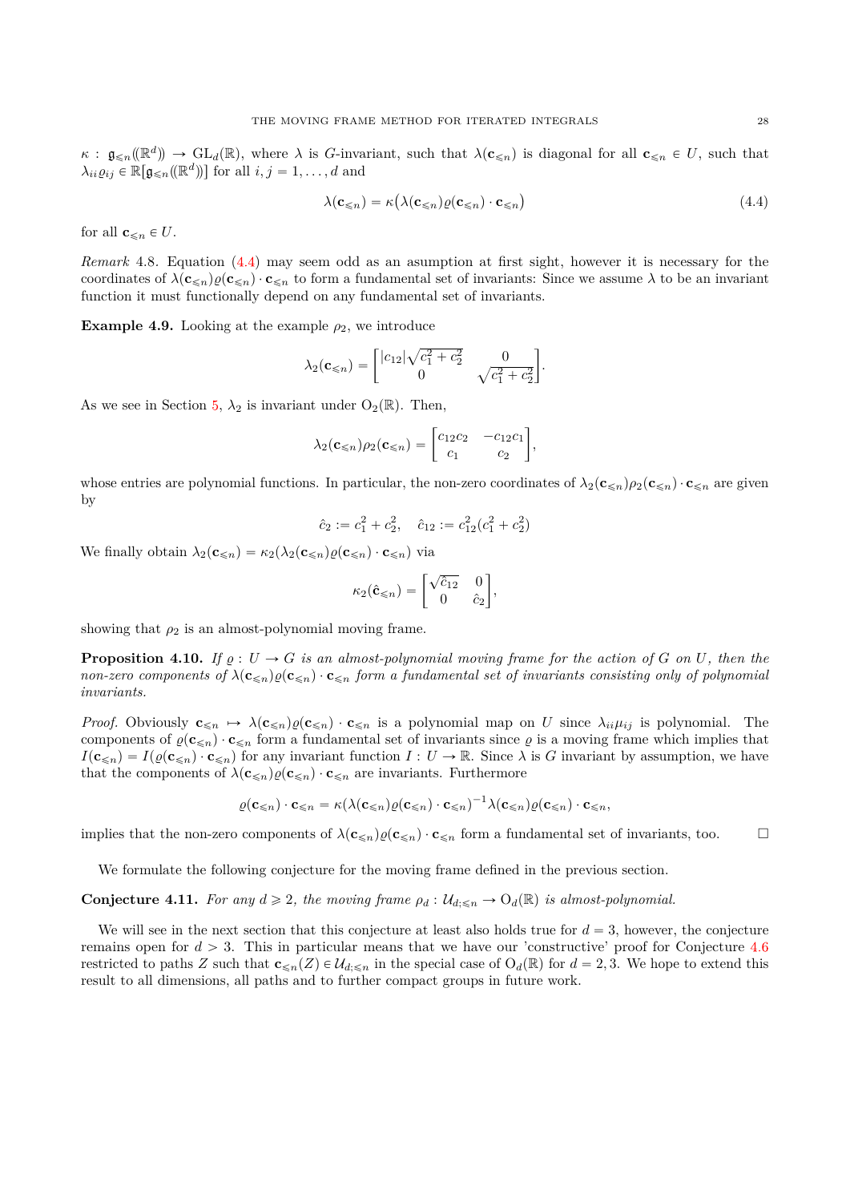$\kappa : \mathfrak{g}_{\leqslant n}(\!(\mathbb{R}^d)\!) \to \mathrm{GL}_d(\mathbb{R})$, where $\lambda$ is $G$-invariant, such that $\lambda(\mathbf{c}_{\leqslant n})$ is diagonal for all $\mathbf{c}_{\leqslant n} \in U$, such that $\lambda_{ii}\varrho_{ij} \in \mathbb{R}[\mathfrak{g}_{\leqslant n}(\!(\mathbb{R}^d)\!)]$ for all $i, j = 1, \ldots, d$ and

$$\lambda(\mathbf{c}_{\leqslant n}) = \kappa\big(\lambda(\mathbf{c}_{\leqslant n})\varrho(\mathbf{c}_{\leqslant n}) \cdot \mathbf{c}_{\leqslant n}\big) \tag{4.4}$$

for all $\mathbf{c}_{\leqslant n} \in U$.

*Remark* 4.8. Equation (4.4) may seem odd as an asumption at first sight, however it is necessary for the coordinates of $\lambda(\mathbf{c}_{\leqslant n})\varrho(\mathbf{c}_{\leqslant n}) \cdot \mathbf{c}_{\leqslant n}$ to form a fundamental set of invariants: Since we assume $\lambda$ to be an invariant function it must functionally depend on any fundamental set of invariants.

**Example 4.9.** Looking at the example $\rho_2$, we introduce

$$\lambda_2(\mathbf{c}_{\leqslant n}) = \begin{bmatrix} |c_{12}|\sqrt{c_1^2 + c_2^2} & 0 \\ 0 & \sqrt{c_1^2 + c_2^2} \end{bmatrix}.$$

As we see in Section 5, $\lambda_2$ is invariant under $\mathrm{O}_2(\mathbb{R})$. Then,

$$\lambda_2(\mathbf{c}_{\leqslant n})\rho_2(\mathbf{c}_{\leqslant n}) = \begin{bmatrix} c_{12}c_2 & -c_{12}c_1 \\ c_1 & c_2 \end{bmatrix},$$

whose entries are polynomial functions. In particular, the non-zero coordinates of $\lambda_2(\mathbf{c}_{\leqslant n})\rho_2(\mathbf{c}_{\leqslant n}) \cdot \mathbf{c}_{\leqslant n}$ are given by

$$\hat{c}_2 := c_1^2 + c_2^2, \quad \hat{c}_{12} := c_{12}^2(c_1^2 + c_2^2)$$

We finally obtain $\lambda_2(\mathbf{c}_{\leqslant n}) = \kappa_2(\lambda_2(\mathbf{c}_{\leqslant n})\varrho(\mathbf{c}_{\leqslant n}) \cdot \mathbf{c}_{\leqslant n})$ via

$$\kappa_2(\hat{\mathbf{c}}_{\leqslant n}) = \begin{bmatrix} \sqrt{\hat{c}_{12}} & 0 \\ 0 & \hat{c}_2 \end{bmatrix},$$

showing that $\rho_2$ is an almost-polynomial moving frame.

**Proposition 4.10.** *If $\varrho : U \to G$ is an almost-polynomial moving frame for the action of $G$ on $U$, then the non-zero components of $\lambda(\mathbf{c}_{\leqslant n})\varrho(\mathbf{c}_{\leqslant n}) \cdot \mathbf{c}_{\leqslant n}$ form a fundamental set of invariants consisting only of polynomial invariants.*

*Proof.* Obviously $\mathbf{c}_{\leqslant n} \mapsto \lambda(\mathbf{c}_{\leqslant n})\varrho(\mathbf{c}_{\leqslant n}) \cdot \mathbf{c}_{\leqslant n}$ is a polynomial map on $U$ since $\lambda_{ii}\mu_{ij}$ is polynomial. The components of $\varrho(\mathbf{c}_{\leqslant n}) \cdot \mathbf{c}_{\leqslant n}$ form a fundamental set of invariants since $\varrho$ is a moving frame which implies that $I(\mathbf{c}_{\leqslant n}) = I(\varrho(\mathbf{c}_{\leqslant n}) \cdot \mathbf{c}_{\leqslant n})$ for any invariant function $I : U \to \mathbb{R}$. Since $\lambda$ is $G$ invariant by assumption, we have that the components of $\lambda(\mathbf{c}_{\leqslant n})\varrho(\mathbf{c}_{\leqslant n}) \cdot \mathbf{c}_{\leqslant n}$ are invariants. Furthermore

$$\varrho(\mathbf{c}_{\leqslant n}) \cdot \mathbf{c}_{\leqslant n} = \kappa(\lambda(\mathbf{c}_{\leqslant n})\varrho(\mathbf{c}_{\leqslant n}) \cdot \mathbf{c}_{\leqslant n})^{-1}\lambda(\mathbf{c}_{\leqslant n})\varrho(\mathbf{c}_{\leqslant n}) \cdot \mathbf{c}_{\leqslant n},$$

implies that the non-zero components of $\lambda(\mathbf{c}_{\leqslant n})\varrho(\mathbf{c}_{\leqslant n}) \cdot \mathbf{c}_{\leqslant n}$ form a fundamental set of invariants, too. $\square$

We formulate the following conjecture for the moving frame defined in the previous section.

**Conjecture 4.11.** *For any $d \geqslant 2$, the moving frame $\rho_d : \mathcal{U}_{d;\leqslant n} \to \mathrm{O}_d(\mathbb{R})$ is almost-polynomial.*

We will see in the next section that this conjecture at least also holds true for $d = 3$, however, the conjecture remains open for $d > 3$. This in particular means that we have our 'constructive' proof for Conjecture 4.6 restricted to paths $Z$ such that $\mathbf{c}_{\leqslant n}(Z) \in \mathcal{U}_{d;\leqslant n}$ in the special case of $\mathrm{O}_d(\mathbb{R})$ for $d = 2, 3$. We hope to extend this result to all dimensions, all paths and to further compact groups in future work.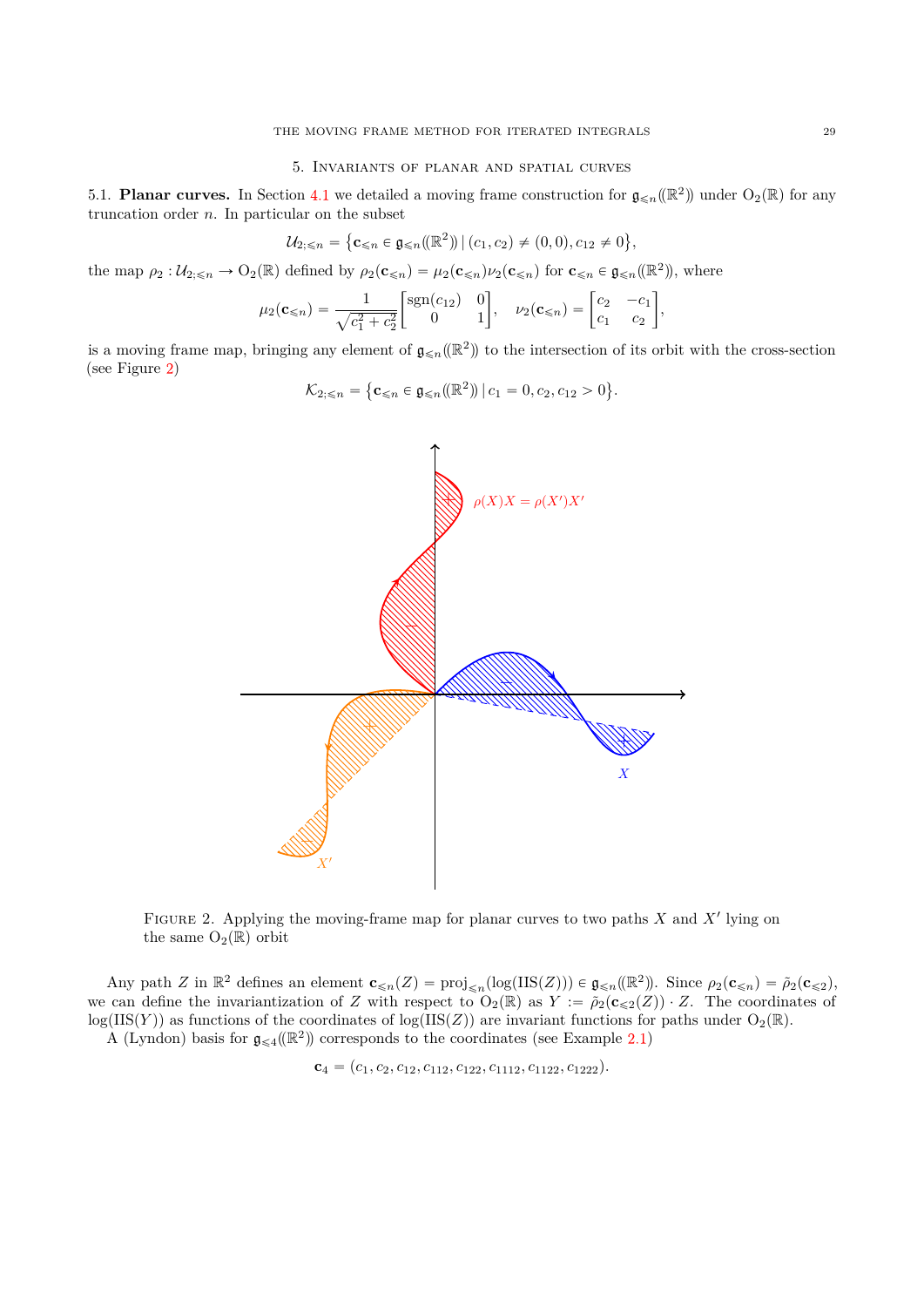# 5. Invariants of planar and spatial curves

5.1. **Planar curves.** In Section 4.1 we detailed a moving frame construction for $\mathfrak{g}_{\leqslant n}((\mathbb{R}^2))$ under $\mathrm{O}_2(\mathbb{R})$ for any truncation order $n$. In particular on the subset

$$\mathcal{U}_{2;\leqslant n} = \{\mathbf{c}_{\leqslant n} \in \mathfrak{g}_{\leqslant n}((\mathbb{R}^2)) \mid (c_1, c_2) \neq (0,0), c_{12} \neq 0\},$$

the map $\rho_2 : \mathcal{U}_{2;\leqslant n} \to \mathrm{O}_2(\mathbb{R})$ defined by $\rho_2(\mathbf{c}_{\leqslant n}) = \mu_2(\mathbf{c}_{\leqslant n})\nu_2(\mathbf{c}_{\leqslant n})$ for $\mathbf{c}_{\leqslant n} \in \mathfrak{g}_{\leqslant n}((\mathbb{R}^2))$, where

$$\mu_2(\mathbf{c}_{\leqslant n}) = \frac{1}{\sqrt{c_1^2 + c_2^2}} \begin{bmatrix} \mathrm{sgn}(c_{12}) & 0 \\ 0 & 1 \end{bmatrix}, \quad \nu_2(\mathbf{c}_{\leqslant n}) = \begin{bmatrix} c_2 & -c_1 \\ c_1 & c_2 \end{bmatrix},$$

is a moving frame map, bringing any element of $\mathfrak{g}_{\leqslant n}((\mathbb{R}^2))$ to the intersection of its orbit with the cross-section (see Figure 2)

$$\mathcal{K}_{2;\leqslant n} = \{\mathbf{c}_{\leqslant n} \in \mathfrak{g}_{\leqslant n}((\mathbb{R}^2)) \mid c_1 = 0, c_2, c_{12} > 0\}.$$

Figure 2. Applying the moving-frame map for planar curves to two paths $X$ and $X'$ lying on the same $\mathrm{O}_2(\mathbb{R})$ orbit

Any path $Z$ in $\mathbb{R}^2$ defines an element $\mathbf{c}_{\leqslant n}(Z) = \mathrm{proj}_{\leqslant n}(\log(\mathrm{IIS}(Z))) \in \mathfrak{g}_{\leqslant n}((\mathbb{R}^2))$. Since $\rho_2(\mathbf{c}_{\leqslant n}) = \tilde{\rho}_2(\mathbf{c}_{\leqslant 2})$, we can define the invariantization of $Z$ with respect to $\mathrm{O}_2(\mathbb{R})$ as $Y := \tilde{\rho}_2(\mathbf{c}_{\leqslant 2}(Z)) \cdot Z$. The coordinates of $\log(\mathrm{IIS}(Y))$ as functions of the coordinates of $\log(\mathrm{IIS}(Z))$ are invariant functions for paths under $\mathrm{O}_2(\mathbb{R})$.

A (Lyndon) basis for $\mathfrak{g}_{\leqslant 4}((\mathbb{R}^2))$ corresponds to the coordinates (see Example 2.1)

$$\mathbf{c}_4 = (c_1, c_2, c_{12}, c_{112}, c_{122}, c_{1112}, c_{1122}, c_{1222}).$$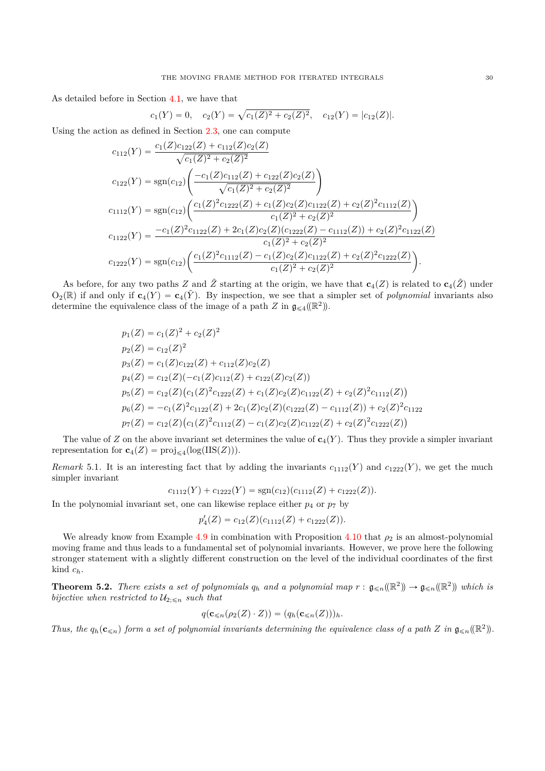As detailed before in Section 4.1, we have that

$$c_1(Y) = 0, \quad c_2(Y) = \sqrt{c_1(Z)^2 + c_2(Z)^2}, \quad c_{12}(Y) = |c_{12}(Z)|.$$

Using the action as defined in Section 2.3, one can compute

$$c_{112}(Y) = \frac{c_1(Z)c_{122}(Z) + c_{112}(Z)c_2(Z)}{\sqrt{c_1(Z)^2 + c_2(Z)^2}}$$

$$c_{122}(Y) = \operatorname{sgn}(c_{12})\left(\frac{-c_1(Z)c_{112}(Z) + c_{122}(Z)c_2(Z)}{\sqrt{c_1(Z)^2 + c_2(Z)^2}}\right)$$

$$c_{1112}(Y) = \operatorname{sgn}(c_{12})\left(\frac{c_1(Z)^2 c_{1222}(Z) + c_1(Z)c_2(Z)c_{1122}(Z) + c_2(Z)^2 c_{1112}(Z)}{c_1(Z)^2 + c_2(Z)^2}\right)$$

$$c_{1122}(Y) = \frac{-c_1(Z)^2 c_{1122}(Z) + 2c_1(Z)c_2(Z)(c_{1222}(Z) - c_{1112}(Z)) + c_2(Z)^2 c_{1122}(Z)}{c_1(Z)^2 + c_2(Z)^2}$$

$$c_{1222}(Y) = \operatorname{sgn}(c_{12})\left(\frac{c_1(Z)^2 c_{1112}(Z) - c_1(Z)c_2(Z)c_{1122}(Z) + c_2(Z)^2 c_{1222}(Z)}{c_1(Z)^2 + c_2(Z)^2}\right).$$

As before, for any two paths $Z$ and $\tilde{Z}$ starting at the origin, we have that $\mathbf{c}_4(Z)$ is related to $\mathbf{c}_4(\tilde{Z})$ under $\mathrm{O}_2(\mathbb{R})$ if and only if $\mathbf{c}_4(Y) = \mathbf{c}_4(\tilde{Y})$. By inspection, we see that a simpler set of *polynomial* invariants also determine the equivalence class of the image of a path $Z$ in $\mathfrak{g}_{\leqslant 4}(\!(\mathbb{R}^2)\!)$.

$$p_1(Z) = c_1(Z)^2 + c_2(Z)^2$$
$$p_2(Z) = c_{12}(Z)^2$$
$$p_3(Z) = c_1(Z)c_{122}(Z) + c_{112}(Z)c_2(Z)$$
$$p_4(Z) = c_{12}(Z)(-c_1(Z)c_{112}(Z) + c_{122}(Z)c_2(Z))$$
$$p_5(Z) = c_{12}(Z)\big(c_1(Z)^2 c_{1222}(Z) + c_1(Z)c_2(Z)c_{1122}(Z) + c_2(Z)^2 c_{1112}(Z)\big)$$
$$p_6(Z) = -c_1(Z)^2 c_{1122}(Z) + 2c_1(Z)c_2(Z)(c_{1222}(Z) - c_{1112}(Z)) + c_2(Z)^2 c_{1122}$$
$$p_7(Z) = c_{12}(Z)\big(c_1(Z)^2 c_{1112}(Z) - c_1(Z)c_2(Z)c_{1122}(Z) + c_2(Z)^2 c_{1222}(Z)\big)$$

The value of $Z$ on the above invariant set determines the value of $\mathbf{c}_4(Y)$. Thus they provide a simpler invariant representation for $\mathbf{c}_4(Z) = \operatorname{proj}_{\leqslant 4}(\log(\mathrm{IIS}(Z)))$.

*Remark* 5.1. It is an interesting fact that by adding the invariants $c_{1112}(Y)$ and $c_{1222}(Y)$, we get the much simpler invariant

$$c_{1112}(Y) + c_{1222}(Y) = \operatorname{sgn}(c_{12})(c_{1112}(Z) + c_{1222}(Z)).$$

In the polynomial invariant set, one can likewise replace either $p_4$ or $p_7$ by

$$p_4'(Z) = c_{12}(Z)(c_{1112}(Z) + c_{1222}(Z)).$$

We already know from Example 4.9 in combination with Proposition 4.10 that $\rho_2$ is an almost-polynomial moving frame and thus leads to a fundamental set of polynomial invariants. However, we prove here the following stronger statement with a slightly different construction on the level of the individual coordinates of the first kind $c_h$.

**Theorem 5.2.** *There exists a set of polynomials $q_h$ and a polynomial map $r : \mathfrak{g}_{\leqslant n}(\!(\mathbb{R}^2)\!) \to \mathfrak{g}_{\leqslant n}(\!(\mathbb{R}^2)\!)$ which is bijective when restricted to $\mathcal{U}_{2;\leqslant n}$ such that*

$$q(\mathbf{c}_{\leqslant n}(\rho_2(Z) \cdot Z)) = (q_h(\mathbf{c}_{\leqslant n}(Z)))_h.$$

*Thus, the $q_h(\mathbf{c}_{\leqslant n})$ form a set of polynomial invariants determining the equivalence class of a path $Z$ in $\mathfrak{g}_{\leqslant n}(\!(\mathbb{R}^2)\!)$.*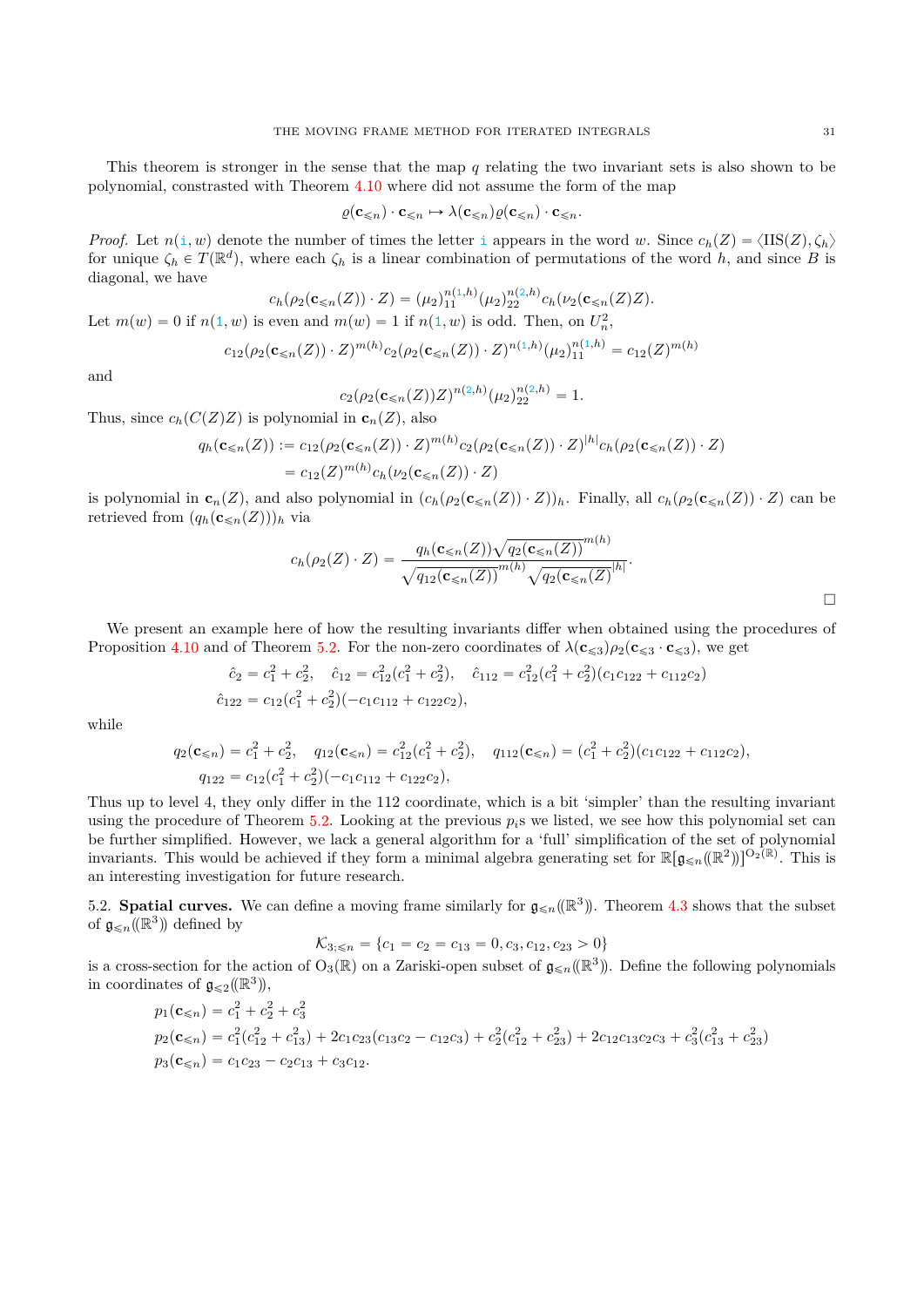This theorem is stronger in the sense that the map $q$ relating the two invariant sets is also shown to be polynomial, constrasted with Theorem 4.10 where did not assume the form of the map

$$\varrho(\mathbf{c}_{\leqslant n}) \cdot \mathbf{c}_{\leqslant n} \mapsto \lambda(\mathbf{c}_{\leqslant n})\varrho(\mathbf{c}_{\leqslant n}) \cdot \mathbf{c}_{\leqslant n}.$$

*Proof.* Let $n(\mathtt{i}, w)$ denote the number of times the letter $\mathtt{i}$ appears in the word $w$. Since $c_h(Z) = \langle \mathrm{IIS}(Z), \zeta_h \rangle$ for unique $\zeta_h \in T(\mathbb{R}^d)$, where each $\zeta_h$ is a linear combination of permutations of the word $h$, and since $B$ is diagonal, we have

$$c_h(\rho_2(\mathbf{c}_{\leqslant n}(Z)) \cdot Z) = (\mu_2)_{11}^{n(\mathtt{1},h)}(\mu_2)_{22}^{n(\mathtt{2},h)} c_h(\nu_2(\mathbf{c}_{\leqslant n}(Z)Z).$$

Let $m(w) = 0$ if $n(\mathtt{1}, w)$ is even and $m(w) = 1$ if $n(\mathtt{1}, w)$ is odd. Then, on $U_n^2$,

$$c_{12}(\rho_2(\mathbf{c}_{\leqslant n}(Z)) \cdot Z)^{m(h)} c_2(\rho_2(\mathbf{c}_{\leqslant n}(Z)) \cdot Z)^{n(\mathtt{1},h)}(\mu_2)_{11}^{n(\mathtt{1},h)} = c_{12}(Z)^{m(h)}$$

and

$$c_2(\rho_2(\mathbf{c}_{\leqslant n}(Z))Z)^{n(\mathtt{2},h)}(\mu_2)_{22}^{n(\mathtt{2},h)} = 1.$$

Thus, since $c_h(C(Z)Z)$ is polynomial in $\mathbf{c}_n(Z)$, also

$$\begin{aligned}
q_h(\mathbf{c}_{\leqslant n}(Z)) &:= c_{12}(\rho_2(\mathbf{c}_{\leqslant n}(Z)) \cdot Z)^{m(h)} c_2(\rho_2(\mathbf{c}_{\leqslant n}(Z)) \cdot Z)^{|h|} c_h(\rho_2(\mathbf{c}_{\leqslant n}(Z)) \cdot Z) \\
&= c_{12}(Z)^{m(h)} c_h(\nu_2(\mathbf{c}_{\leqslant n}(Z)) \cdot Z)
\end{aligned}$$

is polynomial in $\mathbf{c}_n(Z)$, and also polynomial in $(c_h(\rho_2(\mathbf{c}_{\leqslant n}(Z)) \cdot Z))_h$. Finally, all $c_h(\rho_2(\mathbf{c}_{\leqslant n}(Z)) \cdot Z)$ can be retrieved from $(q_h(\mathbf{c}_{\leqslant n}(Z)))_h$ via

$$c_h(\rho_2(Z) \cdot Z) = \frac{q_h(\mathbf{c}_{\leqslant n}(Z)) \sqrt{q_2(\mathbf{c}_{\leqslant n}(Z))}^{m(h)}}{\sqrt{q_{12}(\mathbf{c}_{\leqslant n}(Z))}^{m(h)} \sqrt{q_2(\mathbf{c}_{\leqslant n}(Z)}^{|h|}}.$$

□

We present an example here of how the resulting invariants differ when obtained using the procedures of Proposition 4.10 and of Theorem 5.2. For the non-zero coordinates of $\lambda(\mathbf{c}_{\leqslant 3})\rho_2(\mathbf{c}_{\leqslant 3} \cdot \mathbf{c}_{\leqslant 3})$, we get

$$\begin{aligned}
&\hat{c}_2 = c_1^2 + c_2^2, \quad \hat{c}_{12} = c_{12}^2(c_1^2 + c_2^2), \quad \hat{c}_{112} = c_{12}^2(c_1^2 + c_2^2)(c_1 c_{122} + c_{112} c_2) \\
&\hat{c}_{122} = c_{12}(c_1^2 + c_2^2)(-c_1 c_{112} + c_{122} c_2),
\end{aligned}$$

while

$$\begin{aligned}
&q_2(\mathbf{c}_{\leqslant n}) = c_1^2 + c_2^2, \quad q_{12}(\mathbf{c}_{\leqslant n}) = c_{12}^2(c_1^2 + c_2^2), \quad q_{112}(\mathbf{c}_{\leqslant n}) = (c_1^2 + c_2^2)(c_1 c_{122} + c_{112} c_2), \\
&q_{122} = c_{12}(c_1^2 + c_2^2)(-c_1 c_{112} + c_{122} c_2),
\end{aligned}$$

Thus up to level 4, they only differ in the 112 coordinate, which is a bit 'simpler' than the resulting invariant using the procedure of Theorem 5.2. Looking at the previous $p_i$s we listed, we see how this polynomial set can be further simplified. However, we lack a general algorithm for a 'full' simplification of the set of polynomial invariants. This would be achieved if they form a minimal algebra generating set for $\mathbb{R}[\mathfrak{g}_{\leqslant n}((\mathbb{R}^2))]^{\mathrm{O}_2(\mathbb{R})}$. This is an interesting investigation for future research.

5.2. **Spatial curves.** We can define a moving frame similarly for $\mathfrak{g}_{\leqslant n}((\mathbb{R}^3))$. Theorem 4.3 shows that the subset of $\mathfrak{g}_{\leqslant n}((\mathbb{R}^3))$ defined by

$$\mathcal{K}_{3;\leqslant n} = \{c_1 = c_2 = c_{13} = 0, c_3, c_{12}, c_{23} > 0\}$$

is a cross-section for the action of $\mathrm{O}_3(\mathbb{R})$ on a Zariski-open subset of $\mathfrak{g}_{\leqslant n}((\mathbb{R}^3))$. Define the following polynomials in coordinates of $\mathfrak{g}_{\leqslant 2}((\mathbb{R}^3))$,

$$\begin{aligned}
&p_1(\mathbf{c}_{\leqslant n}) = c_1^2 + c_2^2 + c_3^2 \\
&p_2(\mathbf{c}_{\leqslant n}) = c_1^2(c_{12}^2 + c_{13}^2) + 2c_1 c_{23}(c_{13} c_2 - c_{12} c_3) + c_2^2(c_{12}^2 + c_{23}^2) + 2c_{12} c_{13} c_2 c_3 + c_3^2(c_{13}^2 + c_{23}^2) \\
&p_3(\mathbf{c}_{\leqslant n}) = c_1 c_{23} - c_2 c_{13} + c_3 c_{12}.
\end{aligned}$$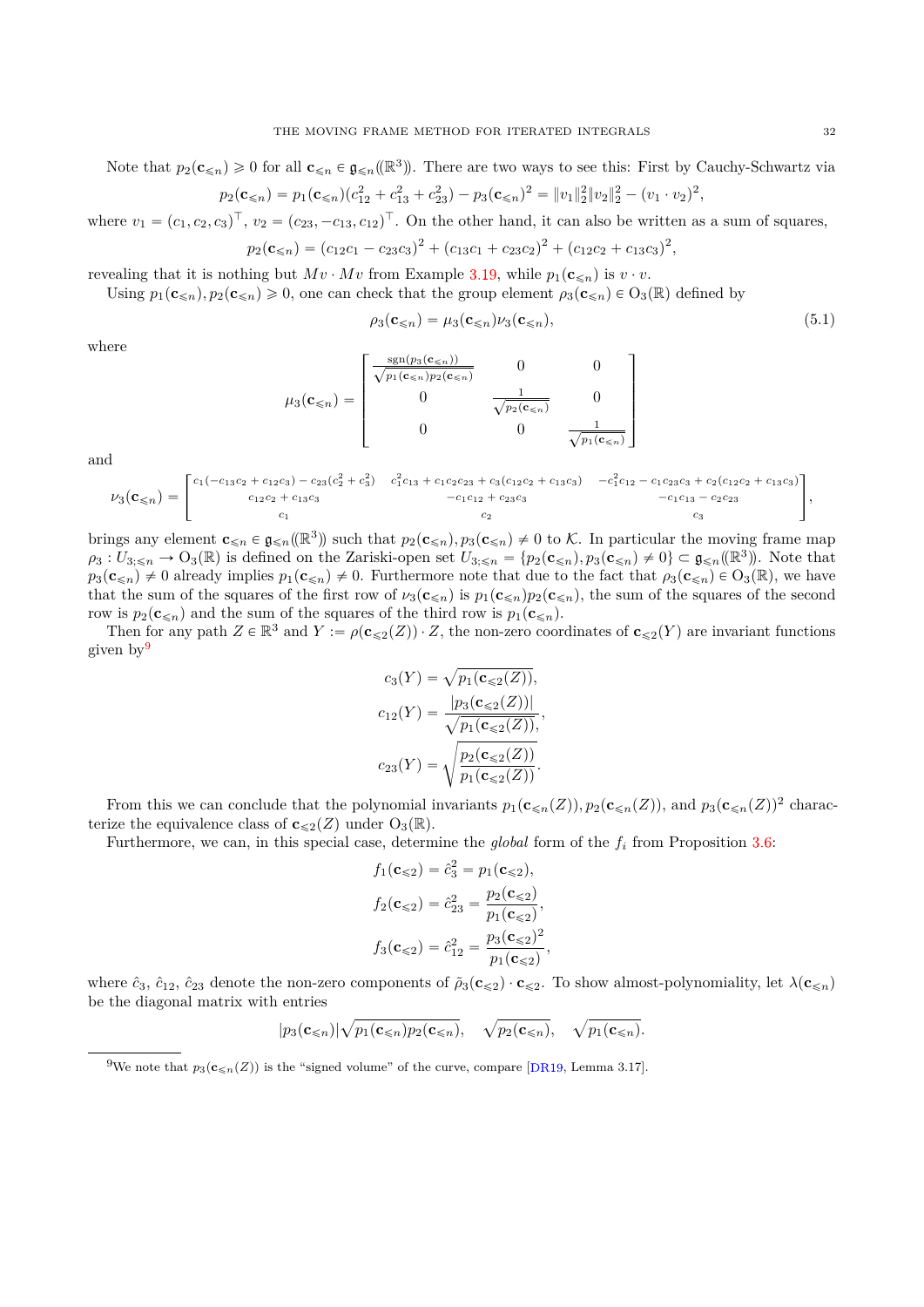Note that $p_2(\mathbf{c}_{\leqslant n}) \geqslant 0$ for all $\mathbf{c}_{\leqslant n} \in \mathfrak{g}_{\leqslant n}((\mathbb{R}^3))$. There are two ways to see this: First by Cauchy-Schwartz via

$$p_2(\mathbf{c}_{\leqslant n}) = p_1(\mathbf{c}_{\leqslant n})(c_{12}^2 + c_{13}^2 + c_{23}^2) - p_3(\mathbf{c}_{\leqslant n})^2 = \|v_1\|_2^2 \|v_2\|_2^2 - (v_1 \cdot v_2)^2,$$

where $v_1 = (c_1, c_2, c_3)^\top$, $v_2 = (c_{23}, -c_{13}, c_{12})^\top$. On the other hand, it can also be written as a sum of squares,

$$p_2(\mathbf{c}_{\leqslant n}) = (c_{12}c_1 - c_{23}c_3)^2 + (c_{13}c_1 + c_{23}c_2)^2 + (c_{12}c_2 + c_{13}c_3)^2,$$

revealing that it is nothing but $Mv \cdot Mv$ from Example 3.19, while $p_1(\mathbf{c}_{\leqslant n})$ is $v \cdot v$.

Using $p_1(\mathbf{c}_{\leqslant n}), p_2(\mathbf{c}_{\leqslant n}) \geqslant 0$, one can check that the group element $\rho_3(\mathbf{c}_{\leqslant n}) \in \mathrm{O}_3(\mathbb{R})$ defined by

$$\rho_3(\mathbf{c}_{\leqslant n}) = \mu_3(\mathbf{c}_{\leqslant n})\nu_3(\mathbf{c}_{\leqslant n}), \tag{5.1}$$

where

$$\mu_3(\mathbf{c}_{\leqslant n}) = \begin{bmatrix} \frac{\operatorname{sgn}(p_3(\mathbf{c}_{\leqslant n}))}{\sqrt{p_1(\mathbf{c}_{\leqslant n})p_2(\mathbf{c}_{\leqslant n})}} & 0 & 0 \\ 0 & \frac{1}{\sqrt{p_2(\mathbf{c}_{\leqslant n})}} & 0 \\ 0 & 0 & \frac{1}{\sqrt{p_1(\mathbf{c}_{\leqslant n})}} \end{bmatrix}$$

and

$$\nu_3(\mathbf{c}_{\leqslant n}) = \begin{bmatrix} c_1(-c_{13}c_2 + c_{12}c_3) - c_{23}(c_2^2 + c_3^2) & c_1^2 c_{13} + c_1 c_2 c_{23} + c_3(c_{12}c_2 + c_{13}c_3) & -c_1^2 c_{12} - c_1 c_{23} c_3 + c_2(c_{12}c_2 + c_{13}c_3) \\ c_{12}c_2 + c_{13}c_3 & -c_1 c_{12} + c_{23}c_3 & -c_1 c_{13} - c_2 c_{23} \\ c_1 & c_2 & c_3 \end{bmatrix},$$

brings any element $\mathbf{c}_{\leqslant n} \in \mathfrak{g}_{\leqslant n}((\mathbb{R}^3))$ such that $p_2(\mathbf{c}_{\leqslant n}), p_3(\mathbf{c}_{\leqslant n}) \neq 0$ to $\mathcal{K}$. In particular the moving frame map $\rho_3 : U_{3;\leqslant n} \to \mathrm{O}_3(\mathbb{R})$ is defined on the Zariski-open set $U_{3;\leqslant n} = \{p_2(\mathbf{c}_{\leqslant n}), p_3(\mathbf{c}_{\leqslant n}) \neq 0\} \subset \mathfrak{g}_{\leqslant n}((\mathbb{R}^3))$. Note that $p_3(\mathbf{c}_{\leqslant n}) \neq 0$ already implies $p_1(\mathbf{c}_{\leqslant n}) \neq 0$. Furthermore note that due to the fact that $\rho_3(\mathbf{c}_{\leqslant n}) \in \mathrm{O}_3(\mathbb{R})$, we have that the sum of the squares of the first row of $\nu_3(\mathbf{c}_{\leqslant n})$ is $p_1(\mathbf{c}_{\leqslant n})p_2(\mathbf{c}_{\leqslant n})$, the sum of the squares of the second row is $p_2(\mathbf{c}_{\leqslant n})$ and the sum of the squares of the third row is $p_1(\mathbf{c}_{\leqslant n})$.

Then for any path $Z \in \mathbb{R}^3$ and $Y := \rho(\mathbf{c}_{\leqslant 2}(Z)) \cdot Z$, the non-zero coordinates of $\mathbf{c}_{\leqslant 2}(Y)$ are invariant functions given by[9]

$$c_3(Y) = \sqrt{p_1(\mathbf{c}_{\leqslant 2}(Z))},$$

$$c_{12}(Y) = \frac{|p_3(\mathbf{c}_{\leqslant 2}(Z))|}{\sqrt{p_1(\mathbf{c}_{\leqslant 2}(Z))}},$$

$$c_{23}(Y) = \sqrt{\frac{p_2(\mathbf{c}_{\leqslant 2}(Z))}{p_1(\mathbf{c}_{\leqslant 2}(Z))}}.$$

From this we can conclude that the polynomial invariants $p_1(\mathbf{c}_{\leqslant n}(Z)), p_2(\mathbf{c}_{\leqslant n}(Z))$, and $p_3(\mathbf{c}_{\leqslant n}(Z))^2$ characterize the equivalence class of $\mathbf{c}_{\leqslant 2}(Z)$ under $\mathrm{O}_3(\mathbb{R})$.

Furthermore, we can, in this special case, determine the *global* form of the $f_i$ from Proposition 3.6:

$$f_1(\mathbf{c}_{\leqslant 2}) = \hat{c}_3^2 = p_1(\mathbf{c}_{\leqslant 2}),$$

$$f_2(\mathbf{c}_{\leqslant 2}) = \hat{c}_{23}^2 = \frac{p_2(\mathbf{c}_{\leqslant 2})}{p_1(\mathbf{c}_{\leqslant 2})},$$

$$f_3(\mathbf{c}_{\leqslant 2}) = \hat{c}_{12}^2 = \frac{p_3(\mathbf{c}_{\leqslant 2})^2}{p_1(\mathbf{c}_{\leqslant 2})},$$

where $\hat{c}_3$, $\hat{c}_{12}$, $\hat{c}_{23}$ denote the non-zero components of $\tilde{\rho}_3(\mathbf{c}_{\leqslant 2}) \cdot \mathbf{c}_{\leqslant 2}$. To show almost-polynomiality, let $\lambda(\mathbf{c}_{\leqslant n})$ be the diagonal matrix with entries

$$|p_3(\mathbf{c}_{\leqslant n})|\sqrt{p_1(\mathbf{c}_{\leqslant n})p_2(\mathbf{c}_{\leqslant n})}, \quad \sqrt{p_2(\mathbf{c}_{\leqslant n})}, \quad \sqrt{p_1(\mathbf{c}_{\leqslant n})}.$$

---

[9] We note that $p_3(\mathbf{c}_{\leqslant n}(Z))$ is the "signed volume" of the curve, compare [DR19, Lemma 3.17].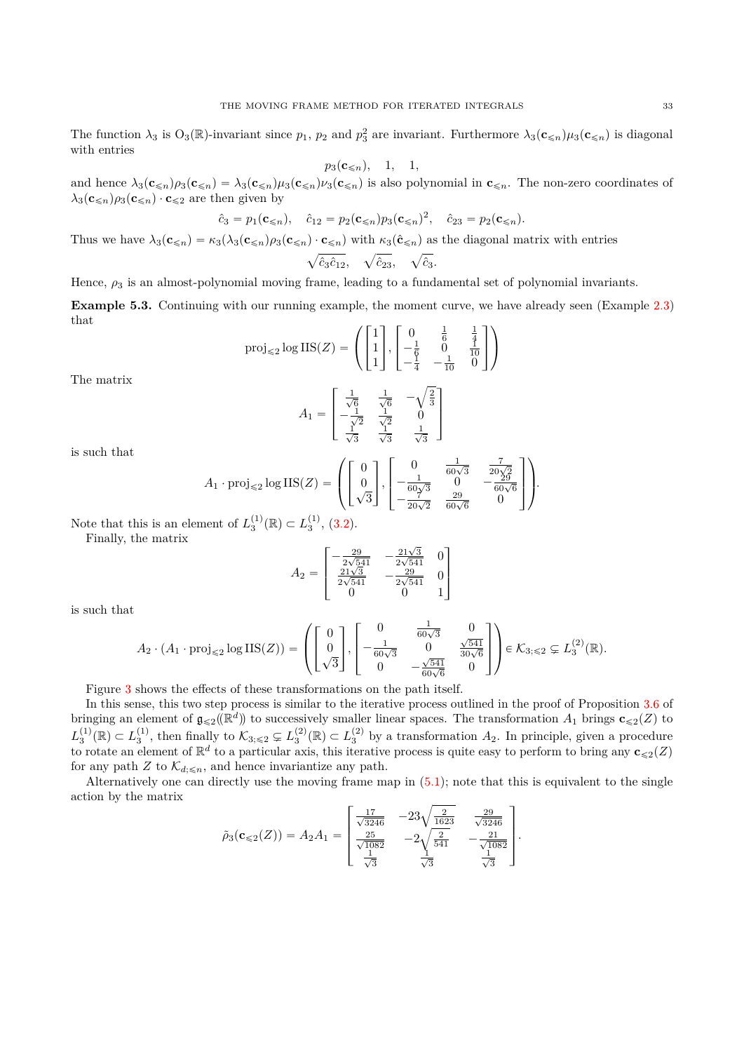The function $\lambda_3$ is $\mathrm{O}_3(\mathbb{R})$-invariant since $p_1$, $p_2$ and $p_3^2$ are invariant. Furthermore $\lambda_3(\mathbf{c}_{\leqslant n})\mu_3(\mathbf{c}_{\leqslant n})$ is diagonal with entries

$$p_3(\mathbf{c}_{\leqslant n}), \quad 1, \quad 1,$$

and hence $\lambda_3(\mathbf{c}_{\leqslant n})\rho_3(\mathbf{c}_{\leqslant n}) = \lambda_3(\mathbf{c}_{\leqslant n})\mu_3(\mathbf{c}_{\leqslant n})\nu_3(\mathbf{c}_{\leqslant n})$ is also polynomial in $\mathbf{c}_{\leqslant n}$. The non-zero coordinates of $\lambda_3(\mathbf{c}_{\leqslant n})\rho_3(\mathbf{c}_{\leqslant n}) \cdot \mathbf{c}_{\leqslant 2}$ are then given by

$$\hat{c}_3 = p_1(\mathbf{c}_{\leqslant n}), \quad \hat{c}_{12} = p_2(\mathbf{c}_{\leqslant n})p_3(\mathbf{c}_{\leqslant n})^2, \quad \hat{c}_{23} = p_2(\mathbf{c}_{\leqslant n}).$$

Thus we have $\lambda_3(\mathbf{c}_{\leqslant n}) = \kappa_3(\lambda_3(\mathbf{c}_{\leqslant n})\rho_3(\mathbf{c}_{\leqslant n}) \cdot \mathbf{c}_{\leqslant n})$ with $\kappa_3(\hat{\mathbf{c}}_{\leqslant n})$ as the diagonal matrix with entries

$$\sqrt{\hat{c}_3\hat{c}_{12}}, \quad \sqrt{\hat{c}_{23}}, \quad \sqrt{\hat{c}_3}.$$

Hence, $\rho_3$ is an almost-polynomial moving frame, leading to a fundamental set of polynomial invariants.

**Example 5.3.** Continuing with our running example, the moment curve, we have already seen (Example 2.3) that

$$\mathrm{proj}_{\leqslant 2} \log \mathrm{IIS}(Z) = \left( \begin{bmatrix} 1 \\ 1 \\ 1 \end{bmatrix}, \begin{bmatrix} 0 & \frac{1}{6} & \frac{1}{4} \\ -\frac{1}{6} & 0 & \frac{1}{10} \\ -\frac{1}{4} & -\frac{1}{10} & 0 \end{bmatrix} \right)$$

The matrix

$$A_1 = \begin{bmatrix} \frac{1}{\sqrt{6}} & \frac{1}{\sqrt{6}} & -\sqrt{\frac{2}{3}} \\ -\frac{1}{\sqrt{2}} & \frac{1}{\sqrt{2}} & 0 \\ \frac{1}{\sqrt{3}} & \frac{1}{\sqrt{3}} & \frac{1}{\sqrt{3}} \end{bmatrix}$$

is such that

$$A_1 \cdot \mathrm{proj}_{\leqslant 2} \log \mathrm{IIS}(Z) = \left( \begin{bmatrix} 0 \\ 0 \\ \sqrt{3} \end{bmatrix}, \begin{bmatrix} 0 & \frac{1}{60\sqrt{3}} & \frac{7}{20\sqrt{2}} \\ -\frac{1}{60\sqrt{3}} & 0 & -\frac{29}{60\sqrt{6}} \\ -\frac{7}{20\sqrt{2}} & \frac{29}{60\sqrt{6}} & 0 \end{bmatrix} \right).$$

Note that this is an element of $L_3^{(1)}(\mathbb{R}) \subset L_3^{(1)}$, (3.2).

Finally, the matrix

$$A_2 = \begin{bmatrix} -\frac{29}{2\sqrt{541}} & -\frac{21\sqrt{3}}{2\sqrt{541}} & 0 \\ \frac{21\sqrt{3}}{2\sqrt{541}} & -\frac{29}{2\sqrt{541}} & 0 \\ 0 & 0 & 1 \end{bmatrix}$$

is such that

$$A_2 \cdot (A_1 \cdot \mathrm{proj}_{\leqslant 2} \log \mathrm{IIS}(Z)) = \left( \begin{bmatrix} 0 \\ 0 \\ \sqrt{3} \end{bmatrix}, \begin{bmatrix} 0 & \frac{1}{60\sqrt{3}} & 0 \\ -\frac{1}{60\sqrt{3}} & 0 & \frac{\sqrt{541}}{30\sqrt{6}} \\ 0 & -\frac{\sqrt{541}}{60\sqrt{6}} & 0 \end{bmatrix} \right) \in \mathcal{K}_{3;\leqslant 2} \subsetneq L_3^{(2)}(\mathbb{R}).$$

Figure 3 shows the effects of these transformations on the path itself.

In this sense, this two step process is similar to the iterative process outlined in the proof of Proposition 3.6 of bringing an element of $\mathfrak{g}_{\leqslant 2}((\mathbb{R}^d))$ to successively smaller linear spaces. The transformation $A_1$ brings $\mathbf{c}_{\leqslant 2}(Z)$ to $L_3^{(1)}(\mathbb{R}) \subset L_3^{(1)}$, then finally to $\mathcal{K}_{3;\leqslant 2} \subsetneq L_3^{(2)}(\mathbb{R}) \subset L_3^{(2)}$ by a transformation $A_2$. In principle, given a procedure to rotate an element of $\mathbb{R}^d$ to a particular axis, this iterative process is quite easy to perform to bring any $\mathbf{c}_{\leqslant 2}(Z)$ for any path $Z$ to $\mathcal{K}_{d;\leqslant n}$, and hence invariantize any path.

Alternatively one can directly use the moving frame map in (5.1); note that this is equivalent to the single action by the matrix

$$\tilde{\rho}_3(\mathbf{c}_{\leqslant 2}(Z)) = A_2 A_1 = \begin{bmatrix} \frac{17}{\sqrt{3246}} & -23\sqrt{\frac{2}{1623}} & \frac{29}{\sqrt{3246}} \\ \frac{25}{\sqrt{1082}} & -2\sqrt{\frac{2}{541}} & -\frac{21}{\sqrt{1082}} \\ \frac{1}{\sqrt{3}} & \frac{1}{\sqrt{3}} & \frac{1}{\sqrt{3}} \end{bmatrix}.$$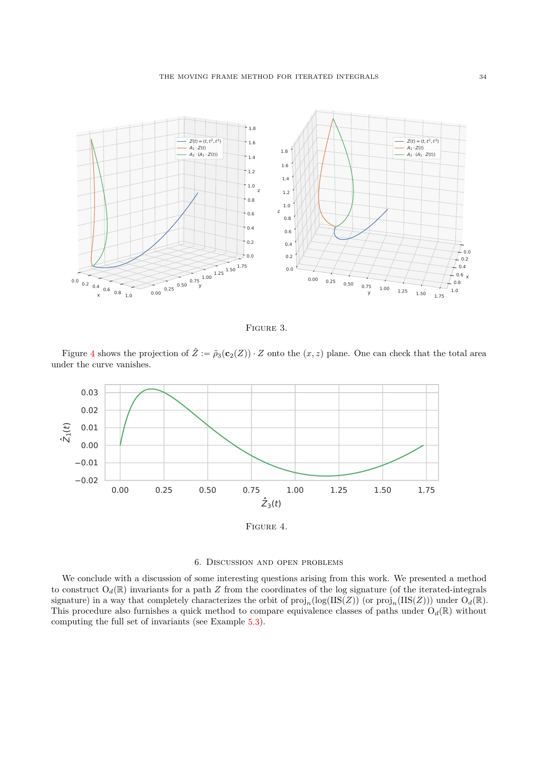Figure 3.

Figure 4 shows the projection of $\hat{Z} := \tilde{\rho}_3(\mathbf{c}_2(Z)) \cdot Z$ onto the $(x, z)$ plane. One can check that the total area under the curve vanishes.

Figure 4.

## 6. Discussion and open problems

We conclude with a discussion of some interesting questions arising from this work. We presented a method to construct $\mathrm{O}_d(\mathbb{R})$ invariants for a path $Z$ from the coordinates of the log signature (of the iterated-integrals signature) in a way that completely characterizes the orbit of $\mathrm{proj}_n(\log(\mathrm{IIS}(Z))$ (or $\mathrm{proj}_n(\mathrm{IIS}(Z)))$ under $\mathrm{O}_d(\mathbb{R})$. This procedure also furnishes a quick method to compare equivalence classes of paths under $\mathrm{O}_d(\mathbb{R})$ without computing the full set of invariants (see Example 5.3).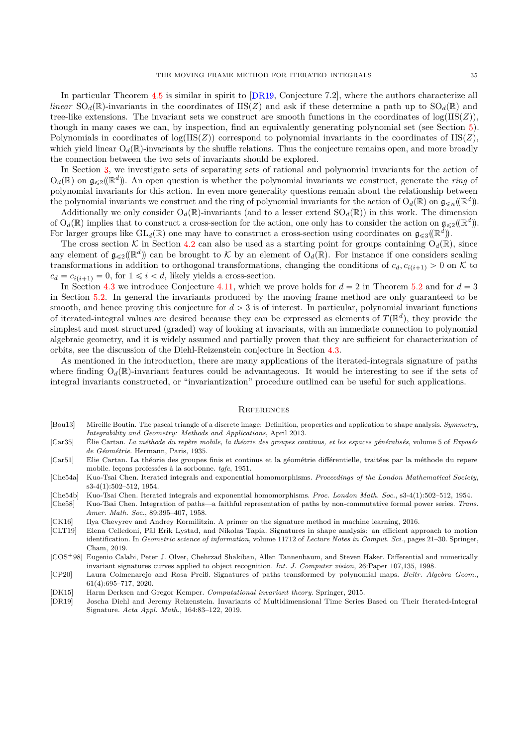In particular Theorem 4.5 is similar in spirit to [DR19, Conjecture 7.2], where the authors characterize all *linear* $\mathrm{SO}_d(\mathbb{R})$-invariants in the coordinates of $\mathrm{IIS}(Z)$ and ask if these determine a path up to $\mathrm{SO}_d(\mathbb{R})$ and tree-like extensions. The invariant sets we construct are smooth functions in the coordinates of $\log(\mathrm{IIS}(Z))$, though in many cases we can, by inspection, find an equivalently generating polynomial set (see Section 5). Polynomials in coordinates of $\log(\mathrm{IIS}(Z))$ correspond to polynomial invariants in the coordinates of $\mathrm{IIS}(Z)$, which yield linear $\mathrm{O}_d(\mathbb{R})$-invariants by the shuffle relations. Thus the conjecture remains open, and more broadly the connection between the two sets of invariants should be explored.

In Section 3, we investigate sets of separating sets of rational and polynomial invariants for the action of $\mathrm{O}_d(\mathbb{R})$ on $\mathfrak{g}_{\leqslant 2}((\mathbb{R}^d))$. An open question is whether the polynomial invariants we construct, generate the *ring* of polynomial invariants for this action. In even more generality questions remain about the relationship between the polynomial invariants we construct and the ring of polynomial invariants for the action of $\mathrm{O}_d(\mathbb{R})$ on $\mathfrak{g}_{\leqslant n}((\mathbb{R}^d))$.

Additionally we only consider $\mathrm{O}_d(\mathbb{R})$-invariants (and to a lesser extend $\mathrm{SO}_d(\mathbb{R})$) in this work. The dimension of $\mathrm{O}_d(\mathbb{R})$ implies that to construct a cross-section for the action, one only has to consider the action on $\mathfrak{g}_{\leqslant 2}((\mathbb{R}^d))$. For larger groups like $\mathrm{GL}_d(\mathbb{R})$ one may have to construct a cross-section using coordinates on $\mathfrak{g}_{\leqslant 3}((\mathbb{R}^d))$.

The cross section $\mathcal{K}$ in Section 4.2 can also be used as a starting point for groups containing $\mathrm{O}_d(\mathbb{R})$, since any element of $\mathfrak{g}_{\leqslant 2}((\mathbb{R}^d))$ can be brought to $\mathcal{K}$ by an element of $\mathrm{O}_d(\mathbb{R})$. For instance if one considers scaling transformations in addition to orthogonal transformations, changing the conditions of $c_d, c_{i(i+1)} > 0$ on $\mathcal{K}$ to $c_d = c_{i(i+1)} = 0$, for $1 \leqslant i < d$, likely yields a cross-section.

In Section 4.3 we introduce Conjecture 4.11, which we prove holds for $d = 2$ in Theorem 5.2 and for $d = 3$ in Section 5.2. In general the invariants produced by the moving frame method are only guaranteed to be smooth, and hence proving this conjecture for $d > 3$ is of interest. In particular, polynomial invariant functions of iterated-integral values are desired because they can be expressed as elements of $T(\mathbb{R}^d)$, they provide the simplest and most structured (graded) way of looking at invariants, with an immediate connection to polynomial algebraic geometry, and it is widely assumed and partially proven that they are sufficient for characterization of orbits, see the discussion of the Diehl-Reizenstein conjecture in Section 4.3.

As mentioned in the introduction, there are many applications of the iterated-integrals signature of paths where finding $\mathrm{O}_d(\mathbb{R})$-invariant features could be advantageous. It would be interesting to see if the sets of integral invariants constructed, or "invariantization" procedure outlined can be useful for such applications.

## References

[Bou13] Mireille Boutin. The pascal triangle of a discrete image: Definition, properties and application to shape analysis. *Symmetry, Integrability and Geometry: Methods and Applications*, April 2013.

[Car35] Élie Cartan. *La méthode du repère mobile, la théorie des groupes continus, et les espaces généralisés*, volume 5 of *Exposés de Géométrie*. Hermann, Paris, 1935.

[Car51] Elie Cartan. La théorie des groupes finis et continus et la géométrie différentielle, traitées par la méthode du repere mobile. leçons professées à la sorbonne. *tgfc*, 1951.

[Che54a] Kuo-Tsai Chen. Iterated integrals and exponential homomorphisms. *Proceedings of the London Mathematical Society*, s3-4(1):502–512, 1954.

[Che54b] Kuo-Tsai Chen. Iterated integrals and exponential homomorphisms. *Proc. London Math. Soc.*, s3-4(1):502–512, 1954.

[Che58] Kuo-Tsai Chen. Integration of paths—a faithful representation of paths by non-commutative formal power series. *Trans. Amer. Math. Soc.*, 89:395–407, 1958.

[CK16] Ilya Chevyrev and Andrey Kormilitzin. A primer on the signature method in machine learning, 2016.

[CLT19] Elena Celledoni, Pål Erik Lystad, and Nikolas Tapia. Signatures in shape analysis: an efficient approach to motion identification. In *Geometric science of information*, volume 11712 of *Lecture Notes in Comput. Sci.*, pages 21–30. Springer, Cham, 2019.

[COS+98] Eugenio Calabi, Peter J. Olver, Chehrzad Shakiban, Allen Tannenbaum, and Steven Haker. Differential and numerically invariant signatures curves applied to object recognition. *Int. J. Computer vision*, 26:Paper 107,135, 1998.

[CP20] Laura Colmenarejo and Rosa Preiß. Signatures of paths transformed by polynomial maps. *Beitr. Algebra Geom.*, 61(4):695–717, 2020.

[DK15] Harm Derksen and Gregor Kemper. *Computational invariant theory*. Springer, 2015.

[DR19] Joscha Diehl and Jeremy Reizenstein. Invariants of Multidimensional Time Series Based on Their Iterated-Integral Signature. *Acta Appl. Math.*, 164:83–122, 2019.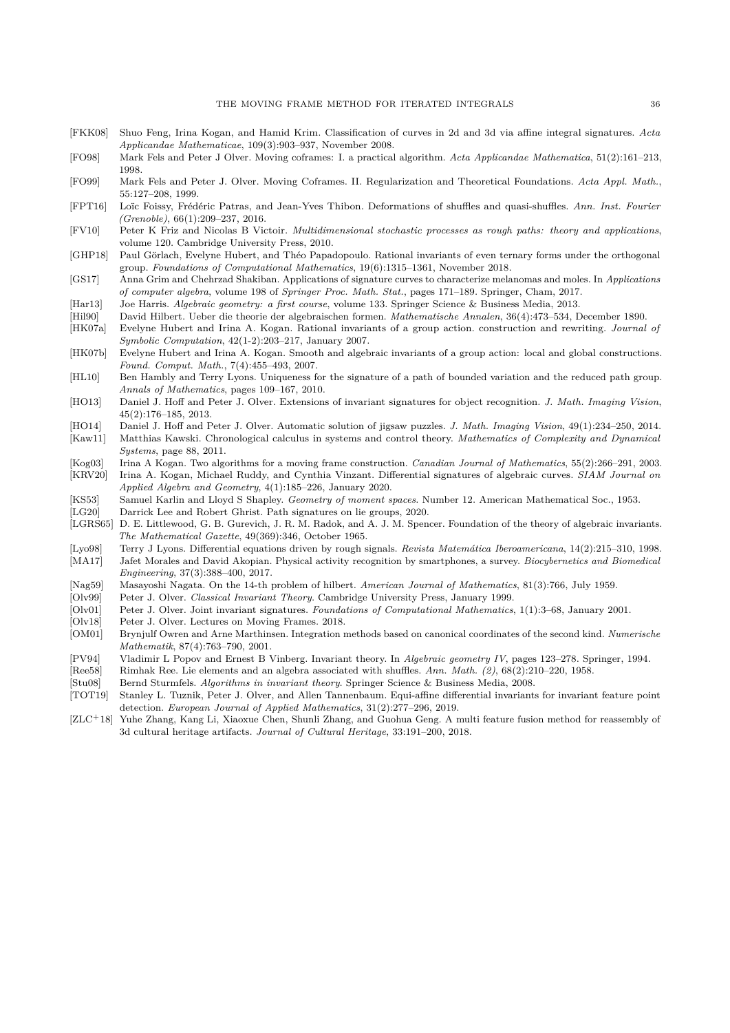- [FKK08] Shuo Feng, Irina Kogan, and Hamid Krim. Classification of curves in 2d and 3d via affine integral signatures. *Acta Applicandae Mathematicae*, 109(3):903–937, November 2008.
- [FO98] Mark Fels and Peter J Olver. Moving coframes: I. a practical algorithm. *Acta Applicandae Mathematica*, 51(2):161–213, 1998.
- [FO99] Mark Fels and Peter J. Olver. Moving Coframes. II. Regularization and Theoretical Foundations. *Acta Appl. Math.*, 55:127–208, 1999.
- [FPT16] Loïc Foissy, Frédéric Patras, and Jean-Yves Thibon. Deformations of shuffles and quasi-shuffles. *Ann. Inst. Fourier (Grenoble)*, 66(1):209–237, 2016.
- [FV10] Peter K Friz and Nicolas B Victoir. *Multidimensional stochastic processes as rough paths: theory and applications*, volume 120. Cambridge University Press, 2010.
- [GHP18] Paul Görlach, Evelyne Hubert, and Théo Papadopoulo. Rational invariants of even ternary forms under the orthogonal group. *Foundations of Computational Mathematics*, 19(6):1315–1361, November 2018.
- [GS17] Anna Grim and Chehrzad Shakiban. Applications of signature curves to characterize melanomas and moles. In *Applications of computer algebra*, volume 198 of *Springer Proc. Math. Stat.*, pages 171–189. Springer, Cham, 2017.
- [Har13] Joe Harris. *Algebraic geometry: a first course*, volume 133. Springer Science & Business Media, 2013.
- [Hil90] David Hilbert. Ueber die theorie der algebraischen formen. *Mathematische Annalen*, 36(4):473–534, December 1890.
- [HK07a] Evelyne Hubert and Irina A. Kogan. Rational invariants of a group action. construction and rewriting. *Journal of Symbolic Computation*, 42(1-2):203–217, January 2007.
- [HK07b] Evelyne Hubert and Irina A. Kogan. Smooth and algebraic invariants of a group action: local and global constructions. *Found. Comput. Math.*, 7(4):455–493, 2007.
- [HL10] Ben Hambly and Terry Lyons. Uniqueness for the signature of a path of bounded variation and the reduced path group. *Annals of Mathematics*, pages 109–167, 2010.
- [HO13] Daniel J. Hoff and Peter J. Olver. Extensions of invariant signatures for object recognition. *J. Math. Imaging Vision*, 45(2):176–185, 2013.
- [HO14] Daniel J. Hoff and Peter J. Olver. Automatic solution of jigsaw puzzles. *J. Math. Imaging Vision*, 49(1):234–250, 2014.
- [Kaw11] Matthias Kawski. Chronological calculus in systems and control theory. *Mathematics of Complexity and Dynamical Systems*, page 88, 2011.
- [Kog03] Irina A Kogan. Two algorithms for a moving frame construction. *Canadian Journal of Mathematics*, 55(2):266–291, 2003.
- [KRV20] Irina A. Kogan, Michael Ruddy, and Cynthia Vinzant. Differential signatures of algebraic curves. *SIAM Journal on Applied Algebra and Geometry*, 4(1):185–226, January 2020.
- [KS53] Samuel Karlin and Lloyd S Shapley. *Geometry of moment spaces*. Number 12. American Mathematical Soc., 1953.
- [LG20] Darrick Lee and Robert Ghrist. Path signatures on lie groups, 2020.
- [LGRS65] D. E. Littlewood, G. B. Gurevich, J. R. M. Radok, and A. J. M. Spencer. Foundation of the theory of algebraic invariants. *The Mathematical Gazette*, 49(369):346, October 1965.
- [Lyo98] Terry J Lyons. Differential equations driven by rough signals. *Revista Matemática Iberoamericana*, 14(2):215–310, 1998.
- [MA17] Jafet Morales and David Akopian. Physical activity recognition by smartphones, a survey. *Biocybernetics and Biomedical Engineering*, 37(3):388–400, 2017.
- [Nag59] Masayoshi Nagata. On the 14-th problem of hilbert. *American Journal of Mathematics*, 81(3):766, July 1959.
- [Olv99] Peter J. Olver. *Classical Invariant Theory*. Cambridge University Press, January 1999.
- [Olv01] Peter J. Olver. Joint invariant signatures. *Foundations of Computational Mathematics*, 1(1):3–68, January 2001.
- [Olv18] Peter J. Olver. Lectures on Moving Frames. 2018.
- [OM01] Brynjulf Owren and Arne Marthinsen. Integration methods based on canonical coordinates of the second kind. *Numerische Mathematik*, 87(4):763–790, 2001.
- [PV94] Vladimir L Popov and Ernest B Vinberg. Invariant theory. In *Algebraic geometry IV*, pages 123–278. Springer, 1994.
- [Ree58] Rimhak Ree. Lie elements and an algebra associated with shuffles. *Ann. Math. (2)*, 68(2):210–220, 1958.
- [Stu08] Bernd Sturmfels. *Algorithms in invariant theory*. Springer Science & Business Media, 2008.
- [TOT19] Stanley L. Tuznik, Peter J. Olver, and Allen Tannenbaum. Equi-affine differential invariants for invariant feature point detection. *European Journal of Applied Mathematics*, 31(2):277–296, 2019.
- [ZLC+18] Yuhe Zhang, Kang Li, Xiaoxue Chen, Shunli Zhang, and Guohua Geng. A multi feature fusion method for reassembly of 3d cultural heritage artifacts. *Journal of Cultural Heritage*, 33:191–200, 2018.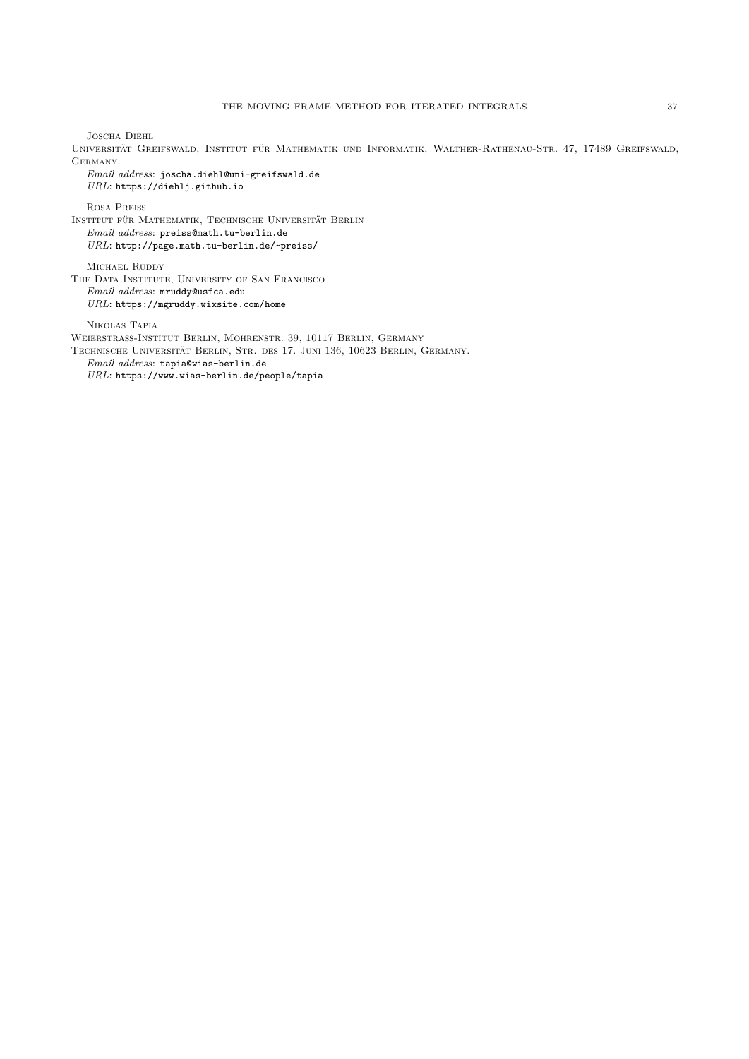Joscha Diehl

Universität Greifswald, Institut für Mathematik und Informatik, Walther-Rathenau-Str. 47, 17489 Greifswald, Germany.

*Email address*: joscha.diehl@uni-greifswald.de

*URL*: https://diehlj.github.io

Rosa Preiss

Institut für Mathematik, Technische Universität Berlin

*Email address*: preiss@math.tu-berlin.de

*URL*: http://page.math.tu-berlin.de/~preiss/

Michael Ruddy

The Data Institute, University of San Francisco

*Email address*: mruddy@usfca.edu

*URL*: https://mgruddy.wixsite.com/home

Nikolas Tapia

Weierstrass-Institut Berlin, Mohrenstr. 39, 10117 Berlin, Germany

Technische Universität Berlin, Str. des 17. Juni 136, 10623 Berlin, Germany.

*Email address*: tapia@wias-berlin.de

*URL*: https://www.wias-berlin.de/people/tapia